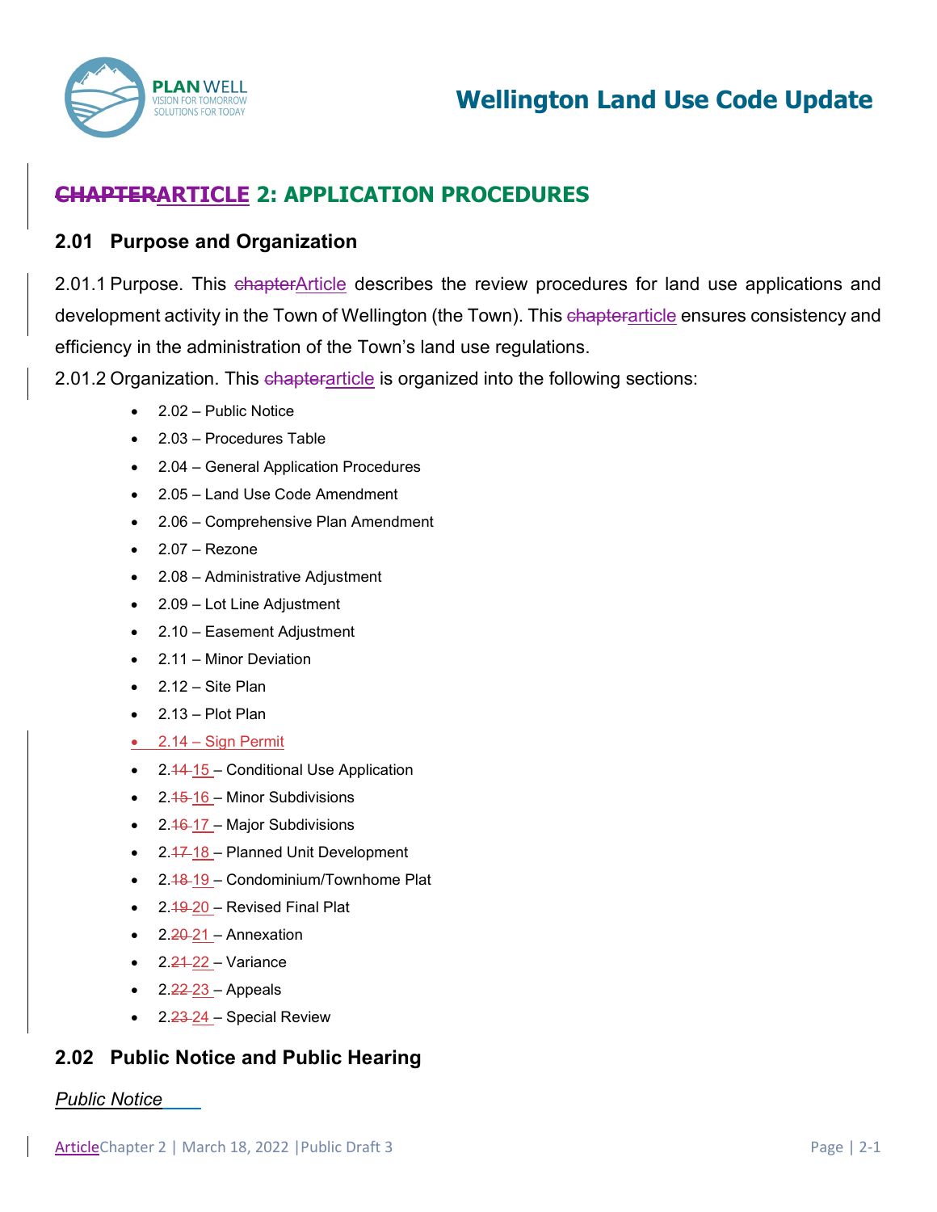# ~~CHAPTER~~ARTICLE 2: APPLICATION PROCEDURES

## 2.01 Purpose and Organization

2.01.1 Purpose. This ~~chapter~~Article describes the review procedures for land use applications and development activity in the Town of Wellington (the Town). This ~~chapter~~article ensures consistency and efficiency in the administration of the Town's land use regulations.

2.01.2 Organization. This ~~chapter~~article is organized into the following sections:

- 2.02 – Public Notice
- 2.03 – Procedures Table
- 2.04 – General Application Procedures
- 2.05 – Land Use Code Amendment
- 2.06 – Comprehensive Plan Amendment
- 2.07 – Rezone
- 2.08 – Administrative Adjustment
- 2.09 – Lot Line Adjustment
- 2.10 – Easement Adjustment
- 2.11 – Minor Deviation
- 2.12 – Site Plan
- 2.13 – Plot Plan
- 2.14 – Sign Permit
- 2.~~14~~ 15 – Conditional Use Application
- 2.~~15~~ 16 – Minor Subdivisions
- 2.~~16~~ 17 – Major Subdivisions
- 2.~~17~~ 18 – Planned Unit Development
- 2.~~18~~ 19 – Condominium/Townhome Plat
- 2.~~19~~ 20 – Revised Final Plat
- 2.~~20~~ 21 – Annexation
- 2.~~21~~ 22 – Variance
- 2.~~22~~ 23 – Appeals
- 2.~~23~~ 24 – Special Review

## 2.02 Public Notice and Public Hearing

*Public Notice*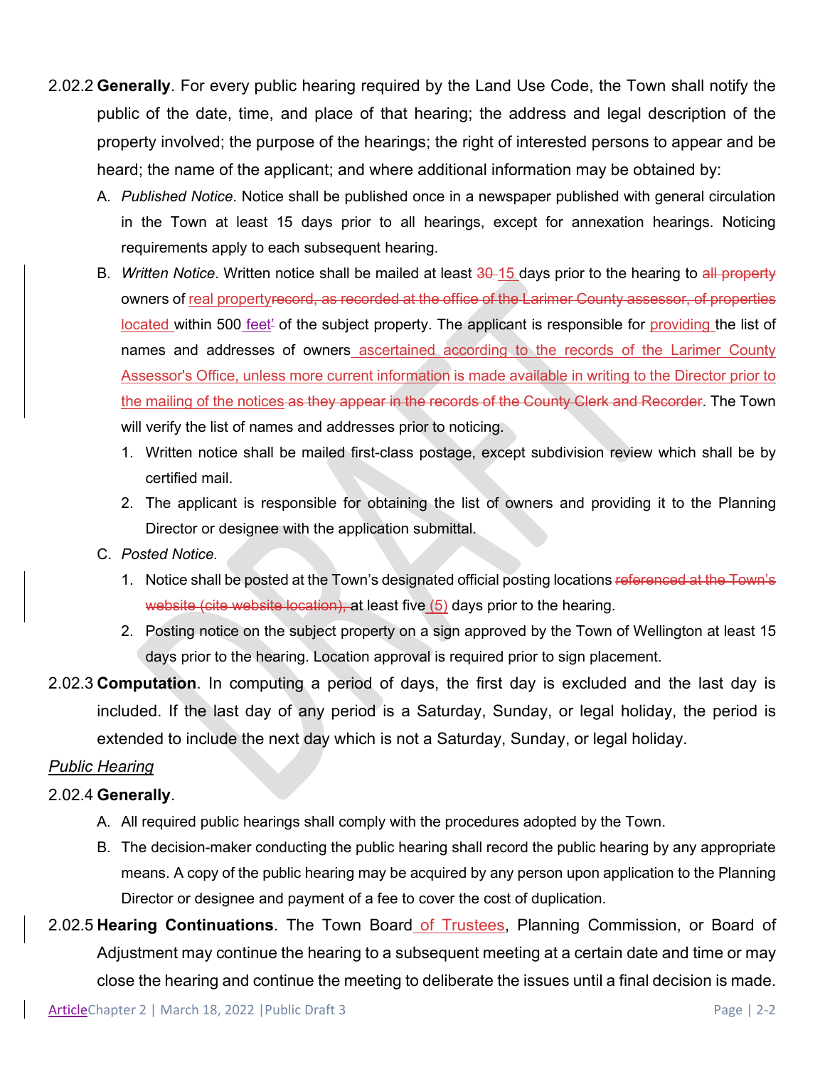2.02.2 **Generally**. For every public hearing required by the Land Use Code, the Town shall notify the public of the date, time, and place of that hearing; the address and legal description of the property involved; the purpose of the hearings; the right of interested persons to appear and be heard; the name of the applicant; and where additional information may be obtained by:

A. *Published Notice*. Notice shall be published once in a newspaper published with general circulation in the Town at least 15 days prior to all hearings, except for annexation hearings. Noticing requirements apply to each subsequent hearing.

B. *Written Notice*. Written notice shall be mailed at least ~~30~~ 15 days prior to the hearing to ~~all property~~ owners of real property~~record, as recorded at the office of the Larimer County assessor, of properties~~ located within 500 feet~~'~~ of the subject property. The applicant is responsible for providing the list of names and addresses of owners ascertained according to the records of the Larimer County Assessor's Office, unless more current information is made available in writing to the Director prior to the mailing of the notices~~ as they appear in the records of the County Clerk and Recorder~~. The Town will verify the list of names and addresses prior to noticing.

1. Written notice shall be mailed first-class postage, except subdivision review which shall be by certified mail.
2. The applicant is responsible for obtaining the list of owners and providing it to the Planning Director or designee with the application submittal.

C. *Posted Notice*.

1. Notice shall be posted at the Town's designated official posting locations ~~referenced at the Town's website (cite website location),~~ at least five (5) days prior to the hearing.
2. Posting notice on the subject property on a sign approved by the Town of Wellington at least 15 days prior to the hearing. Location approval is required prior to sign placement.

2.02.3 **Computation**. In computing a period of days, the first day is excluded and the last day is included. If the last day of any period is a Saturday, Sunday, or legal holiday, the period is extended to include the next day which is not a Saturday, Sunday, or legal holiday.

*Public Hearing*

2.02.4 **Generally**.

A. All required public hearings shall comply with the procedures adopted by the Town.

B. The decision-maker conducting the public hearing shall record the public hearing by any appropriate means. A copy of the public hearing may be acquired by any person upon application to the Planning Director or designee and payment of a fee to cover the cost of duplication.

2.02.5 **Hearing Continuations**. The Town Board of Trustees, Planning Commission, or Board of Adjustment may continue the hearing to a subsequent meeting at a certain date and time or may close the hearing and continue the meeting to deliberate the issues until a final decision is made.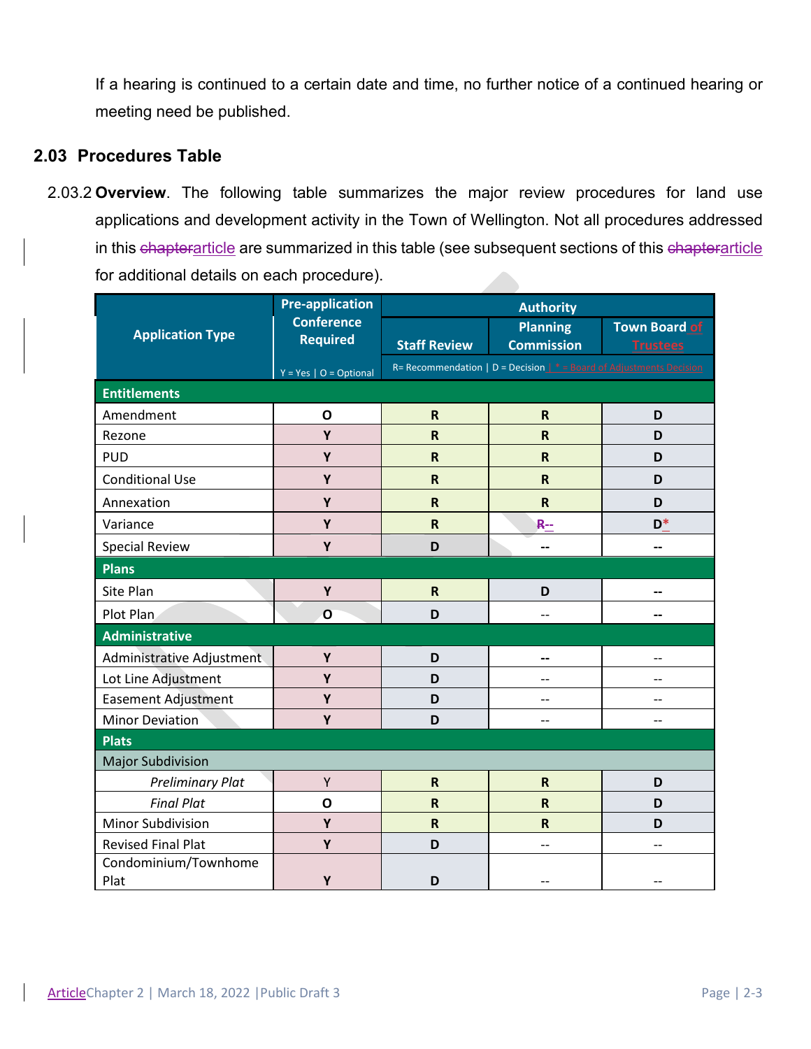If a hearing is continued to a certain date and time, no further notice of a continued hearing or meeting need be published.

## 2.03 Procedures Table

2.03.2 **Overview**. The following table summarizes the major review procedures for land use applications and development activity in the Town of Wellington. Not all procedures addressed in this ~~chapter~~article are summarized in this table (see subsequent sections of this ~~chapter~~article for additional details on each procedure).

| Application Type | Pre-application Conference Required | Authority | | |
|---|---|---|---|---|
| | Y = Yes \| O = Optional | Staff Review | Planning Commission | Town Board of Trustees |
| | | R= Recommendation \| D = Decision \| * = Board of Adjustments Decision | | |
| **Entitlements** | | | | |
| Amendment | O | R | R | D |
| Rezone | Y | R | R | D |
| PUD | Y | R | R | D |
| Conditional Use | Y | R | R | D |
| Annexation | Y | R | R | D |
| Variance | Y | R | ~~R~~-- | D* |
| Special Review | Y | D | -- | -- |
| **Plans** | | | | |
| Site Plan | Y | R | D | -- |
| Plot Plan | O | D | -- | -- |
| **Administrative** | | | | |
| Administrative Adjustment | Y | D | -- | -- |
| Lot Line Adjustment | Y | D | -- | -- |
| Easement Adjustment | Y | D | -- | -- |
| Minor Deviation | Y | D | -- | -- |
| **Plats** | | | | |
| Major Subdivision | | | | |
| *Preliminary Plat* | Y | R | R | D |
| *Final Plat* | O | R | R | D |
| Minor Subdivision | Y | R | R | D |
| Revised Final Plat | Y | D | -- | -- |
| Condominium/Townhome Plat | Y | D | -- | -- |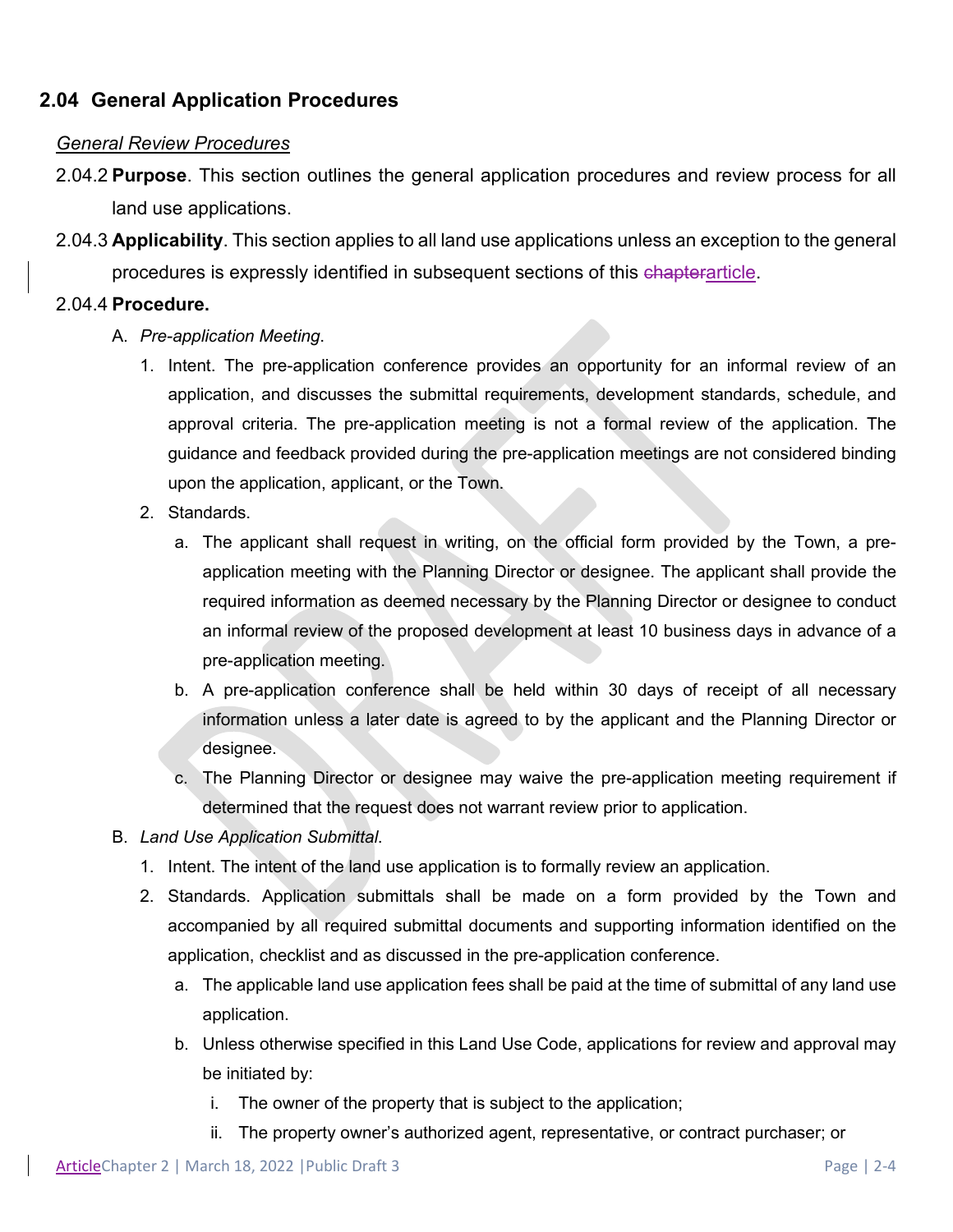## 2.04 General Application Procedures

*General Review Procedures*

2.04.2 **Purpose**. This section outlines the general application procedures and review process for all land use applications.

2.04.3 **Applicability**. This section applies to all land use applications unless an exception to the general procedures is expressly identified in subsequent sections of this ~~chapter~~article.

2.04.4 **Procedure.**

A. *Pre-application Meeting*.

1. Intent. The pre-application conference provides an opportunity for an informal review of an application, and discusses the submittal requirements, development standards, schedule, and approval criteria. The pre-application meeting is not a formal review of the application. The guidance and feedback provided during the pre-application meetings are not considered binding upon the application, applicant, or the Town.
2. Standards.
   a. The applicant shall request in writing, on the official form provided by the Town, a pre-application meeting with the Planning Director or designee. The applicant shall provide the required information as deemed necessary by the Planning Director or designee to conduct an informal review of the proposed development at least 10 business days in advance of a pre-application meeting.
   b. A pre-application conference shall be held within 30 days of receipt of all necessary information unless a later date is agreed to by the applicant and the Planning Director or designee.
   c. The Planning Director or designee may waive the pre-application meeting requirement if determined that the request does not warrant review prior to application.

B. *Land Use Application Submittal*.

1. Intent. The intent of the land use application is to formally review an application.
2. Standards. Application submittals shall be made on a form provided by the Town and accompanied by all required submittal documents and supporting information identified on the application, checklist and as discussed in the pre-application conference.
   a. The applicable land use application fees shall be paid at the time of submittal of any land use application.
   b. Unless otherwise specified in this Land Use Code, applications for review and approval may be initiated by:
      i. The owner of the property that is subject to the application;
      ii. The property owner's authorized agent, representative, or contract purchaser; or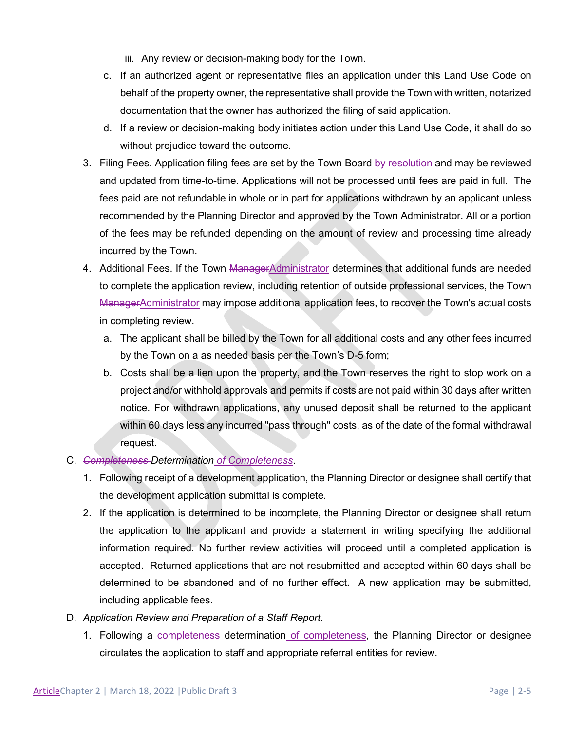iii. Any review or decision-making body for the Town.

c. If an authorized agent or representative files an application under this Land Use Code on behalf of the property owner, the representative shall provide the Town with written, notarized documentation that the owner has authorized the filing of said application.

d. If a review or decision-making body initiates action under this Land Use Code, it shall do so without prejudice toward the outcome.

3. Filing Fees. Application filing fees are set by the Town Board ~~by resolution~~ and may be reviewed and updated from time-to-time. Applications will not be processed until fees are paid in full. The fees paid are not refundable in whole or in part for applications withdrawn by an applicant unless recommended by the Planning Director and approved by the Town Administrator. All or a portion of the fees may be refunded depending on the amount of review and processing time already incurred by the Town.

4. Additional Fees. If the Town ~~Manager~~Administrator determines that additional funds are needed to complete the application review, including retention of outside professional services, the Town ~~Manager~~Administrator may impose additional application fees, to recover the Town's actual costs in completing review.

   a. The applicant shall be billed by the Town for all additional costs and any other fees incurred by the Town on a as needed basis per the Town's D-5 form;

   b. Costs shall be a lien upon the property, and the Town reserves the right to stop work on a project and/or withhold approvals and permits if costs are not paid within 30 days after written notice. For withdrawn applications, any unused deposit shall be returned to the applicant within 60 days less any incurred "pass through" costs, as of the date of the formal withdrawal request.

C. *~~Completeness~~ Determination of Completeness*.

1. Following receipt of a development application, the Planning Director or designee shall certify that the development application submittal is complete.

2. If the application is determined to be incomplete, the Planning Director or designee shall return the application to the applicant and provide a statement in writing specifying the additional information required. No further review activities will proceed until a completed application is accepted. Returned applications that are not resubmitted and accepted within 60 days shall be determined to be abandoned and of no further effect. A new application may be submitted, including applicable fees.

D. *Application Review and Preparation of a Staff Report*.

1. Following a ~~completeness~~ determination of completeness, the Planning Director or designee circulates the application to staff and appropriate referral entities for review.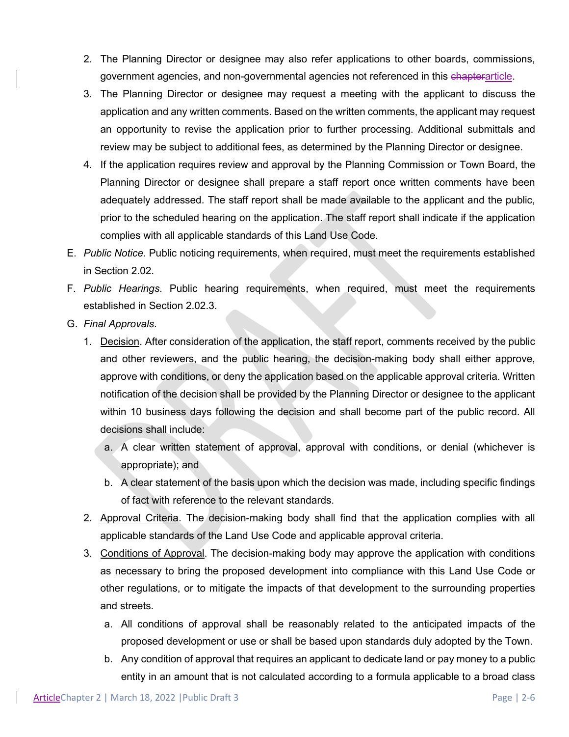2. The Planning Director or designee may also refer applications to other boards, commissions, government agencies, and non-governmental agencies not referenced in this ~~chapter~~article.
3. The Planning Director or designee may request a meeting with the applicant to discuss the application and any written comments. Based on the written comments, the applicant may request an opportunity to revise the application prior to further processing. Additional submittals and review may be subject to additional fees, as determined by the Planning Director or designee.
4. If the application requires review and approval by the Planning Commission or Town Board, the Planning Director or designee shall prepare a staff report once written comments have been adequately addressed. The staff report shall be made available to the applicant and the public, prior to the scheduled hearing on the application. The staff report shall indicate if the application complies with all applicable standards of this Land Use Code.

E. *Public Notice*. Public noticing requirements, when required, must meet the requirements established in Section 2.02.

F. *Public Hearings*. Public hearing requirements, when required, must meet the requirements established in Section 2.02.3.

G. *Final Approvals*.

1. Decision. After consideration of the application, the staff report, comments received by the public and other reviewers, and the public hearing, the decision-making body shall either approve, approve with conditions, or deny the application based on the applicable approval criteria. Written notification of the decision shall be provided by the Planning Director or designee to the applicant within 10 business days following the decision and shall become part of the public record. All decisions shall include:
   a. A clear written statement of approval, approval with conditions, or denial (whichever is appropriate); and
   b. A clear statement of the basis upon which the decision was made, including specific findings of fact with reference to the relevant standards.
2. Approval Criteria. The decision-making body shall find that the application complies with all applicable standards of the Land Use Code and applicable approval criteria.
3. Conditions of Approval. The decision-making body may approve the application with conditions as necessary to bring the proposed development into compliance with this Land Use Code or other regulations, or to mitigate the impacts of that development to the surrounding properties and streets.
   a. All conditions of approval shall be reasonably related to the anticipated impacts of the proposed development or use or shall be based upon standards duly adopted by the Town.
   b. Any condition of approval that requires an applicant to dedicate land or pay money to a public entity in an amount that is not calculated according to a formula applicable to a broad class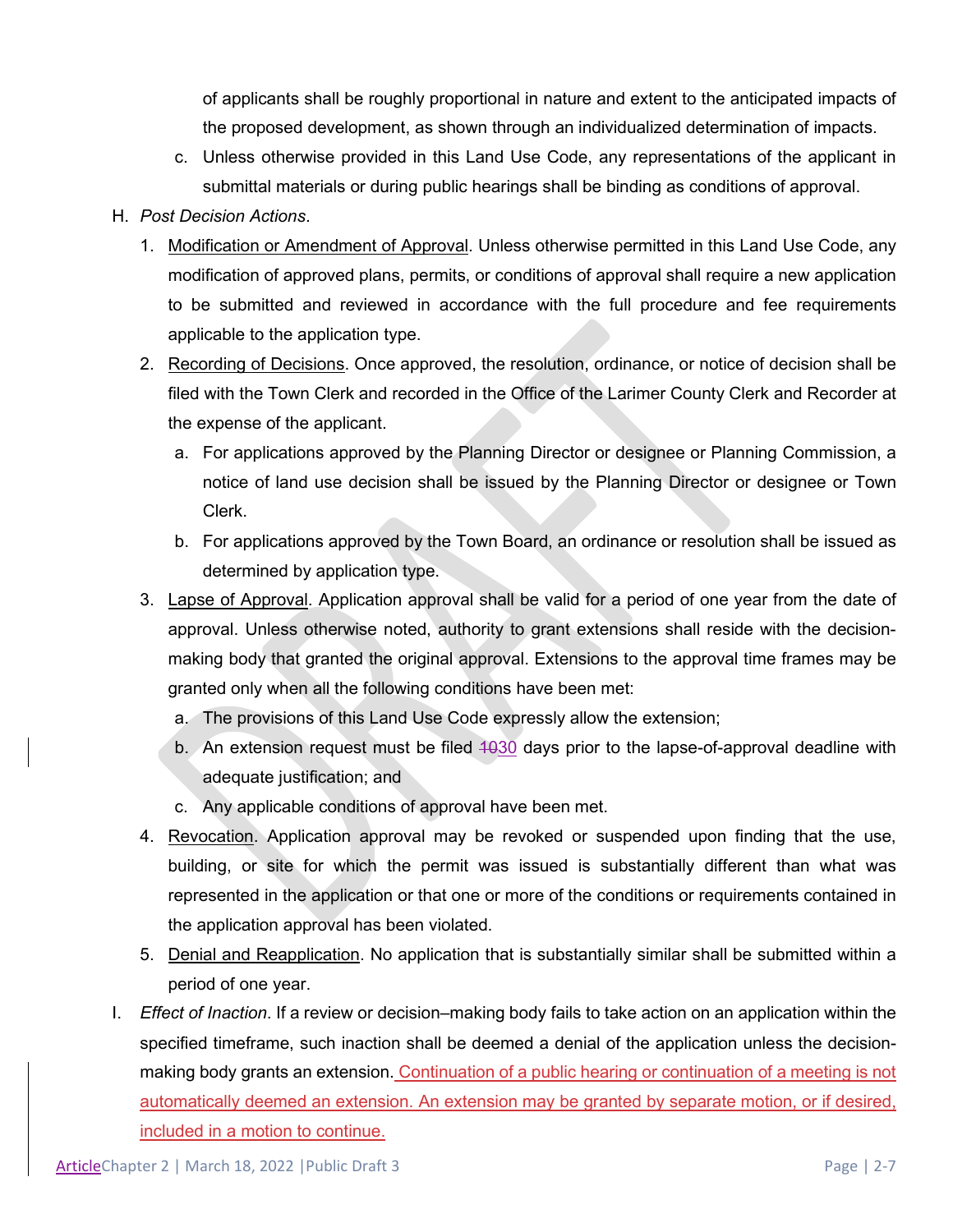of applicants shall be roughly proportional in nature and extent to the anticipated impacts of the proposed development, as shown through an individualized determination of impacts.

   c. Unless otherwise provided in this Land Use Code, any representations of the applicant in submittal materials or during public hearings shall be binding as conditions of approval.

H. *Post Decision Actions*.

   1. Modification or Amendment of Approval. Unless otherwise permitted in this Land Use Code, any modification of approved plans, permits, or conditions of approval shall require a new application to be submitted and reviewed in accordance with the full procedure and fee requirements applicable to the application type.

   2. Recording of Decisions. Once approved, the resolution, ordinance, or notice of decision shall be filed with the Town Clerk and recorded in the Office of the Larimer County Clerk and Recorder at the expense of the applicant.

      a. For applications approved by the Planning Director or designee or Planning Commission, a notice of land use decision shall be issued by the Planning Director or designee or Town Clerk.

      b. For applications approved by the Town Board, an ordinance or resolution shall be issued as determined by application type.

   3. Lapse of Approval. Application approval shall be valid for a period of one year from the date of approval. Unless otherwise noted, authority to grant extensions shall reside with the decision-making body that granted the original approval. Extensions to the approval time frames may be granted only when all the following conditions have been met:

      a. The provisions of this Land Use Code expressly allow the extension;

      b. An extension request must be filed ~~10~~30 days prior to the lapse-of-approval deadline with adequate justification; and

      c. Any applicable conditions of approval have been met.

   4. Revocation. Application approval may be revoked or suspended upon finding that the use, building, or site for which the permit was issued is substantially different than what was represented in the application or that one or more of the conditions or requirements contained in the application approval has been violated.

   5. Denial and Reapplication. No application that is substantially similar shall be submitted within a period of one year.

I. *Effect of Inaction*. If a review or decision–making body fails to take action on an application within the specified timeframe, such inaction shall be deemed a denial of the application unless the decision-making body grants an extension. Continuation of a public hearing or continuation of a meeting is not automatically deemed an extension. An extension may be granted by separate motion, or if desired, included in a motion to continue.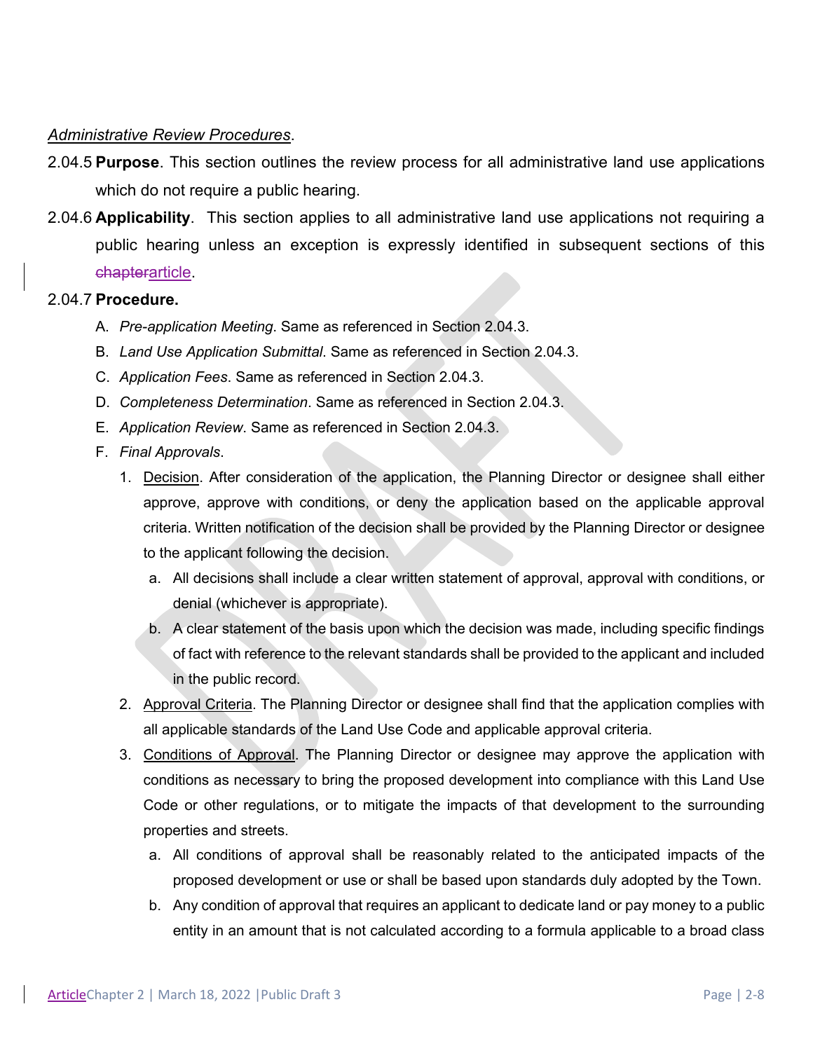*Administrative Review Procedures*.

2.04.5 **Purpose**. This section outlines the review process for all administrative land use applications which do not require a public hearing.

2.04.6 **Applicability**. This section applies to all administrative land use applications not requiring a public hearing unless an exception is expressly identified in subsequent sections of this ~~chapter~~article.

2.04.7 **Procedure.**

A. *Pre-application Meeting*. Same as referenced in Section 2.04.3.

B. *Land Use Application Submittal*. Same as referenced in Section 2.04.3.

C. *Application Fees*. Same as referenced in Section 2.04.3.

D. *Completeness Determination*. Same as referenced in Section 2.04.3.

E. *Application Review*. Same as referenced in Section 2.04.3.

F. *Final Approvals*.

1. Decision. After consideration of the application, the Planning Director or designee shall either approve, approve with conditions, or deny the application based on the applicable approval criteria. Written notification of the decision shall be provided by the Planning Director or designee to the applicant following the decision.
   a. All decisions shall include a clear written statement of approval, approval with conditions, or denial (whichever is appropriate).
   b. A clear statement of the basis upon which the decision was made, including specific findings of fact with reference to the relevant standards shall be provided to the applicant and included in the public record.
2. Approval Criteria. The Planning Director or designee shall find that the application complies with all applicable standards of the Land Use Code and applicable approval criteria.
3. Conditions of Approval. The Planning Director or designee may approve the application with conditions as necessary to bring the proposed development into compliance with this Land Use Code or other regulations, or to mitigate the impacts of that development to the surrounding properties and streets.
   a. All conditions of approval shall be reasonably related to the anticipated impacts of the proposed development or use or shall be based upon standards duly adopted by the Town.
   b. Any condition of approval that requires an applicant to dedicate land or pay money to a public entity in an amount that is not calculated according to a formula applicable to a broad class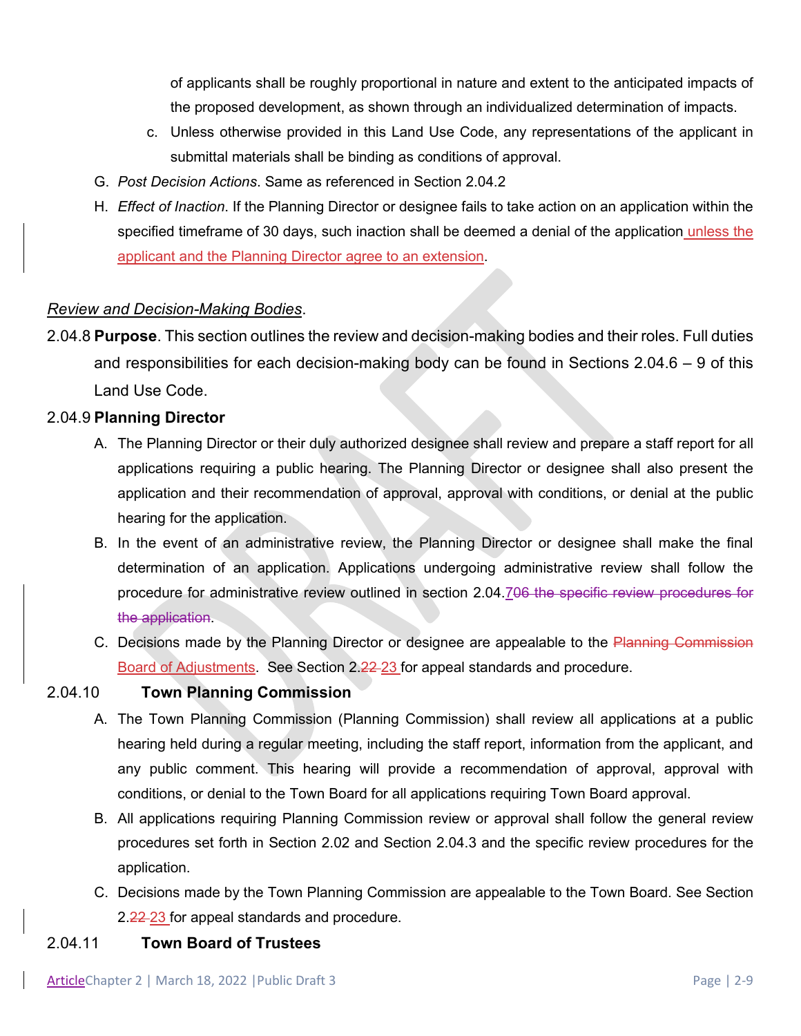of applicants shall be roughly proportional in nature and extent to the anticipated impacts of the proposed development, as shown through an individualized determination of impacts.

c. Unless otherwise provided in this Land Use Code, any representations of the applicant in submittal materials shall be binding as conditions of approval.

G. *Post Decision Actions*. Same as referenced in Section 2.04.2

H. *Effect of Inaction*. If the Planning Director or designee fails to take action on an application within the specified timeframe of 30 days, such inaction shall be deemed a denial of the application unless the applicant and the Planning Director agree to an extension.

*Review and Decision-Making Bodies*.

2.04.8 **Purpose**. This section outlines the review and decision-making bodies and their roles. Full duties and responsibilities for each decision-making body can be found in Sections 2.04.6 – 9 of this Land Use Code.

2.04.9 **Planning Director**

A. The Planning Director or their duly authorized designee shall review and prepare a staff report for all applications requiring a public hearing. The Planning Director or designee shall also present the application and their recommendation of approval, approval with conditions, or denial at the public hearing for the application.

B. In the event of an administrative review, the Planning Director or designee shall make the final determination of an application. Applications undergoing administrative review shall follow the procedure for administrative review outlined in section 2.04.7~~06 the specific review procedures for the application~~.

C. Decisions made by the Planning Director or designee are appealable to the ~~Planning Commission~~ Board of Adjustments. See Section 2.~~22~~ 23 for appeal standards and procedure.

2.04.10 **Town Planning Commission**

A. The Town Planning Commission (Planning Commission) shall review all applications at a public hearing held during a regular meeting, including the staff report, information from the applicant, and any public comment. This hearing will provide a recommendation of approval, approval with conditions, or denial to the Town Board for all applications requiring Town Board approval.

B. All applications requiring Planning Commission review or approval shall follow the general review procedures set forth in Section 2.02 and Section 2.04.3 and the specific review procedures for the application.

C. Decisions made by the Town Planning Commission are appealable to the Town Board. See Section 2.~~22~~ 23 for appeal standards and procedure.

2.04.11 **Town Board of Trustees**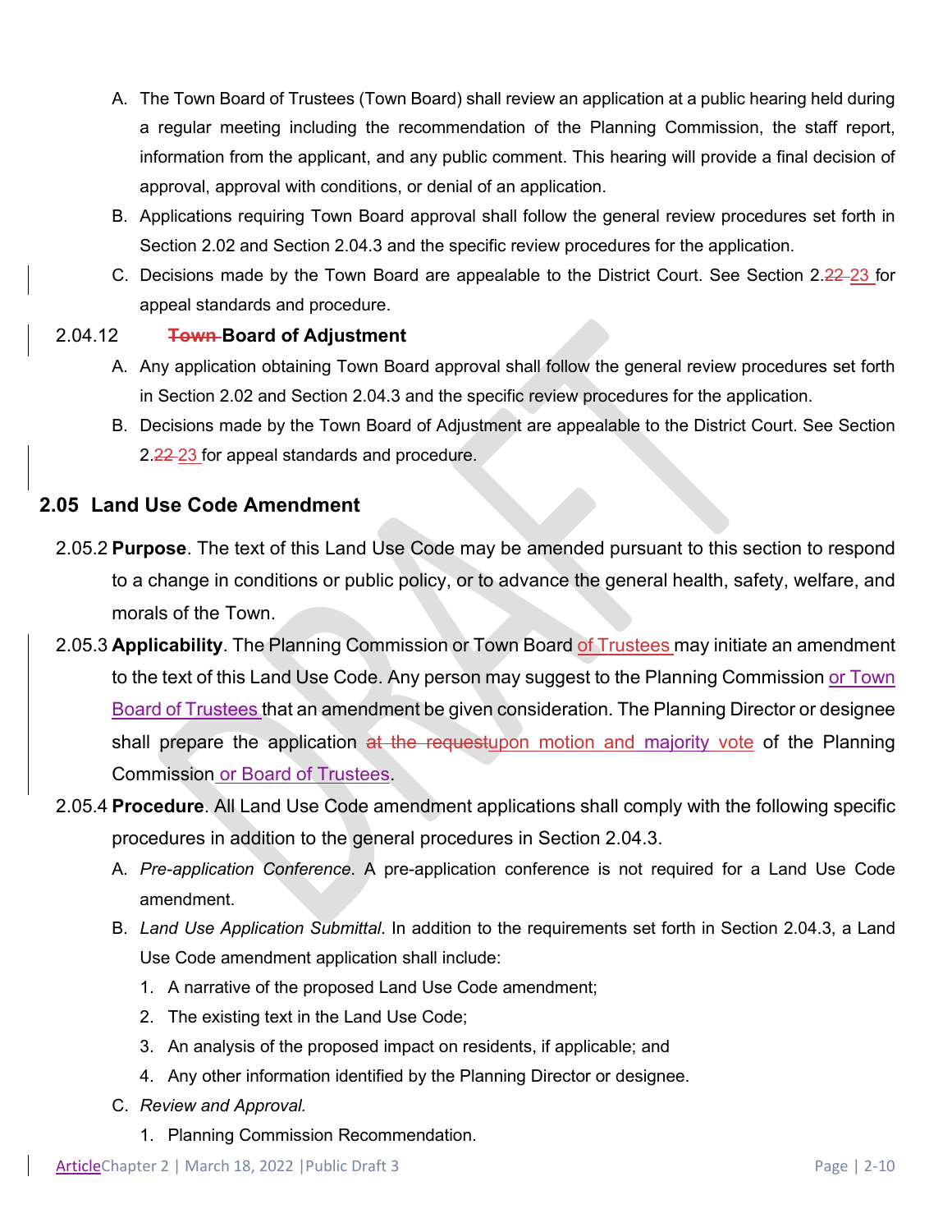A. The Town Board of Trustees (Town Board) shall review an application at a public hearing held during a regular meeting including the recommendation of the Planning Commission, the staff report, information from the applicant, and any public comment. This hearing will provide a final decision of approval, approval with conditions, or denial of an application.

B. Applications requiring Town Board approval shall follow the general review procedures set forth in Section 2.02 and Section 2.04.3 and the specific review procedures for the application.

C. Decisions made by the Town Board are appealable to the District Court. See Section 2.~~22~~ 23 for appeal standards and procedure.

2.04.12 **~~Town~~ Board of Adjustment**

A. Any application obtaining Town Board approval shall follow the general review procedures set forth in Section 2.02 and Section 2.04.3 and the specific review procedures for the application.

B. Decisions made by the Town Board of Adjustment are appealable to the District Court. See Section 2.~~22~~ 23 for appeal standards and procedure.

## 2.05 Land Use Code Amendment

2.05.2 **Purpose**. The text of this Land Use Code may be amended pursuant to this section to respond to a change in conditions or public policy, or to advance the general health, safety, welfare, and morals of the Town.

2.05.3 **Applicability**. The Planning Commission or Town Board of Trustees may initiate an amendment to the text of this Land Use Code. Any person may suggest to the Planning Commission or Town Board of Trustees that an amendment be given consideration. The Planning Director or designee shall prepare the application ~~at the request~~upon motion and majority vote of the Planning Commission or Board of Trustees.

2.05.4 **Procedure**. All Land Use Code amendment applications shall comply with the following specific procedures in addition to the general procedures in Section 2.04.3.

A. *Pre-application Conference*. A pre-application conference is not required for a Land Use Code amendment.

B. *Land Use Application Submittal*. In addition to the requirements set forth in Section 2.04.3, a Land Use Code amendment application shall include:

1. A narrative of the proposed Land Use Code amendment;
2. The existing text in the Land Use Code;
3. An analysis of the proposed impact on residents, if applicable; and
4. Any other information identified by the Planning Director or designee.

C. *Review and Approval.*

1. Planning Commission Recommendation.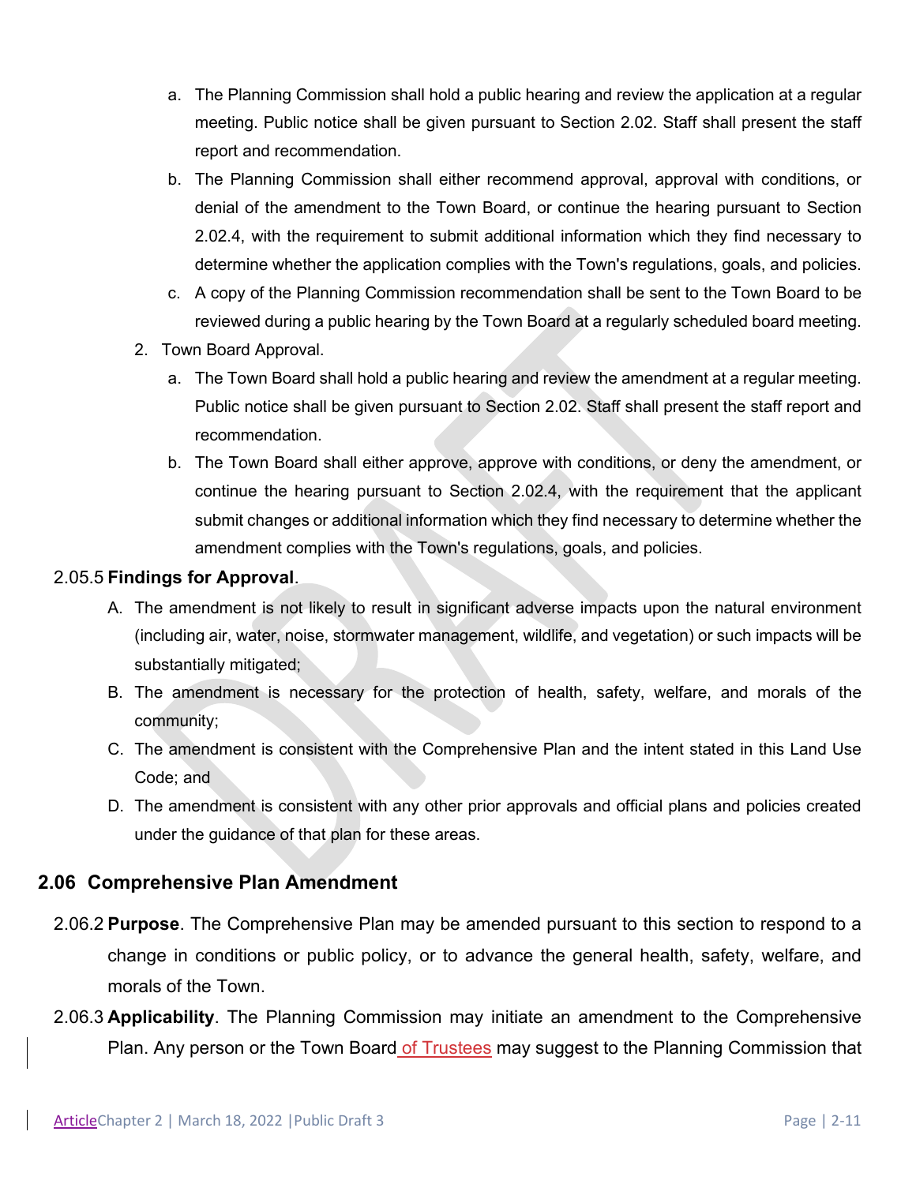a. The Planning Commission shall hold a public hearing and review the application at a regular meeting. Public notice shall be given pursuant to Section 2.02. Staff shall present the staff report and recommendation.

b. The Planning Commission shall either recommend approval, approval with conditions, or denial of the amendment to the Town Board, or continue the hearing pursuant to Section 2.02.4, with the requirement to submit additional information which they find necessary to determine whether the application complies with the Town's regulations, goals, and policies.

c. A copy of the Planning Commission recommendation shall be sent to the Town Board to be reviewed during a public hearing by the Town Board at a regularly scheduled board meeting.

2. Town Board Approval.

   a. The Town Board shall hold a public hearing and review the amendment at a regular meeting. Public notice shall be given pursuant to Section 2.02. Staff shall present the staff report and recommendation.

   b. The Town Board shall either approve, approve with conditions, or deny the amendment, or continue the hearing pursuant to Section 2.02.4, with the requirement that the applicant submit changes or additional information which they find necessary to determine whether the amendment complies with the Town's regulations, goals, and policies.

2.05.5 **Findings for Approval**.

A. The amendment is not likely to result in significant adverse impacts upon the natural environment (including air, water, noise, stormwater management, wildlife, and vegetation) or such impacts will be substantially mitigated;

B. The amendment is necessary for the protection of health, safety, welfare, and morals of the community;

C. The amendment is consistent with the Comprehensive Plan and the intent stated in this Land Use Code; and

D. The amendment is consistent with any other prior approvals and official plans and policies created under the guidance of that plan for these areas.

## 2.06 Comprehensive Plan Amendment

2.06.2 **Purpose**. The Comprehensive Plan may be amended pursuant to this section to respond to a change in conditions or public policy, or to advance the general health, safety, welfare, and morals of the Town.

2.06.3 **Applicability**. The Planning Commission may initiate an amendment to the Comprehensive Plan. Any person or the Town Board of Trustees may suggest to the Planning Commission that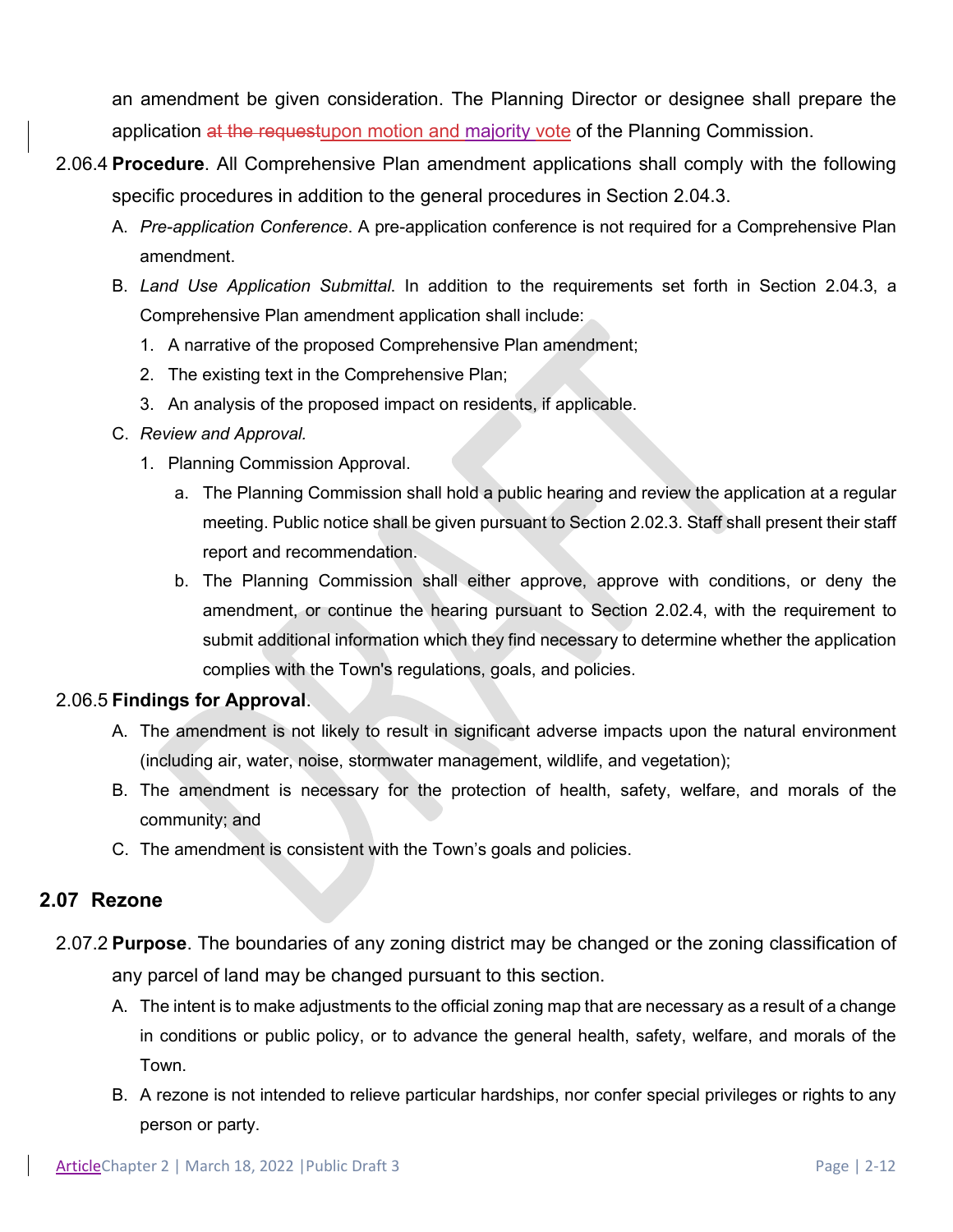an amendment be given consideration. The Planning Director or designee shall prepare the application ~~at the request~~upon motion and majority vote of the Planning Commission.

2.06.4 **Procedure**. All Comprehensive Plan amendment applications shall comply with the following specific procedures in addition to the general procedures in Section 2.04.3.

A. *Pre-application Conference*. A pre-application conference is not required for a Comprehensive Plan amendment.

B. *Land Use Application Submittal*. In addition to the requirements set forth in Section 2.04.3, a Comprehensive Plan amendment application shall include:

1. A narrative of the proposed Comprehensive Plan amendment;
2. The existing text in the Comprehensive Plan;
3. An analysis of the proposed impact on residents, if applicable.

C. *Review and Approval*.

1. Planning Commission Approval.
   a. The Planning Commission shall hold a public hearing and review the application at a regular meeting. Public notice shall be given pursuant to Section 2.02.3. Staff shall present their staff report and recommendation.
   b. The Planning Commission shall either approve, approve with conditions, or deny the amendment, or continue the hearing pursuant to Section 2.02.4, with the requirement to submit additional information which they find necessary to determine whether the application complies with the Town's regulations, goals, and policies.

2.06.5 **Findings for Approval**.

A. The amendment is not likely to result in significant adverse impacts upon the natural environment (including air, water, noise, stormwater management, wildlife, and vegetation);

B. The amendment is necessary for the protection of health, safety, welfare, and morals of the community; and

C. The amendment is consistent with the Town's goals and policies.

## 2.07 Rezone

2.07.2 **Purpose**. The boundaries of any zoning district may be changed or the zoning classification of any parcel of land may be changed pursuant to this section.

A. The intent is to make adjustments to the official zoning map that are necessary as a result of a change in conditions or public policy, or to advance the general health, safety, welfare, and morals of the Town.

B. A rezone is not intended to relieve particular hardships, nor confer special privileges or rights to any person or party.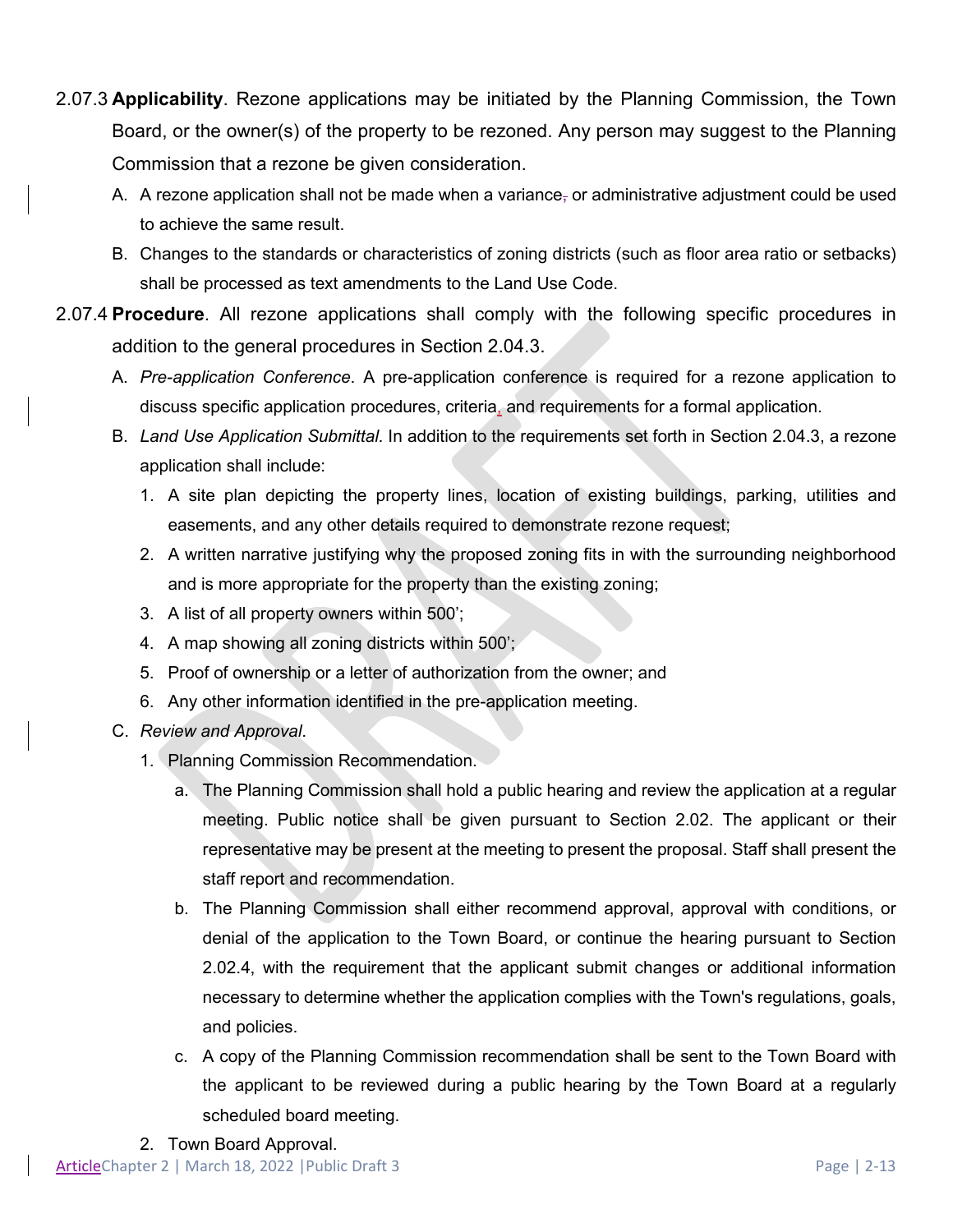2.07.3 **Applicability**. Rezone applications may be initiated by the Planning Commission, the Town Board, or the owner(s) of the property to be rezoned. Any person may suggest to the Planning Commission that a rezone be given consideration.

A. A rezone application shall not be made when a variance or administrative adjustment could be used to achieve the same result.

B. Changes to the standards or characteristics of zoning districts (such as floor area ratio or setbacks) shall be processed as text amendments to the Land Use Code.

2.07.4 **Procedure**. All rezone applications shall comply with the following specific procedures in addition to the general procedures in Section 2.04.3.

A. *Pre-application Conference*. A pre-application conference is required for a rezone application to discuss specific application procedures, criteria, and requirements for a formal application.

B. *Land Use Application Submittal*. In addition to the requirements set forth in Section 2.04.3, a rezone application shall include:

1. A site plan depicting the property lines, location of existing buildings, parking, utilities and easements, and any other details required to demonstrate rezone request;
2. A written narrative justifying why the proposed zoning fits in with the surrounding neighborhood and is more appropriate for the property than the existing zoning;
3. A list of all property owners within 500';
4. A map showing all zoning districts within 500';
5. Proof of ownership or a letter of authorization from the owner; and
6. Any other information identified in the pre-application meeting.

C. *Review and Approval*.

1. Planning Commission Recommendation.
   a. The Planning Commission shall hold a public hearing and review the application at a regular meeting. Public notice shall be given pursuant to Section 2.02. The applicant or their representative may be present at the meeting to present the proposal. Staff shall present the staff report and recommendation.
   b. The Planning Commission shall either recommend approval, approval with conditions, or denial of the application to the Town Board, or continue the hearing pursuant to Section 2.02.4, with the requirement that the applicant submit changes or additional information necessary to determine whether the application complies with the Town's regulations, goals, and policies.
   c. A copy of the Planning Commission recommendation shall be sent to the Town Board with the applicant to be reviewed during a public hearing by the Town Board at a regularly scheduled board meeting.
2. Town Board Approval.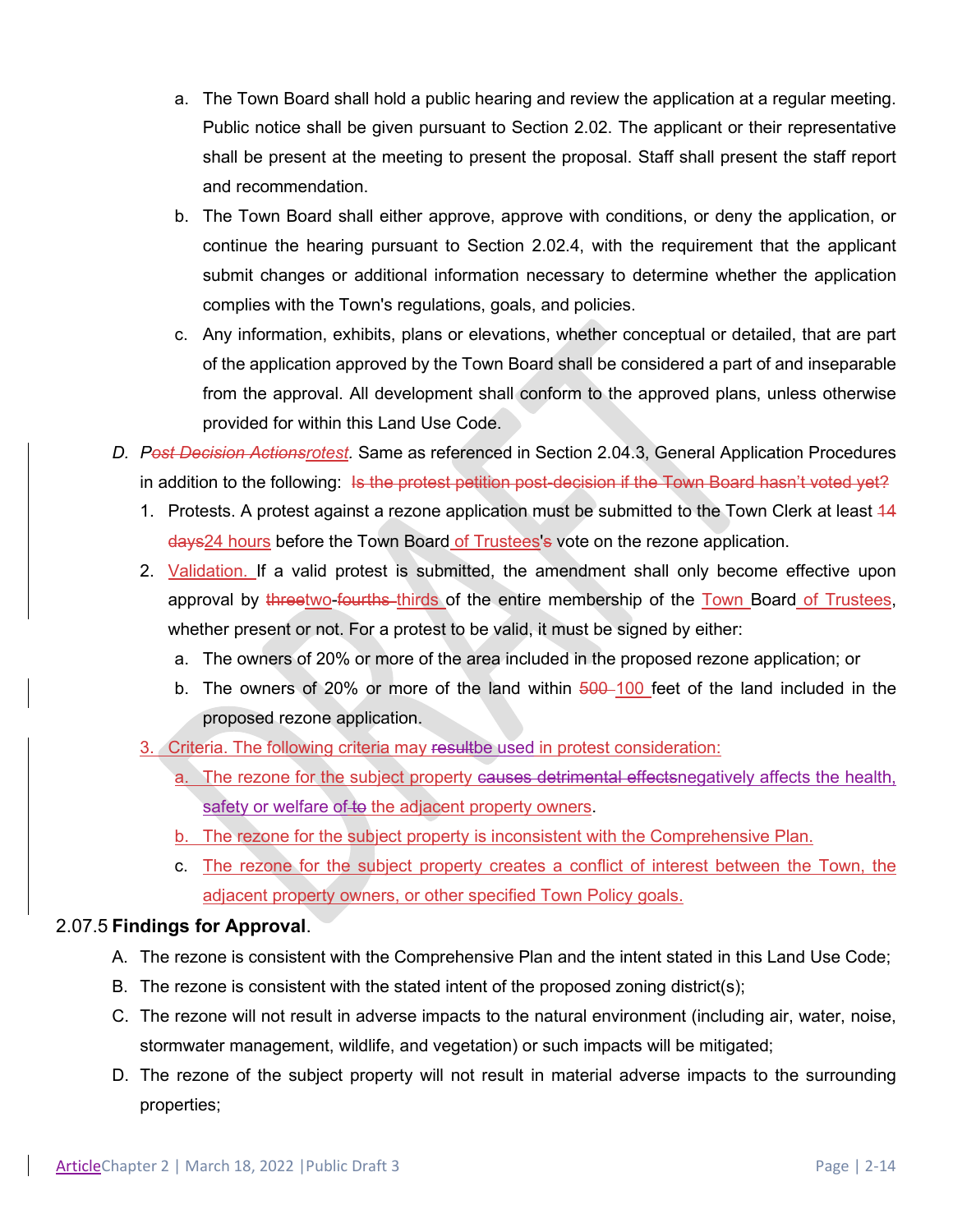a. The Town Board shall hold a public hearing and review the application at a regular meeting. Public notice shall be given pursuant to Section 2.02. The applicant or their representative shall be present at the meeting to present the proposal. Staff shall present the staff report and recommendation.

b. The Town Board shall either approve, approve with conditions, or deny the application, or continue the hearing pursuant to Section 2.02.4, with the requirement that the applicant submit changes or additional information necessary to determine whether the application complies with the Town's regulations, goals, and policies.

c. Any information, exhibits, plans or elevations, whether conceptual or detailed, that are part of the application approved by the Town Board shall be considered a part of and inseparable from the approval. All development shall conform to the approved plans, unless otherwise provided for within this Land Use Code.

D. *P~~ost Decision Actions~~rotest*. Same as referenced in Section 2.04.3, General Application Procedures in addition to the following: ~~Is the protest petition post-decision if the Town Board hasn't voted yet?~~

1. Protests. A protest against a rezone application must be submitted to the Town Clerk at least ~~14 days~~24 hours before the Town Board of Trustees~~'s~~ vote on the rezone application.
2. Validation. If a valid protest is submitted, the amendment shall only become effective upon approval by ~~three~~two-~~fourths~~ thirds of the entire membership of the Town Board of Trustees, whether present or not. For a protest to be valid, it must be signed by either:
   a. The owners of 20% or more of the area included in the proposed rezone application; or
   b. The owners of 20% or more of the land within ~~500~~ 100 feet of the land included in the proposed rezone application.
3. Criteria. The following criteria may ~~result~~be used in protest consideration:
   a. The rezone for the subject property ~~causes detrimental effects~~negatively affects the health, safety or welfare of ~~to~~ the adjacent property owners.
   b. The rezone for the subject property is inconsistent with the Comprehensive Plan.
   c. The rezone for the subject property creates a conflict of interest between the Town, the adjacent property owners, or other specified Town Policy goals.

2.07.5 **Findings for Approval**.

A. The rezone is consistent with the Comprehensive Plan and the intent stated in this Land Use Code;

B. The rezone is consistent with the stated intent of the proposed zoning district(s);

C. The rezone will not result in adverse impacts to the natural environment (including air, water, noise, stormwater management, wildlife, and vegetation) or such impacts will be mitigated;

D. The rezone of the subject property will not result in material adverse impacts to the surrounding properties;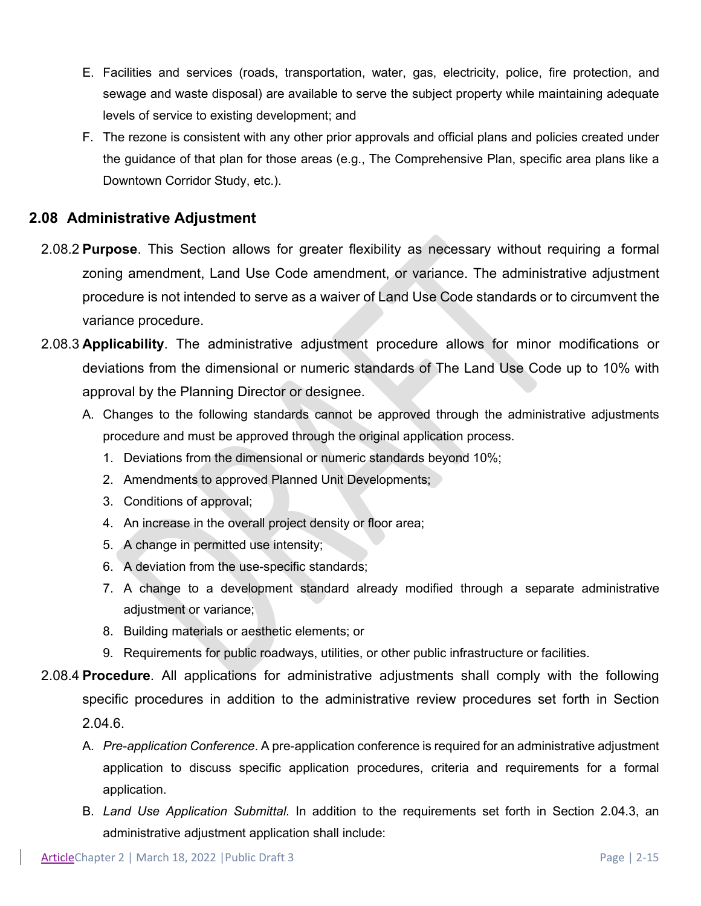E. Facilities and services (roads, transportation, water, gas, electricity, police, fire protection, and sewage and waste disposal) are available to serve the subject property while maintaining adequate levels of service to existing development; and

F. The rezone is consistent with any other prior approvals and official plans and policies created under the guidance of that plan for those areas (e.g., The Comprehensive Plan, specific area plans like a Downtown Corridor Study, etc.).

## 2.08 Administrative Adjustment

2.08.2 **Purpose**. This Section allows for greater flexibility as necessary without requiring a formal zoning amendment, Land Use Code amendment, or variance. The administrative adjustment procedure is not intended to serve as a waiver of Land Use Code standards or to circumvent the variance procedure.

2.08.3 **Applicability**. The administrative adjustment procedure allows for minor modifications or deviations from the dimensional or numeric standards of The Land Use Code up to 10% with approval by the Planning Director or designee.

A. Changes to the following standards cannot be approved through the administrative adjustments procedure and must be approved through the original application process.

1. Deviations from the dimensional or numeric standards beyond 10%;
2. Amendments to approved Planned Unit Developments;
3. Conditions of approval;
4. An increase in the overall project density or floor area;
5. A change in permitted use intensity;
6. A deviation from the use-specific standards;
7. A change to a development standard already modified through a separate administrative adjustment or variance;
8. Building materials or aesthetic elements; or
9. Requirements for public roadways, utilities, or other public infrastructure or facilities.

2.08.4 **Procedure**. All applications for administrative adjustments shall comply with the following specific procedures in addition to the administrative review procedures set forth in Section 2.04.6.

A. *Pre-application Conference*. A pre-application conference is required for an administrative adjustment application to discuss specific application procedures, criteria and requirements for a formal application.

B. *Land Use Application Submittal*. In addition to the requirements set forth in Section 2.04.3, an administrative adjustment application shall include: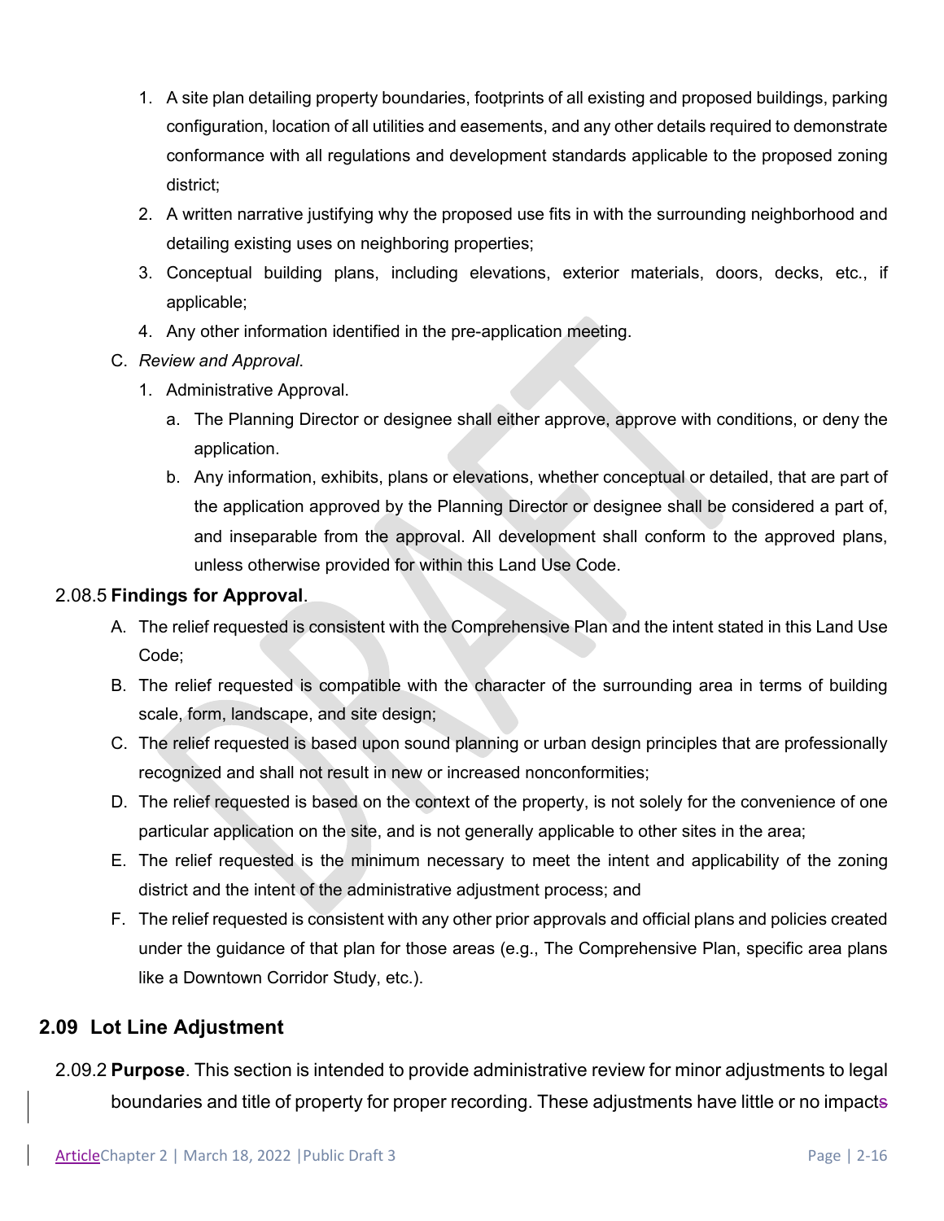1. A site plan detailing property boundaries, footprints of all existing and proposed buildings, parking configuration, location of all utilities and easements, and any other details required to demonstrate conformance with all regulations and development standards applicable to the proposed zoning district;
2. A written narrative justifying why the proposed use fits in with the surrounding neighborhood and detailing existing uses on neighboring properties;
3. Conceptual building plans, including elevations, exterior materials, doors, decks, etc., if applicable;
4. Any other information identified in the pre-application meeting.

C. *Review and Approval*.

1. Administrative Approval.
   a. The Planning Director or designee shall either approve, approve with conditions, or deny the application.
   b. Any information, exhibits, plans or elevations, whether conceptual or detailed, that are part of the application approved by the Planning Director or designee shall be considered a part of, and inseparable from the approval. All development shall conform to the approved plans, unless otherwise provided for within this Land Use Code.

2.08.5 **Findings for Approval**.

A. The relief requested is consistent with the Comprehensive Plan and the intent stated in this Land Use Code;

B. The relief requested is compatible with the character of the surrounding area in terms of building scale, form, landscape, and site design;

C. The relief requested is based upon sound planning or urban design principles that are professionally recognized and shall not result in new or increased nonconformities;

D. The relief requested is based on the context of the property, is not solely for the convenience of one particular application on the site, and is not generally applicable to other sites in the area;

E. The relief requested is the minimum necessary to meet the intent and applicability of the zoning district and the intent of the administrative adjustment process; and

F. The relief requested is consistent with any other prior approvals and official plans and policies created under the guidance of that plan for those areas (e.g., The Comprehensive Plan, specific area plans like a Downtown Corridor Study, etc.).

## 2.09 Lot Line Adjustment

2.09.2 **Purpose**. This section is intended to provide administrative review for minor adjustments to legal boundaries and title of property for proper recording. These adjustments have little or no impacts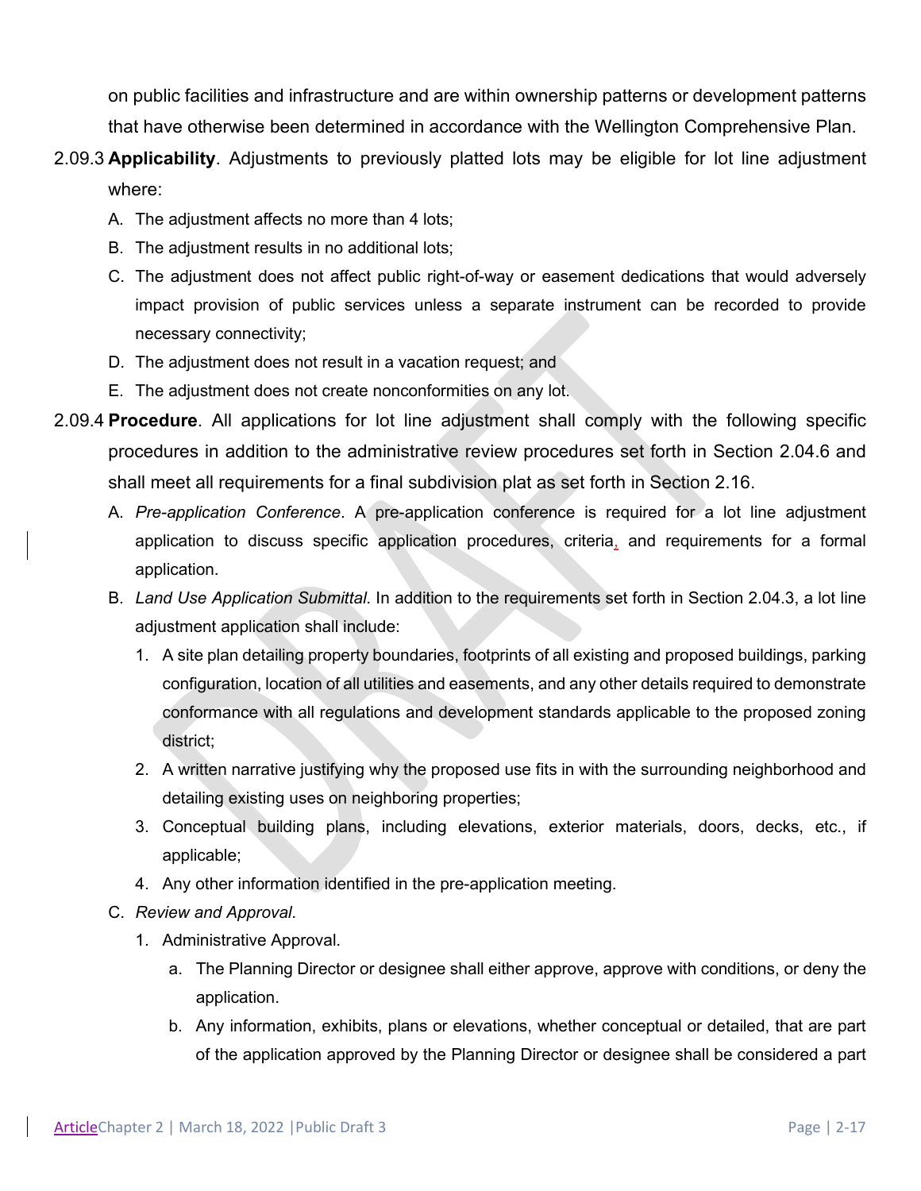on public facilities and infrastructure and are within ownership patterns or development patterns that have otherwise been determined in accordance with the Wellington Comprehensive Plan.

2.09.3 **Applicability**. Adjustments to previously platted lots may be eligible for lot line adjustment where:

A. The adjustment affects no more than 4 lots;

B. The adjustment results in no additional lots;

C. The adjustment does not affect public right-of-way or easement dedications that would adversely impact provision of public services unless a separate instrument can be recorded to provide necessary connectivity;

D. The adjustment does not result in a vacation request; and

E. The adjustment does not create nonconformities on any lot.

2.09.4 **Procedure**. All applications for lot line adjustment shall comply with the following specific procedures in addition to the administrative review procedures set forth in Section 2.04.6 and shall meet all requirements for a final subdivision plat as set forth in Section 2.16.

A. *Pre-application Conference*. A pre-application conference is required for a lot line adjustment application to discuss specific application procedures, criteria, and requirements for a formal application.

B. *Land Use Application Submittal*. In addition to the requirements set forth in Section 2.04.3, a lot line adjustment application shall include:

1. A site plan detailing property boundaries, footprints of all existing and proposed buildings, parking configuration, location of all utilities and easements, and any other details required to demonstrate conformance with all regulations and development standards applicable to the proposed zoning district;
2. A written narrative justifying why the proposed use fits in with the surrounding neighborhood and detailing existing uses on neighboring properties;
3. Conceptual building plans, including elevations, exterior materials, doors, decks, etc., if applicable;
4. Any other information identified in the pre-application meeting.

C. *Review and Approval*.

1. Administrative Approval.
   a. The Planning Director or designee shall either approve, approve with conditions, or deny the application.
   b. Any information, exhibits, plans or elevations, whether conceptual or detailed, that are part of the application approved by the Planning Director or designee shall be considered a part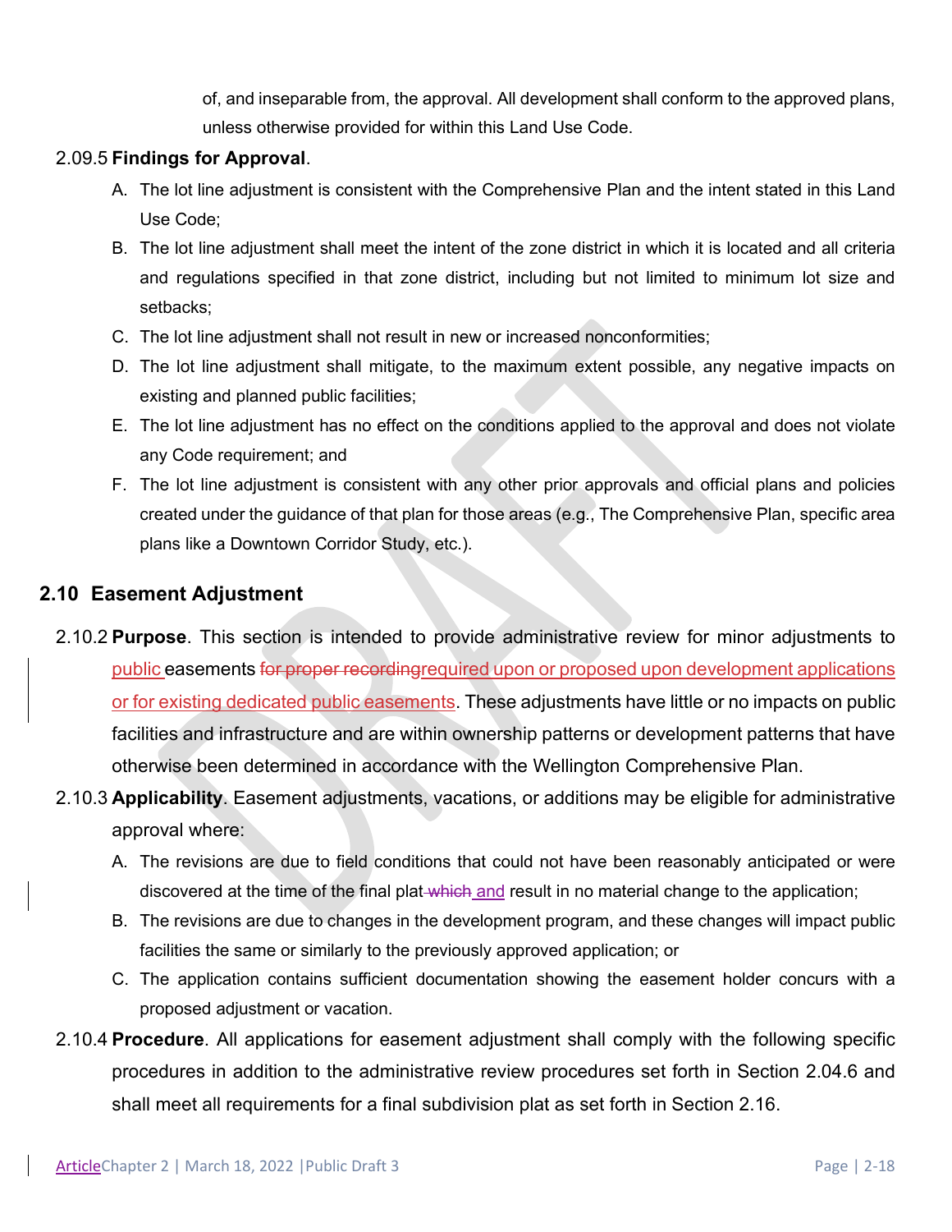of, and inseparable from, the approval. All development shall conform to the approved plans, unless otherwise provided for within this Land Use Code.

2.09.5 **Findings for Approval**.

A. The lot line adjustment is consistent with the Comprehensive Plan and the intent stated in this Land Use Code;

B. The lot line adjustment shall meet the intent of the zone district in which it is located and all criteria and regulations specified in that zone district, including but not limited to minimum lot size and setbacks;

C. The lot line adjustment shall not result in new or increased nonconformities;

D. The lot line adjustment shall mitigate, to the maximum extent possible, any negative impacts on existing and planned public facilities;

E. The lot line adjustment has no effect on the conditions applied to the approval and does not violate any Code requirement; and

F. The lot line adjustment is consistent with any other prior approvals and official plans and policies created under the guidance of that plan for those areas (e.g., The Comprehensive Plan, specific area plans like a Downtown Corridor Study, etc.).

## 2.10 Easement Adjustment

2.10.2 **Purpose**. This section is intended to provide administrative review for minor adjustments to public easements ~~for proper recording~~required upon or proposed upon development applications or for existing dedicated public easements. These adjustments have little or no impacts on public facilities and infrastructure and are within ownership patterns or development patterns that have otherwise been determined in accordance with the Wellington Comprehensive Plan.

2.10.3 **Applicability**. Easement adjustments, vacations, or additions may be eligible for administrative approval where:

A. The revisions are due to field conditions that could not have been reasonably anticipated or were discovered at the time of the final plat ~~which~~ and result in no material change to the application;

B. The revisions are due to changes in the development program, and these changes will impact public facilities the same or similarly to the previously approved application; or

C. The application contains sufficient documentation showing the easement holder concurs with a proposed adjustment or vacation.

2.10.4 **Procedure**. All applications for easement adjustment shall comply with the following specific procedures in addition to the administrative review procedures set forth in Section 2.04.6 and shall meet all requirements for a final subdivision plat as set forth in Section 2.16.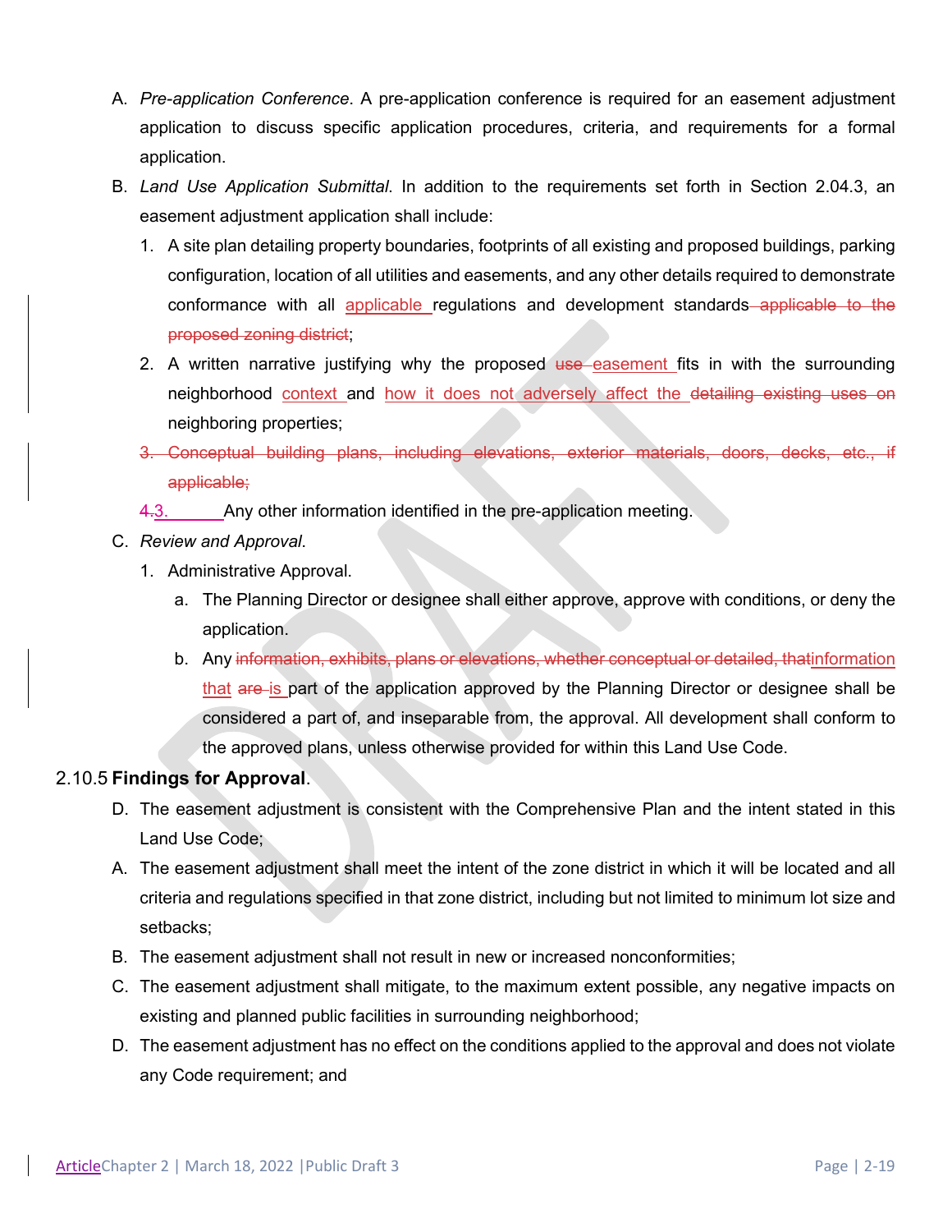A. *Pre-application Conference*. A pre-application conference is required for an easement adjustment application to discuss specific application procedures, criteria, and requirements for a formal application.

B. *Land Use Application Submittal*. In addition to the requirements set forth in Section 2.04.3, an easement adjustment application shall include:

   1. A site plan detailing property boundaries, footprints of all existing and proposed buildings, parking configuration, location of all utilities and easements, and any other details required to demonstrate conformance with all applicable regulations and development standards ~~applicable to the proposed zoning district~~;
   2. A written narrative justifying why the proposed ~~use~~ easement fits in with the surrounding neighborhood context and how it does not adversely affect the ~~detailing existing uses on~~ neighboring properties;
   3. ~~Conceptual building plans, including elevations, exterior materials, doors, decks, etc., if applicable;~~
   4. ~~4.~~3. Any other information identified in the pre-application meeting.

C. *Review and Approval*.

   1. Administrative Approval.
      a. The Planning Director or designee shall either approve, approve with conditions, or deny the application.
      b. Any ~~information, exhibits, plans or elevations, whether conceptual or detailed, that~~information that ~~are~~ is part of the application approved by the Planning Director or designee shall be considered a part of, and inseparable from, the approval. All development shall conform to the approved plans, unless otherwise provided for within this Land Use Code.

2.10.5 **Findings for Approval**.

D. The easement adjustment is consistent with the Comprehensive Plan and the intent stated in this Land Use Code;

A. The easement adjustment shall meet the intent of the zone district in which it will be located and all criteria and regulations specified in that zone district, including but not limited to minimum lot size and setbacks;

B. The easement adjustment shall not result in new or increased nonconformities;

C. The easement adjustment shall mitigate, to the maximum extent possible, any negative impacts on existing and planned public facilities in surrounding neighborhood;

D. The easement adjustment has no effect on the conditions applied to the approval and does not violate any Code requirement; and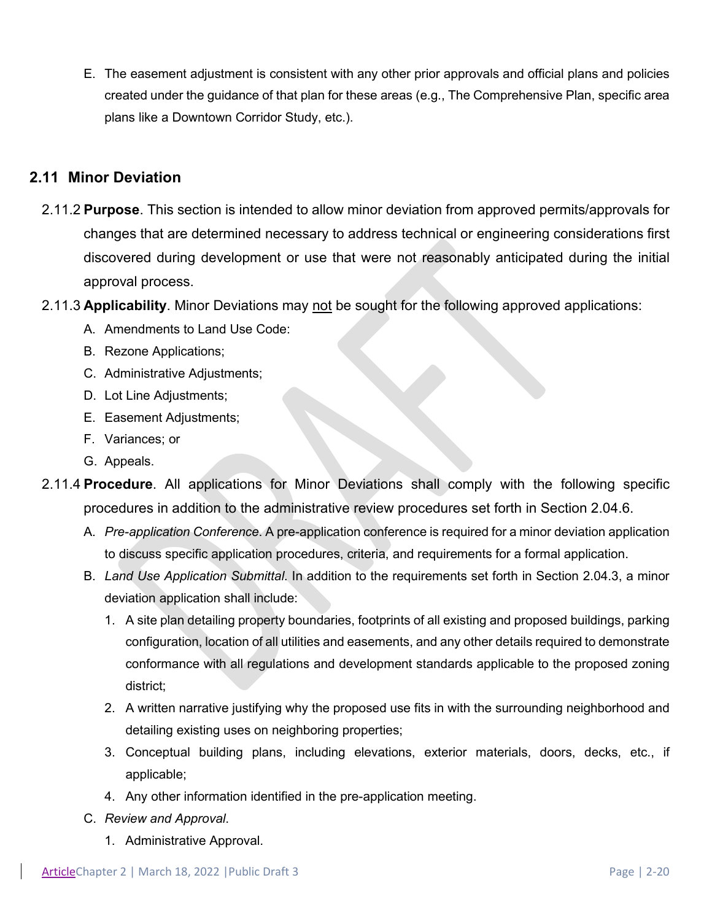E. The easement adjustment is consistent with any other prior approvals and official plans and policies created under the guidance of that plan for these areas (e.g., The Comprehensive Plan, specific area plans like a Downtown Corridor Study, etc.).

## 2.11 Minor Deviation

2.11.2 **Purpose**. This section is intended to allow minor deviation from approved permits/approvals for changes that are determined necessary to address technical or engineering considerations first discovered during development or use that were not reasonably anticipated during the initial approval process.

2.11.3 **Applicability**. Minor Deviations may <u>not</u> be sought for the following approved applications:

A. Amendments to Land Use Code:
B. Rezone Applications;
C. Administrative Adjustments;
D. Lot Line Adjustments;
E. Easement Adjustments;
F. Variances; or
G. Appeals.

2.11.4 **Procedure**. All applications for Minor Deviations shall comply with the following specific procedures in addition to the administrative review procedures set forth in Section 2.04.6.

A. *Pre-application Conference*. A pre-application conference is required for a minor deviation application to discuss specific application procedures, criteria, and requirements for a formal application.

B. *Land Use Application Submittal*. In addition to the requirements set forth in Section 2.04.3, a minor deviation application shall include:

1. A site plan detailing property boundaries, footprints of all existing and proposed buildings, parking configuration, location of all utilities and easements, and any other details required to demonstrate conformance with all regulations and development standards applicable to the proposed zoning district;
2. A written narrative justifying why the proposed use fits in with the surrounding neighborhood and detailing existing uses on neighboring properties;
3. Conceptual building plans, including elevations, exterior materials, doors, decks, etc., if applicable;
4. Any other information identified in the pre-application meeting.

C. *Review and Approval*.

1. Administrative Approval.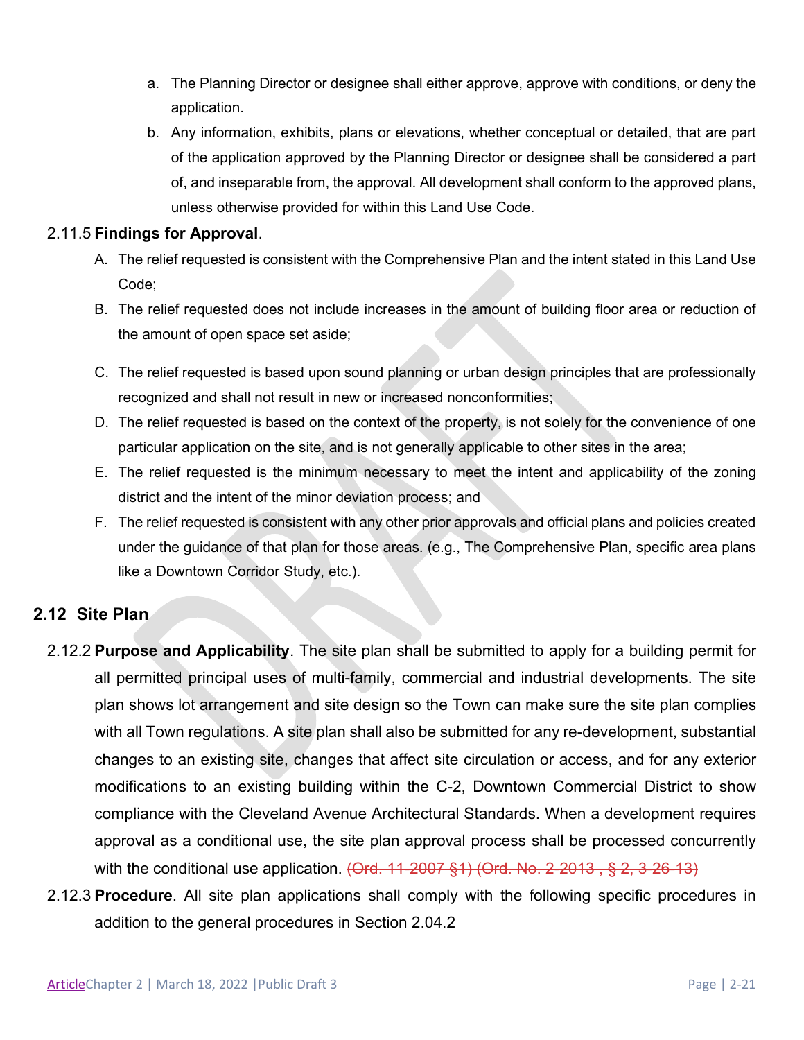a. The Planning Director or designee shall either approve, approve with conditions, or deny the application.

b. Any information, exhibits, plans or elevations, whether conceptual or detailed, that are part of the application approved by the Planning Director or designee shall be considered a part of, and inseparable from, the approval. All development shall conform to the approved plans, unless otherwise provided for within this Land Use Code.

2.11.5 **Findings for Approval**.

A. The relief requested is consistent with the Comprehensive Plan and the intent stated in this Land Use Code;

B. The relief requested does not include increases in the amount of building floor area or reduction of the amount of open space set aside;

C. The relief requested is based upon sound planning or urban design principles that are professionally recognized and shall not result in new or increased nonconformities;

D. The relief requested is based on the context of the property, is not solely for the convenience of one particular application on the site, and is not generally applicable to other sites in the area;

E. The relief requested is the minimum necessary to meet the intent and applicability of the zoning district and the intent of the minor deviation process; and

F. The relief requested is consistent with any other prior approvals and official plans and policies created under the guidance of that plan for those areas. (e.g., The Comprehensive Plan, specific area plans like a Downtown Corridor Study, etc.).

## 2.12 Site Plan

2.12.2 **Purpose and Applicability**. The site plan shall be submitted to apply for a building permit for all permitted principal uses of multi-family, commercial and industrial developments. The site plan shows lot arrangement and site design so the Town can make sure the site plan complies with all Town regulations. A site plan shall also be submitted for any re-development, substantial changes to an existing site, changes that affect site circulation or access, and for any exterior modifications to an existing building within the C-2, Downtown Commercial District to show compliance with the Cleveland Avenue Architectural Standards. When a development requires approval as a conditional use, the site plan approval process shall be processed concurrently with the conditional use application. ~~(Ord. 11-2007 §1) (Ord. No. 2-2013 , § 2, 3-26-13)~~

2.12.3 **Procedure**. All site plan applications shall comply with the following specific procedures in addition to the general procedures in Section 2.04.2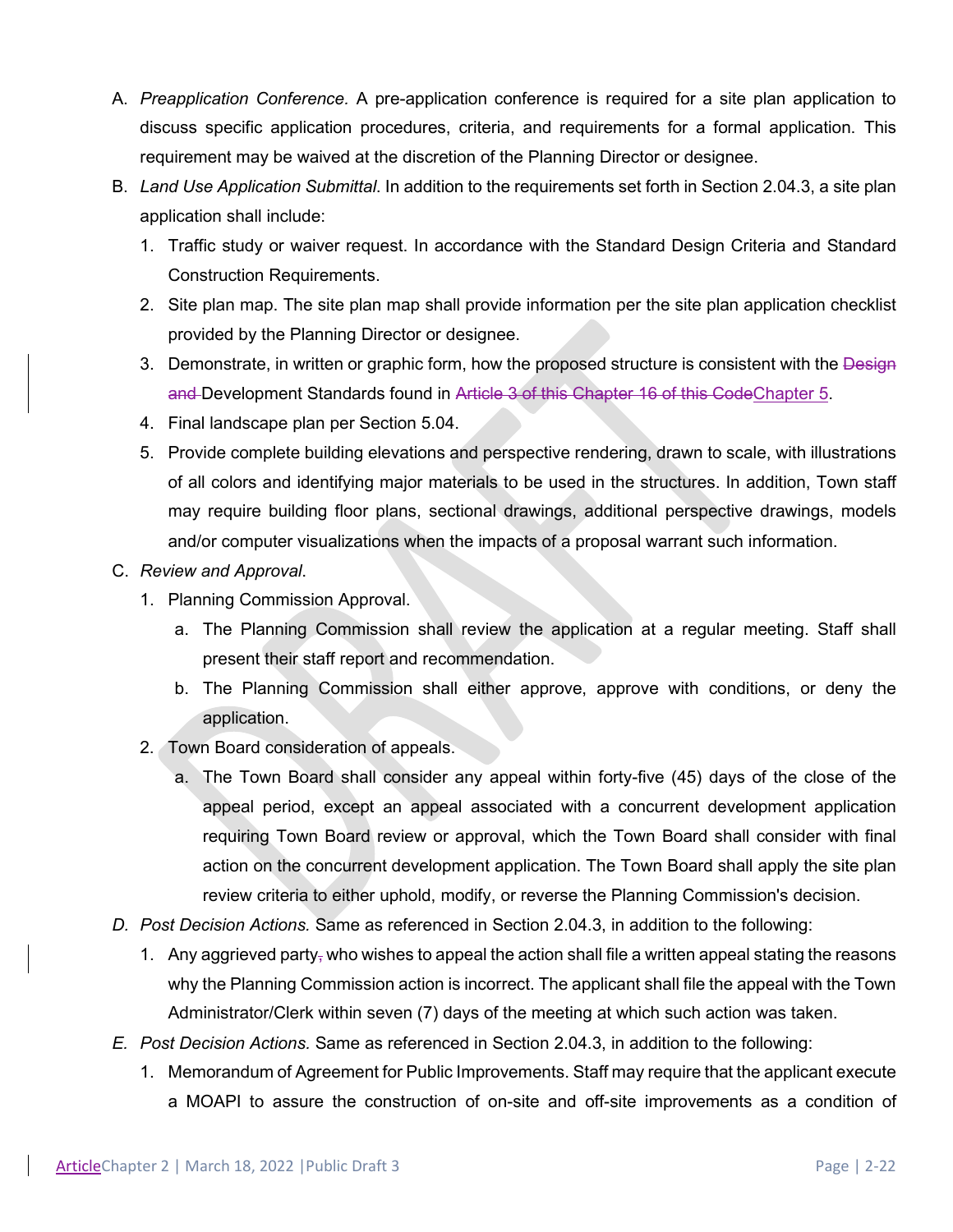A. *Preapplication Conference.* A pre-application conference is required for a site plan application to discuss specific application procedures, criteria, and requirements for a formal application. This requirement may be waived at the discretion of the Planning Director or designee.

B. *Land Use Application Submittal*. In addition to the requirements set forth in Section 2.04.3, a site plan application shall include:

   1. Traffic study or waiver request. In accordance with the Standard Design Criteria and Standard Construction Requirements.
   2. Site plan map. The site plan map shall provide information per the site plan application checklist provided by the Planning Director or designee.
   3. Demonstrate, in written or graphic form, how the proposed structure is consistent with the ~~Design and~~ Development Standards found in ~~Article 3 of this Chapter 16 of this Code~~Chapter 5.
   4. Final landscape plan per Section 5.04.
   5. Provide complete building elevations and perspective rendering, drawn to scale, with illustrations of all colors and identifying major materials to be used in the structures. In addition, Town staff may require building floor plans, sectional drawings, additional perspective drawings, models and/or computer visualizations when the impacts of a proposal warrant such information.

C. *Review and Approval*.

   1. Planning Commission Approval.
      a. The Planning Commission shall review the application at a regular meeting. Staff shall present their staff report and recommendation.
      b. The Planning Commission shall either approve, approve with conditions, or deny the application.
   2. Town Board consideration of appeals.
      a. The Town Board shall consider any appeal within forty-five (45) days of the close of the appeal period, except an appeal associated with a concurrent development application requiring Town Board review or approval, which the Town Board shall consider with final action on the concurrent development application. The Town Board shall apply the site plan review criteria to either uphold, modify, or reverse the Planning Commission's decision.

*D. Post Decision Actions.* Same as referenced in Section 2.04.3, in addition to the following:

   1. Any aggrieved party~~,~~ who wishes to appeal the action shall file a written appeal stating the reasons why the Planning Commission action is incorrect. The applicant shall file the appeal with the Town Administrator/Clerk within seven (7) days of the meeting at which such action was taken.

*E. Post Decision Actions.* Same as referenced in Section 2.04.3, in addition to the following:

   1. Memorandum of Agreement for Public Improvements. Staff may require that the applicant execute a MOAPI to assure the construction of on-site and off-site improvements as a condition of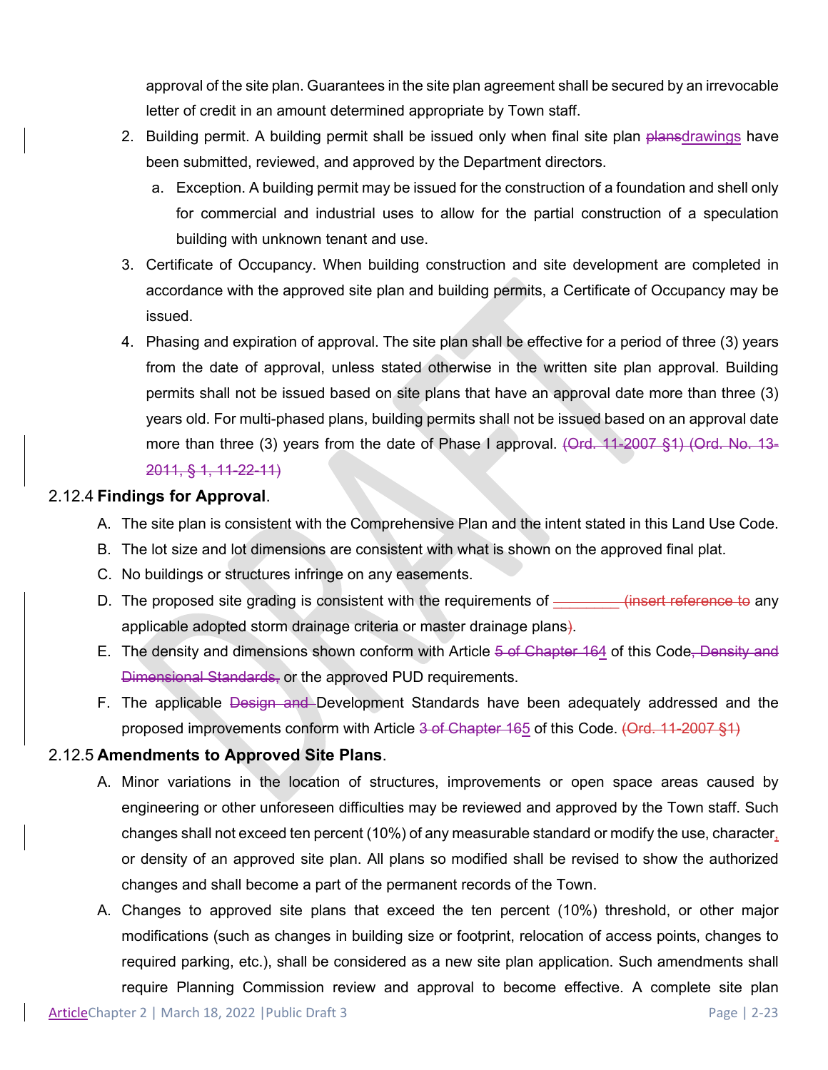approval of the site plan. Guarantees in the site plan agreement shall be secured by an irrevocable letter of credit in an amount determined appropriate by Town staff.

2. Building permit. A building permit shall be issued only when final site plan ~~plans~~drawings have been submitted, reviewed, and approved by the Department directors.
   a. Exception. A building permit may be issued for the construction of a foundation and shell only for commercial and industrial uses to allow for the partial construction of a speculation building with unknown tenant and use.
3. Certificate of Occupancy. When building construction and site development are completed in accordance with the approved site plan and building permits, a Certificate of Occupancy may be issued.
4. Phasing and expiration of approval. The site plan shall be effective for a period of three (3) years from the date of approval, unless stated otherwise in the written site plan approval. Building permits shall not be issued based on site plans that have an approval date more than three (3) years old. For multi-phased plans, building permits shall not be issued based on an approval date more than three (3) years from the date of Phase I approval. ~~(Ord. 11-2007 §1) (Ord. No. 13-2011, § 1, 11-22-11)~~

### 2.12.4 **Findings for Approval**.

A. The site plan is consistent with the Comprehensive Plan and the intent stated in this Land Use Code.
B. The lot size and lot dimensions are consistent with what is shown on the approved final plat.
C. No buildings or structures infringe on any easements.
D. The proposed site grading is consistent with the requirements of ~~_________ (insert reference to~~ any applicable adopted storm drainage criteria or master drainage plans~~)~~.
E. The density and dimensions shown conform with Article ~~5 of Chapter 164~~ 4 of this Code~~, Density and Dimensional Standards,~~ or the approved PUD requirements.
F. The applicable ~~Design and~~ Development Standards have been adequately addressed and the proposed improvements conform with Article ~~3 of Chapter 165~~ 5 of this Code. ~~(Ord. 11-2007 §1)~~

### 2.12.5 **Amendments to Approved Site Plans**.

A. Minor variations in the location of structures, improvements or open space areas caused by engineering or other unforeseen difficulties may be reviewed and approved by the Town staff. Such changes shall not exceed ten percent (10%) of any measurable standard or modify the use, character, or density of an approved site plan. All plans so modified shall be revised to show the authorized changes and shall become a part of the permanent records of the Town.

A. Changes to approved site plans that exceed the ten percent (10%) threshold, or other major modifications (such as changes in building size or footprint, relocation of access points, changes to required parking, etc.), shall be considered as a new site plan application. Such amendments shall require Planning Commission review and approval to become effective. A complete site plan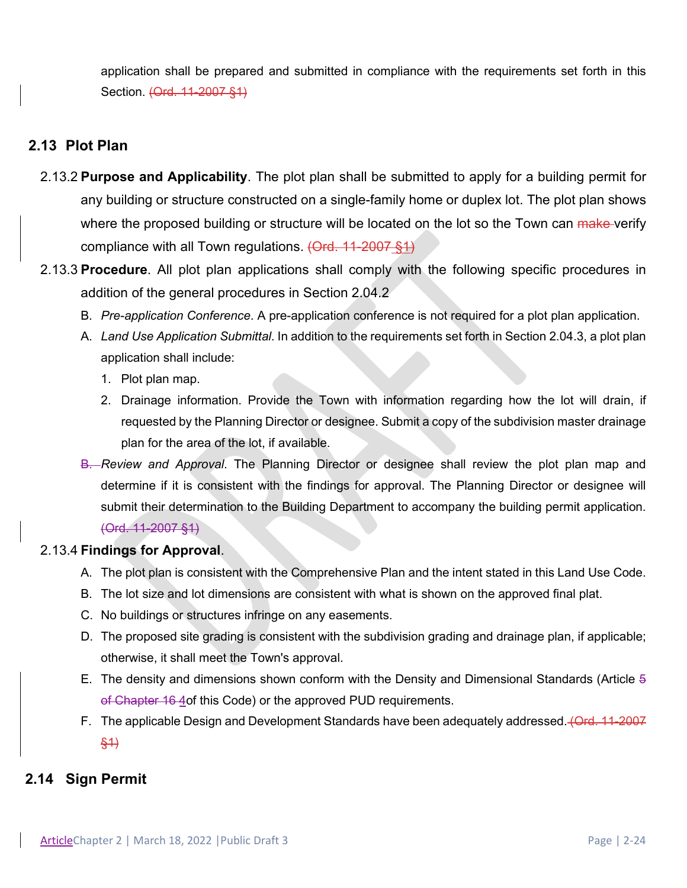application shall be prepared and submitted in compliance with the requirements set forth in this Section. (Ord. 11-2007 §1)

## 2.13 Plot Plan

2.13.2 **Purpose and Applicability**. The plot plan shall be submitted to apply for a building permit for any building or structure constructed on a single-family home or duplex lot. The plot plan shows where the proposed building or structure will be located on the lot so the Town can make verify compliance with all Town regulations. (Ord. 11-2007 §1)

2.13.3 **Procedure**. All plot plan applications shall comply with the following specific procedures in addition of the general procedures in Section 2.04.2

B. *Pre-application Conference*. A pre-application conference is not required for a plot plan application.

A. *Land Use Application Submittal*. In addition to the requirements set forth in Section 2.04.3, a plot plan application shall include:

1. Plot plan map.
2. Drainage information. Provide the Town with information regarding how the lot will drain, if requested by the Planning Director or designee. Submit a copy of the subdivision master drainage plan for the area of the lot, if available.

B. *Review and Approval*. The Planning Director or designee shall review the plot plan map and determine if it is consistent with the findings for approval. The Planning Director or designee will submit their determination to the Building Department to accompany the building permit application. (Ord. 11-2007 §1)

2.13.4 **Findings for Approval**.

A. The plot plan is consistent with the Comprehensive Plan and the intent stated in this Land Use Code.
B. The lot size and lot dimensions are consistent with what is shown on the approved final plat.
C. No buildings or structures infringe on any easements.
D. The proposed site grading is consistent with the subdivision grading and drainage plan, if applicable; otherwise, it shall meet the Town's approval.
E. The density and dimensions shown conform with the Density and Dimensional Standards (Article 5 of Chapter 16 4of this Code) or the approved PUD requirements.
F. The applicable Design and Development Standards have been adequately addressed. (Ord. 11-2007 §1)

## 2.14 Sign Permit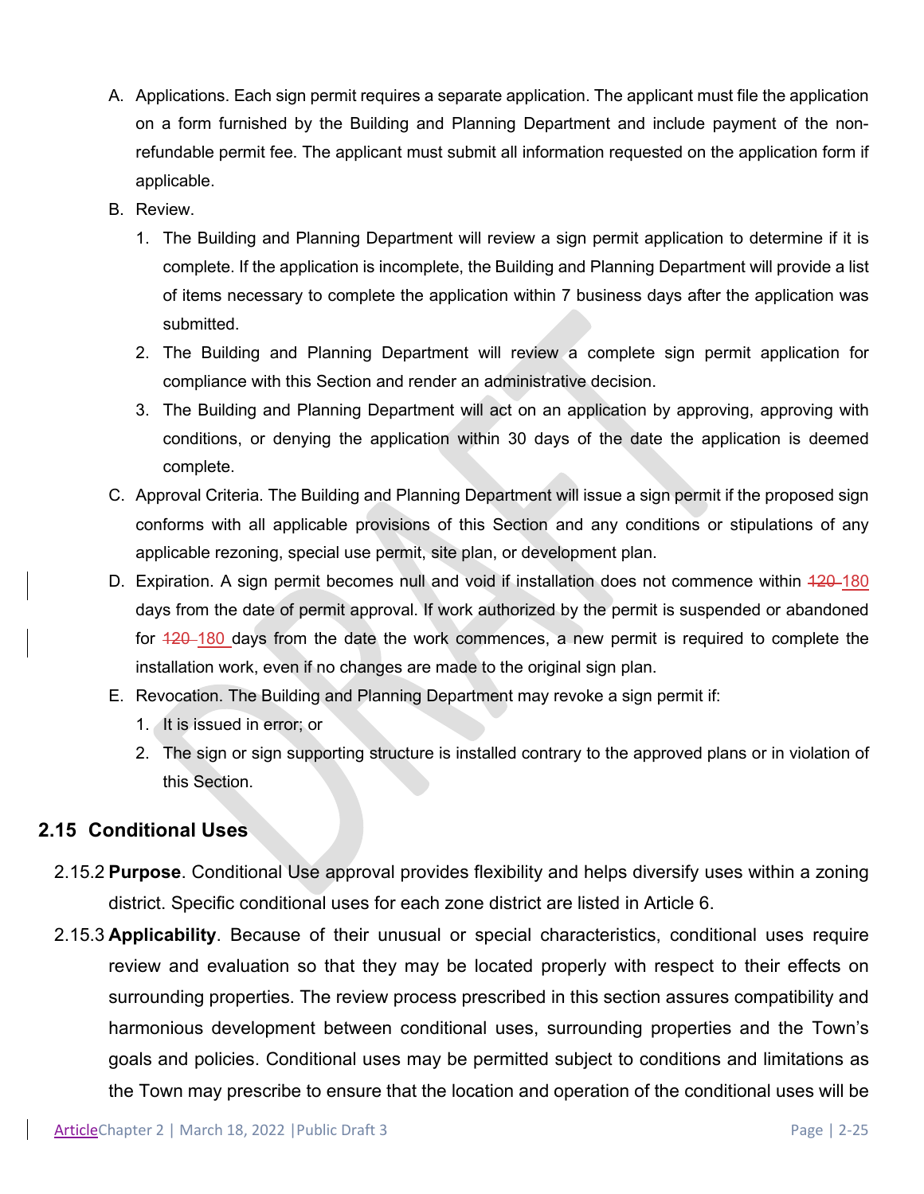A. Applications. Each sign permit requires a separate application. The applicant must file the application on a form furnished by the Building and Planning Department and include payment of the non-refundable permit fee. The applicant must submit all information requested on the application form if applicable.

B. Review.

   1. The Building and Planning Department will review a sign permit application to determine if it is complete. If the application is incomplete, the Building and Planning Department will provide a list of items necessary to complete the application within 7 business days after the application was submitted.
   2. The Building and Planning Department will review a complete sign permit application for compliance with this Section and render an administrative decision.
   3. The Building and Planning Department will act on an application by approving, approving with conditions, or denying the application within 30 days of the date the application is deemed complete.

C. Approval Criteria. The Building and Planning Department will issue a sign permit if the proposed sign conforms with all applicable provisions of this Section and any conditions or stipulations of any applicable rezoning, special use permit, site plan, or development plan.

D. Expiration. A sign permit becomes null and void if installation does not commence within ~~120~~ 180 days from the date of permit approval. If work authorized by the permit is suspended or abandoned for ~~120~~ 180 days from the date the work commences, a new permit is required to complete the installation work, even if no changes are made to the original sign plan.

E. Revocation. The Building and Planning Department may revoke a sign permit if:

   1. It is issued in error; or
   2. The sign or sign supporting structure is installed contrary to the approved plans or in violation of this Section.

## 2.15 Conditional Uses

2.15.2 **Purpose**. Conditional Use approval provides flexibility and helps diversify uses within a zoning district. Specific conditional uses for each zone district are listed in Article 6.

2.15.3 **Applicability**. Because of their unusual or special characteristics, conditional uses require review and evaluation so that they may be located properly with respect to their effects on surrounding properties. The review process prescribed in this section assures compatibility and harmonious development between conditional uses, surrounding properties and the Town's goals and policies. Conditional uses may be permitted subject to conditions and limitations as the Town may prescribe to ensure that the location and operation of the conditional uses will be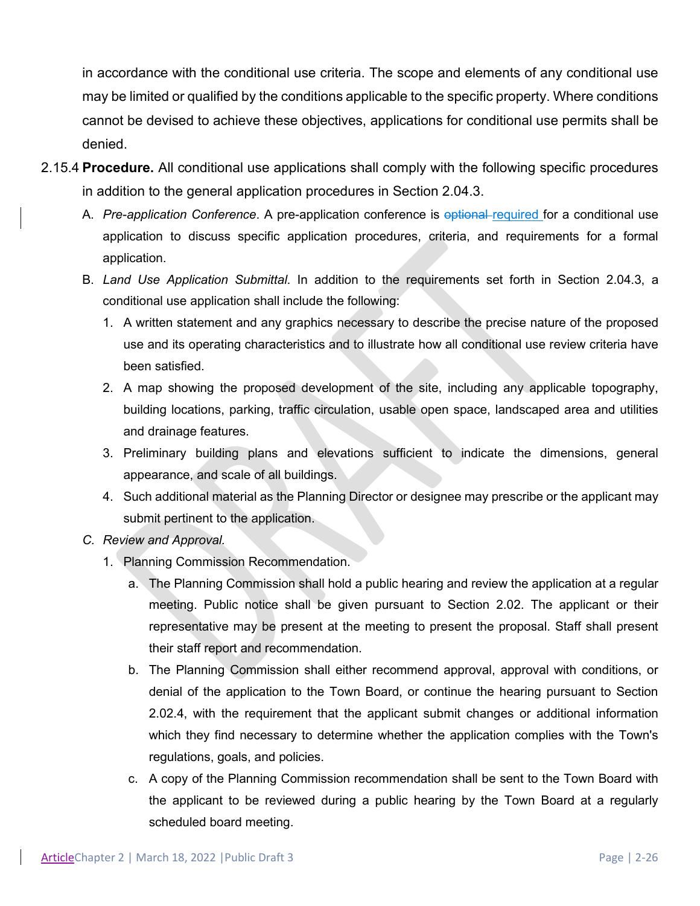in accordance with the conditional use criteria. The scope and elements of any conditional use may be limited or qualified by the conditions applicable to the specific property. Where conditions cannot be devised to achieve these objectives, applications for conditional use permits shall be denied.

2.15.4 **Procedure.** All conditional use applications shall comply with the following specific procedures in addition to the general application procedures in Section 2.04.3.

A. *Pre-application Conference*. A pre-application conference is ~~optional~~ required for a conditional use application to discuss specific application procedures, criteria, and requirements for a formal application.

B. *Land Use Application Submittal*. In addition to the requirements set forth in Section 2.04.3, a conditional use application shall include the following:

1. A written statement and any graphics necessary to describe the precise nature of the proposed use and its operating characteristics and to illustrate how all conditional use review criteria have been satisfied.
2. A map showing the proposed development of the site, including any applicable topography, building locations, parking, traffic circulation, usable open space, landscaped area and utilities and drainage features.
3. Preliminary building plans and elevations sufficient to indicate the dimensions, general appearance, and scale of all buildings.
4. Such additional material as the Planning Director or designee may prescribe or the applicant may submit pertinent to the application.

*C. Review and Approval.*

1. Planning Commission Recommendation.
   a. The Planning Commission shall hold a public hearing and review the application at a regular meeting. Public notice shall be given pursuant to Section 2.02. The applicant or their representative may be present at the meeting to present the proposal. Staff shall present their staff report and recommendation.
   b. The Planning Commission shall either recommend approval, approval with conditions, or denial of the application to the Town Board, or continue the hearing pursuant to Section 2.02.4, with the requirement that the applicant submit changes or additional information which they find necessary to determine whether the application complies with the Town's regulations, goals, and policies.
   c. A copy of the Planning Commission recommendation shall be sent to the Town Board with the applicant to be reviewed during a public hearing by the Town Board at a regularly scheduled board meeting.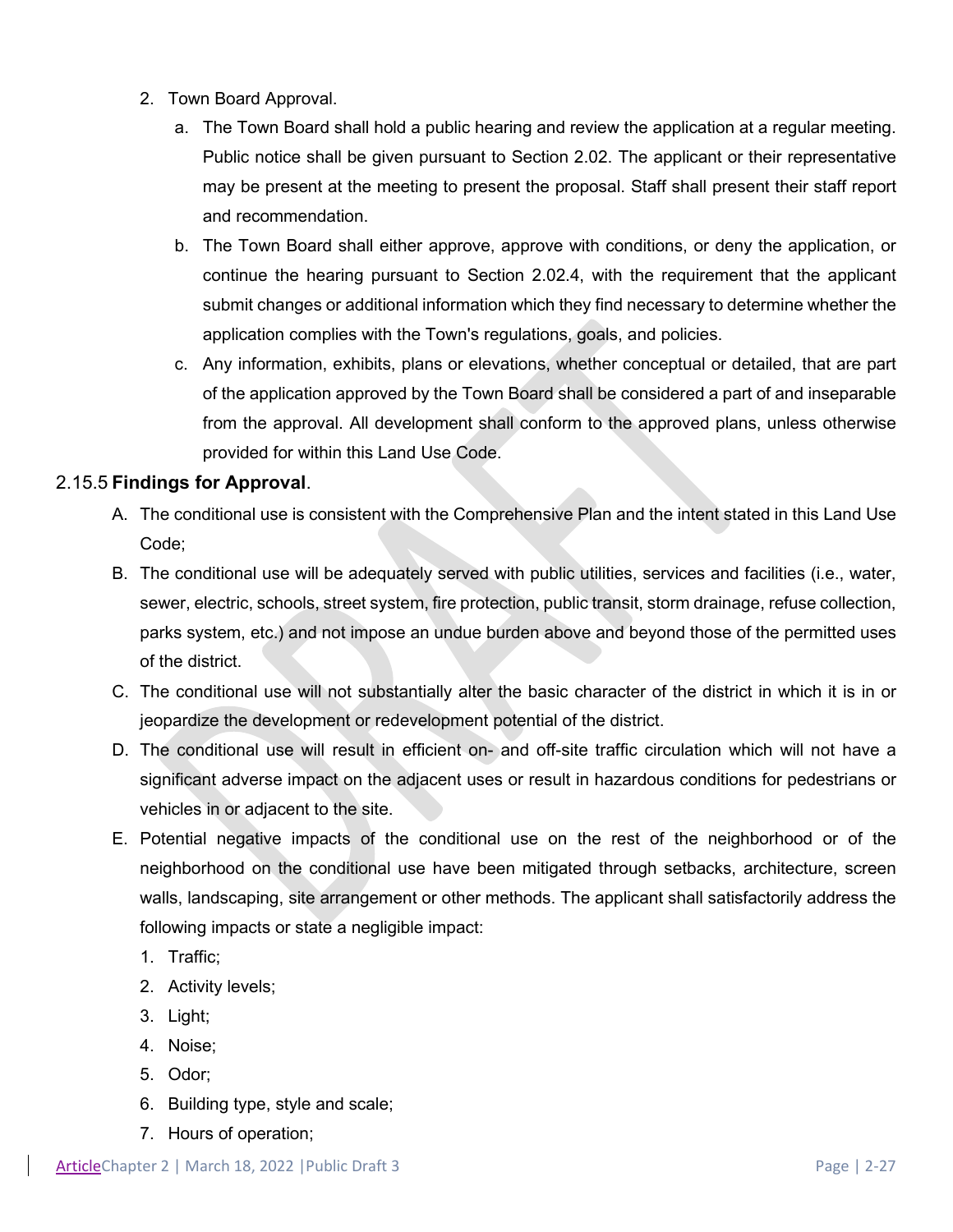2. Town Board Approval.
    a. The Town Board shall hold a public hearing and review the application at a regular meeting. Public notice shall be given pursuant to Section 2.02. The applicant or their representative may be present at the meeting to present the proposal. Staff shall present their staff report and recommendation.
    b. The Town Board shall either approve, approve with conditions, or deny the application, or continue the hearing pursuant to Section 2.02.4, with the requirement that the applicant submit changes or additional information which they find necessary to determine whether the application complies with the Town's regulations, goals, and policies.
    c. Any information, exhibits, plans or elevations, whether conceptual or detailed, that are part of the application approved by the Town Board shall be considered a part of and inseparable from the approval. All development shall conform to the approved plans, unless otherwise provided for within this Land Use Code.

2.15.5 **Findings for Approval**.

A. The conditional use is consistent with the Comprehensive Plan and the intent stated in this Land Use Code;

B. The conditional use will be adequately served with public utilities, services and facilities (i.e., water, sewer, electric, schools, street system, fire protection, public transit, storm drainage, refuse collection, parks system, etc.) and not impose an undue burden above and beyond those of the permitted uses of the district.

C. The conditional use will not substantially alter the basic character of the district in which it is in or jeopardize the development or redevelopment potential of the district.

D. The conditional use will result in efficient on- and off-site traffic circulation which will not have a significant adverse impact on the adjacent uses or result in hazardous conditions for pedestrians or vehicles in or adjacent to the site.

E. Potential negative impacts of the conditional use on the rest of the neighborhood or of the neighborhood on the conditional use have been mitigated through setbacks, architecture, screen walls, landscaping, site arrangement or other methods. The applicant shall satisfactorily address the following impacts or state a negligible impact:
    1. Traffic;
    2. Activity levels;
    3. Light;
    4. Noise;
    5. Odor;
    6. Building type, style and scale;
    7. Hours of operation;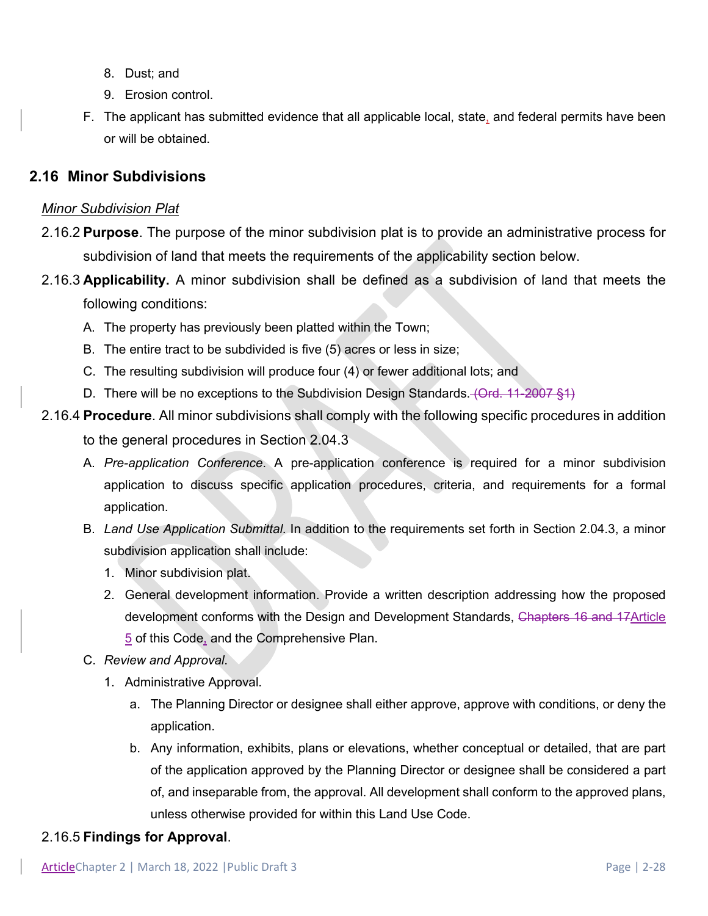8. Dust; and
9. Erosion control.

F. The applicant has submitted evidence that all applicable local, state, and federal permits have been or will be obtained.

## 2.16 Minor Subdivisions

*Minor Subdivision Plat*

2.16.2 **Purpose**. The purpose of the minor subdivision plat is to provide an administrative process for subdivision of land that meets the requirements of the applicability section below.

2.16.3 **Applicability.** A minor subdivision shall be defined as a subdivision of land that meets the following conditions:

A. The property has previously been platted within the Town;

B. The entire tract to be subdivided is five (5) acres or less in size;

C. The resulting subdivision will produce four (4) or fewer additional lots; and

D. There will be no exceptions to the Subdivision Design Standards. ~~(Ord. 11-2007 §1)~~

2.16.4 **Procedure**. All minor subdivisions shall comply with the following specific procedures in addition to the general procedures in Section 2.04.3

A. *Pre-application Conference*. A pre-application conference is required for a minor subdivision application to discuss specific application procedures, criteria, and requirements for a formal application.

B. *Land Use Application Submittal*. In addition to the requirements set forth in Section 2.04.3, a minor subdivision application shall include:

1. Minor subdivision plat.
2. General development information. Provide a written description addressing how the proposed development conforms with the Design and Development Standards, ~~Chapters 16 and 17~~Article 5 of this Code, and the Comprehensive Plan.

C. *Review and Approval*.

1. Administrative Approval.
   a. The Planning Director or designee shall either approve, approve with conditions, or deny the application.
   b. Any information, exhibits, plans or elevations, whether conceptual or detailed, that are part of the application approved by the Planning Director or designee shall be considered a part of, and inseparable from, the approval. All development shall conform to the approved plans, unless otherwise provided for within this Land Use Code.

2.16.5 **Findings for Approval**.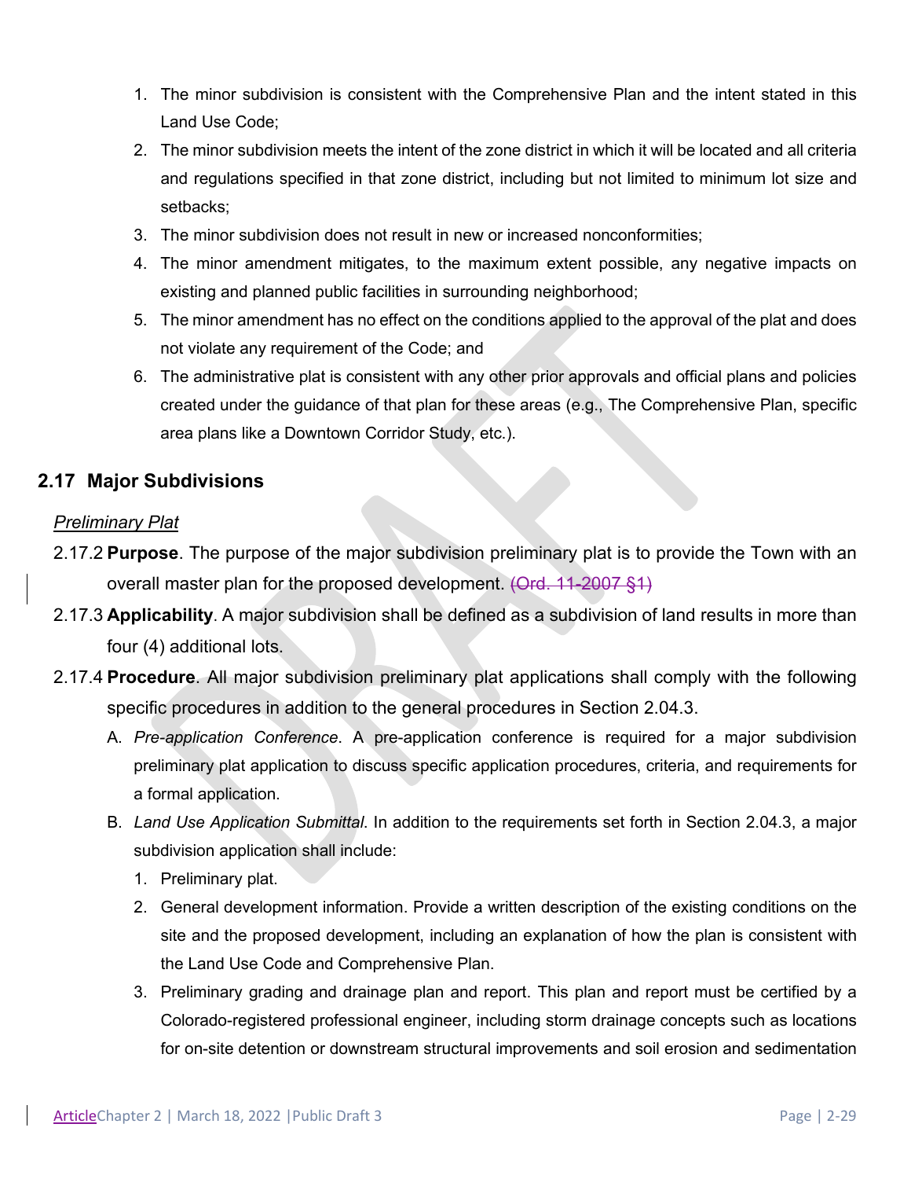1. The minor subdivision is consistent with the Comprehensive Plan and the intent stated in this Land Use Code;
2. The minor subdivision meets the intent of the zone district in which it will be located and all criteria and regulations specified in that zone district, including but not limited to minimum lot size and setbacks;
3. The minor subdivision does not result in new or increased nonconformities;
4. The minor amendment mitigates, to the maximum extent possible, any negative impacts on existing and planned public facilities in surrounding neighborhood;
5. The minor amendment has no effect on the conditions applied to the approval of the plat and does not violate any requirement of the Code; and
6. The administrative plat is consistent with any other prior approvals and official plans and policies created under the guidance of that plan for these areas (e.g., The Comprehensive Plan, specific area plans like a Downtown Corridor Study, etc.).

## 2.17 Major Subdivisions

*Preliminary Plat*

2.17.2 **Purpose**. The purpose of the major subdivision preliminary plat is to provide the Town with an overall master plan for the proposed development. ~~(Ord. 11-2007 §1)~~

2.17.3 **Applicability**. A major subdivision shall be defined as a subdivision of land results in more than four (4) additional lots.

2.17.4 **Procedure**. All major subdivision preliminary plat applications shall comply with the following specific procedures in addition to the general procedures in Section 2.04.3.

A. *Pre-application Conference*. A pre-application conference is required for a major subdivision preliminary plat application to discuss specific application procedures, criteria, and requirements for a formal application.

B. *Land Use Application Submittal*. In addition to the requirements set forth in Section 2.04.3, a major subdivision application shall include:

1. Preliminary plat.
2. General development information. Provide a written description of the existing conditions on the site and the proposed development, including an explanation of how the plan is consistent with the Land Use Code and Comprehensive Plan.
3. Preliminary grading and drainage plan and report. This plan and report must be certified by a Colorado-registered professional engineer, including storm drainage concepts such as locations for on-site detention or downstream structural improvements and soil erosion and sedimentation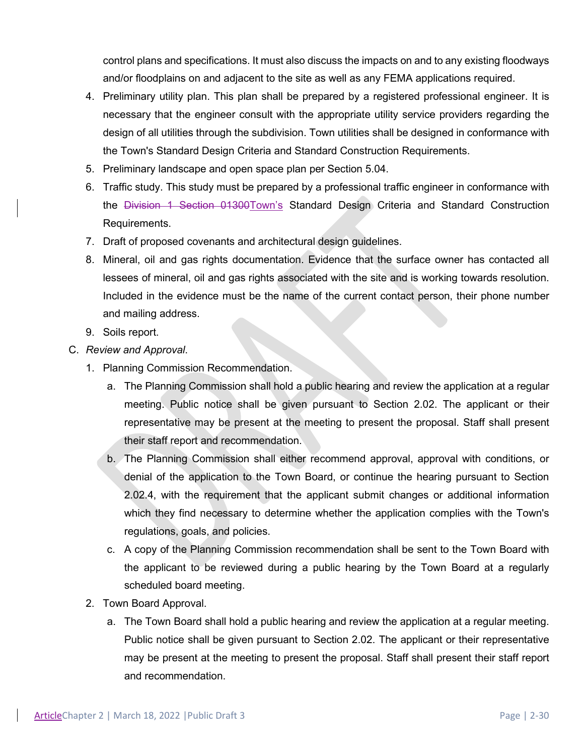control plans and specifications. It must also discuss the impacts on and to any existing floodways and/or floodplains on and adjacent to the site as well as any FEMA applications required.

4. Preliminary utility plan. This plan shall be prepared by a registered professional engineer. It is necessary that the engineer consult with the appropriate utility service providers regarding the design of all utilities through the subdivision. Town utilities shall be designed in conformance with the Town's Standard Design Criteria and Standard Construction Requirements.
5. Preliminary landscape and open space plan per Section 5.04.
6. Traffic study. This study must be prepared by a professional traffic engineer in conformance with the ~~Division 1 Section 01300~~Town's Standard Design Criteria and Standard Construction Requirements.
7. Draft of proposed covenants and architectural design guidelines.
8. Mineral, oil and gas rights documentation. Evidence that the surface owner has contacted all lessees of mineral, oil and gas rights associated with the site and is working towards resolution. Included in the evidence must be the name of the current contact person, their phone number and mailing address.
9. Soils report.

C. *Review and Approval*.

1. Planning Commission Recommendation.
   a. The Planning Commission shall hold a public hearing and review the application at a regular meeting. Public notice shall be given pursuant to Section 2.02. The applicant or their representative may be present at the meeting to present the proposal. Staff shall present their staff report and recommendation.
   b. The Planning Commission shall either recommend approval, approval with conditions, or denial of the application to the Town Board, or continue the hearing pursuant to Section 2.02.4, with the requirement that the applicant submit changes or additional information which they find necessary to determine whether the application complies with the Town's regulations, goals, and policies.
   c. A copy of the Planning Commission recommendation shall be sent to the Town Board with the applicant to be reviewed during a public hearing by the Town Board at a regularly scheduled board meeting.
2. Town Board Approval.
   a. The Town Board shall hold a public hearing and review the application at a regular meeting. Public notice shall be given pursuant to Section 2.02. The applicant or their representative may be present at the meeting to present the proposal. Staff shall present their staff report and recommendation.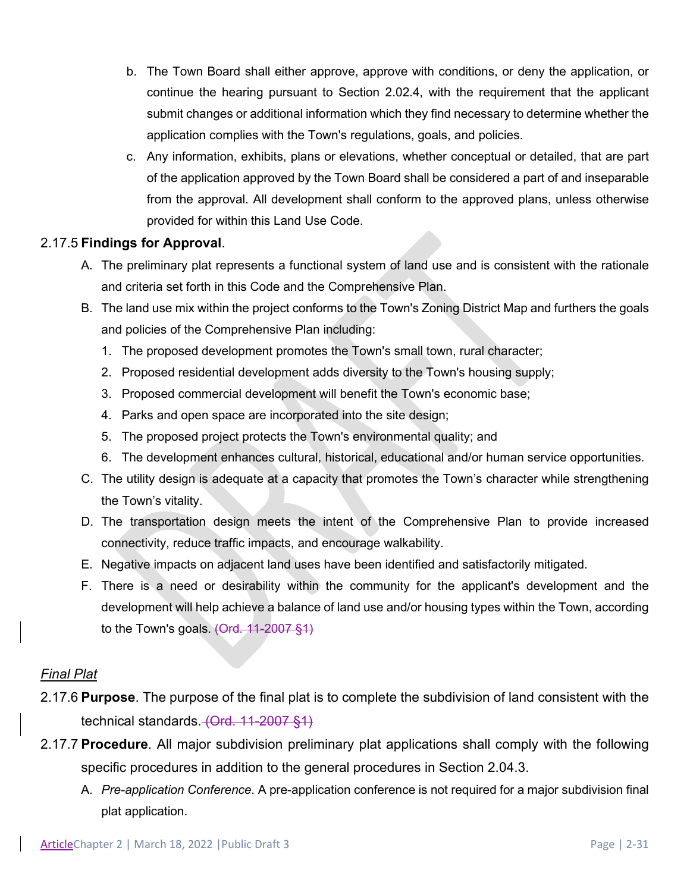b. The Town Board shall either approve, approve with conditions, or deny the application, or continue the hearing pursuant to Section 2.02.4, with the requirement that the applicant submit changes or additional information which they find necessary to determine whether the application complies with the Town's regulations, goals, and policies.

c. Any information, exhibits, plans or elevations, whether conceptual or detailed, that are part of the application approved by the Town Board shall be considered a part of and inseparable from the approval. All development shall conform to the approved plans, unless otherwise provided for within this Land Use Code.

2.17.5 **Findings for Approval**.

A. The preliminary plat represents a functional system of land use and is consistent with the rationale and criteria set forth in this Code and the Comprehensive Plan.

B. The land use mix within the project conforms to the Town's Zoning District Map and furthers the goals and policies of the Comprehensive Plan including:

1. The proposed development promotes the Town's small town, rural character;
2. Proposed residential development adds diversity to the Town's housing supply;
3. Proposed commercial development will benefit the Town's economic base;
4. Parks and open space are incorporated into the site design;
5. The proposed project protects the Town's environmental quality; and
6. The development enhances cultural, historical, educational and/or human service opportunities.

C. The utility design is adequate at a capacity that promotes the Town's character while strengthening the Town's vitality.

D. The transportation design meets the intent of the Comprehensive Plan to provide increased connectivity, reduce traffic impacts, and encourage walkability.

E. Negative impacts on adjacent land uses have been identified and satisfactorily mitigated.

F. There is a need or desirability within the community for the applicant's development and the development will help achieve a balance of land use and/or housing types within the Town, according to the Town's goals. ~~(Ord. 11-2007 §1)~~

*Final Plat*

2.17.6 **Purpose**. The purpose of the final plat is to complete the subdivision of land consistent with the technical standards. ~~(Ord. 11-2007 §1)~~

2.17.7 **Procedure**. All major subdivision preliminary plat applications shall comply with the following specific procedures in addition to the general procedures in Section 2.04.3.

A. *Pre-application Conference*. A pre-application conference is not required for a major subdivision final plat application.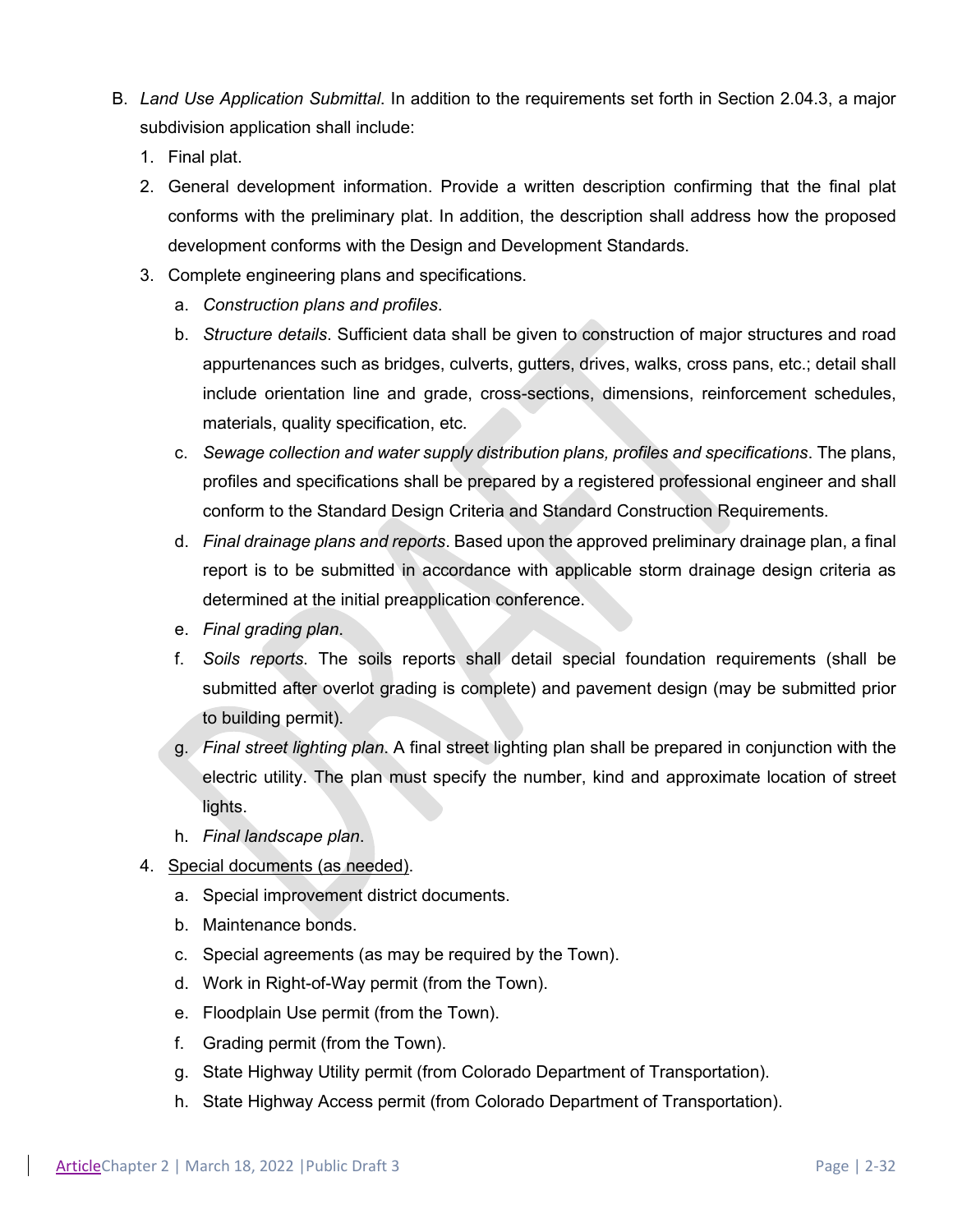B. *Land Use Application Submittal*. In addition to the requirements set forth in Section 2.04.3, a major subdivision application shall include:

1. Final plat.
2. General development information. Provide a written description confirming that the final plat conforms with the preliminary plat. In addition, the description shall address how the proposed development conforms with the Design and Development Standards.
3. Complete engineering plans and specifications.
   a. *Construction plans and profiles*.
   b. *Structure details*. Sufficient data shall be given to construction of major structures and road appurtenances such as bridges, culverts, gutters, drives, walks, cross pans, etc.; detail shall include orientation line and grade, cross-sections, dimensions, reinforcement schedules, materials, quality specification, etc.
   c. *Sewage collection and water supply distribution plans, profiles and specifications*. The plans, profiles and specifications shall be prepared by a registered professional engineer and shall conform to the Standard Design Criteria and Standard Construction Requirements.
   d. *Final drainage plans and reports*. Based upon the approved preliminary drainage plan, a final report is to be submitted in accordance with applicable storm drainage design criteria as determined at the initial preapplication conference.
   e. *Final grading plan*.
   f. *Soils reports*. The soils reports shall detail special foundation requirements (shall be submitted after overlot grading is complete) and pavement design (may be submitted prior to building permit).
   g. *Final street lighting plan*. A final street lighting plan shall be prepared in conjunction with the electric utility. The plan must specify the number, kind and approximate location of street lights.
   h. *Final landscape plan*.
4. <u>Special documents (as needed)</u>.
   a. Special improvement district documents.
   b. Maintenance bonds.
   c. Special agreements (as may be required by the Town).
   d. Work in Right-of-Way permit (from the Town).
   e. Floodplain Use permit (from the Town).
   f. Grading permit (from the Town).
   g. State Highway Utility permit (from Colorado Department of Transportation).
   h. State Highway Access permit (from Colorado Department of Transportation).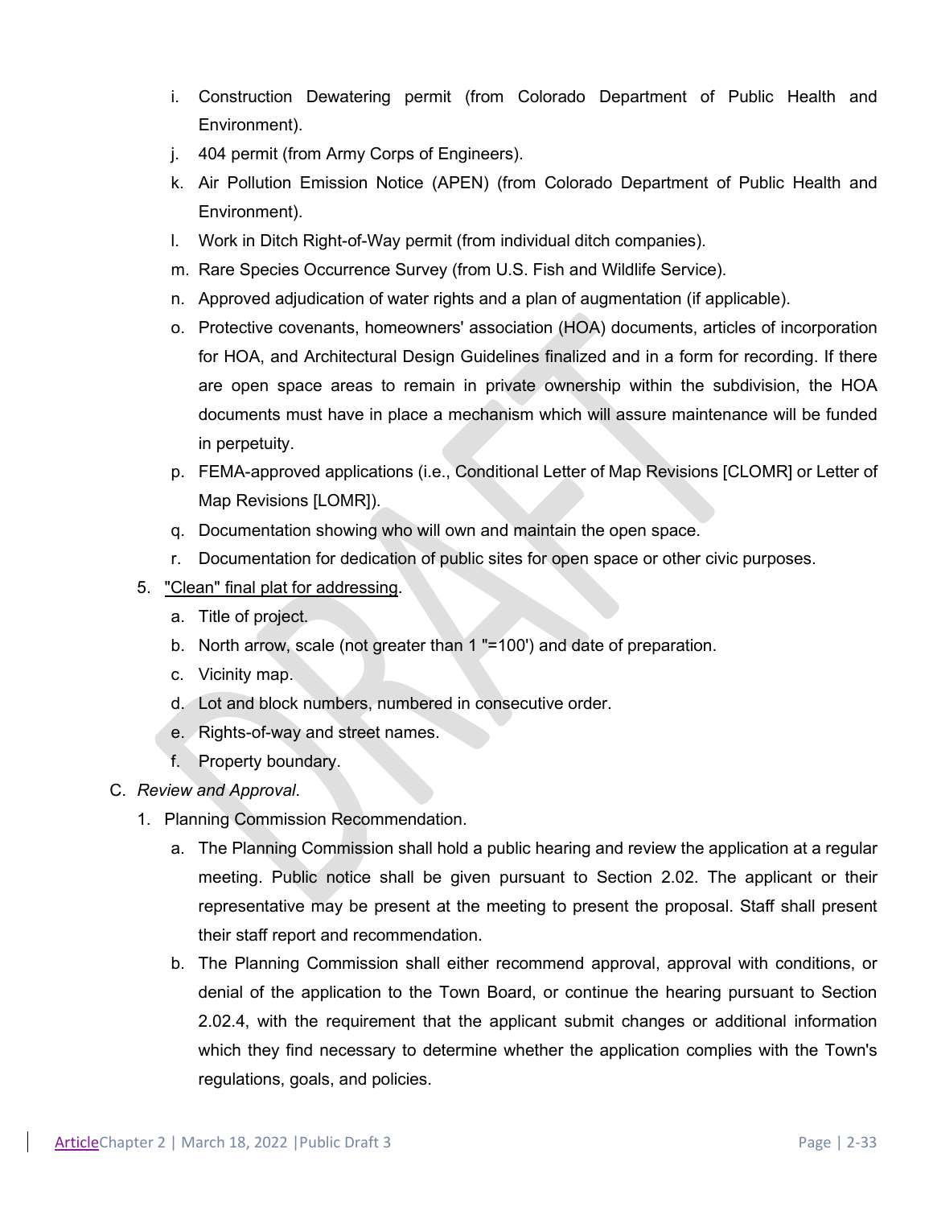i. Construction Dewatering permit (from Colorado Department of Public Health and Environment).
j. 404 permit (from Army Corps of Engineers).
k. Air Pollution Emission Notice (APEN) (from Colorado Department of Public Health and Environment).
l. Work in Ditch Right-of-Way permit (from individual ditch companies).
m. Rare Species Occurrence Survey (from U.S. Fish and Wildlife Service).
n. Approved adjudication of water rights and a plan of augmentation (if applicable).
o. Protective covenants, homeowners' association (HOA) documents, articles of incorporation for HOA, and Architectural Design Guidelines finalized and in a form for recording. If there are open space areas to remain in private ownership within the subdivision, the HOA documents must have in place a mechanism which will assure maintenance will be funded in perpetuity.
p. FEMA-approved applications (i.e., Conditional Letter of Map Revisions [CLOMR] or Letter of Map Revisions [LOMR]).
q. Documentation showing who will own and maintain the open space.
r. Documentation for dedication of public sites for open space or other civic purposes.

5. "Clean" final plat for addressing.
   a. Title of project.
   b. North arrow, scale (not greater than 1 "=100') and date of preparation.
   c. Vicinity map.
   d. Lot and block numbers, numbered in consecutive order.
   e. Rights-of-way and street names.
   f. Property boundary.

C. *Review and Approval*.
   1. Planning Commission Recommendation.
      a. The Planning Commission shall hold a public hearing and review the application at a regular meeting. Public notice shall be given pursuant to Section 2.02. The applicant or their representative may be present at the meeting to present the proposal. Staff shall present their staff report and recommendation.
      b. The Planning Commission shall either recommend approval, approval with conditions, or denial of the application to the Town Board, or continue the hearing pursuant to Section 2.02.4, with the requirement that the applicant submit changes or additional information which they find necessary to determine whether the application complies with the Town's regulations, goals, and policies.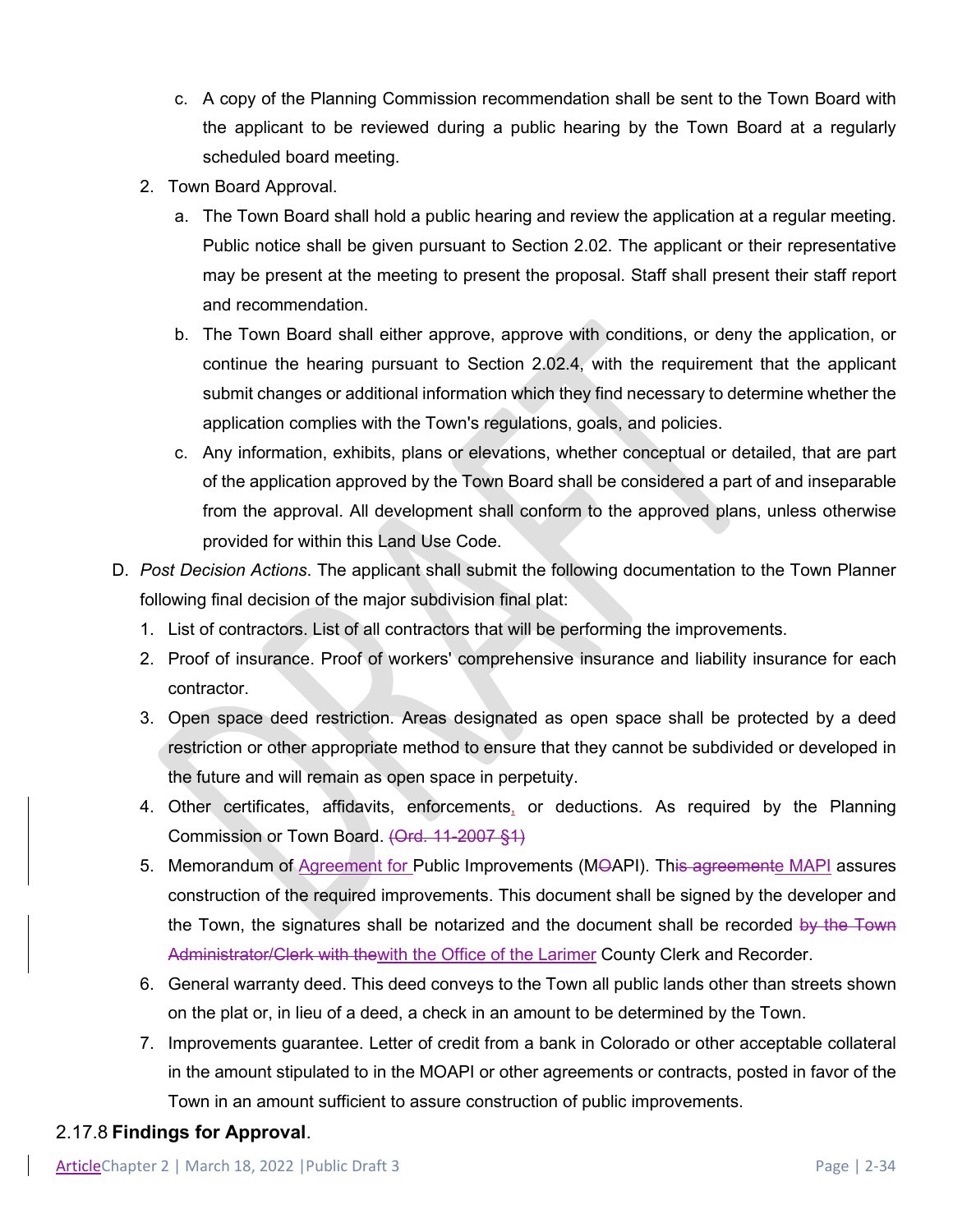c. A copy of the Planning Commission recommendation shall be sent to the Town Board with the applicant to be reviewed during a public hearing by the Town Board at a regularly scheduled board meeting.

2. Town Board Approval.

   a. The Town Board shall hold a public hearing and review the application at a regular meeting. Public notice shall be given pursuant to Section 2.02. The applicant or their representative may be present at the meeting to present the proposal. Staff shall present their staff report and recommendation.

   b. The Town Board shall either approve, approve with conditions, or deny the application, or continue the hearing pursuant to Section 2.02.4, with the requirement that the applicant submit changes or additional information which they find necessary to determine whether the application complies with the Town's regulations, goals, and policies.

   c. Any information, exhibits, plans or elevations, whether conceptual or detailed, that are part of the application approved by the Town Board shall be considered a part of and inseparable from the approval. All development shall conform to the approved plans, unless otherwise provided for within this Land Use Code.

D. *Post Decision Actions*. The applicant shall submit the following documentation to the Town Planner following final decision of the major subdivision final plat:

1. List of contractors. List of all contractors that will be performing the improvements.
2. Proof of insurance. Proof of workers' comprehensive insurance and liability insurance for each contractor.
3. Open space deed restriction. Areas designated as open space shall be protected by a deed restriction or other appropriate method to ensure that they cannot be subdivided or developed in the future and will remain as open space in perpetuity.
4. Other certificates, affidavits, enforcements, or deductions. As required by the Planning Commission or Town Board. ~~(Ord. 11-2007 §1)~~
5. Memorandum of Agreement for Public Improvements (M~~O~~API). Th~~is agreement~~e MAPI assures construction of the required improvements. This document shall be signed by the developer and the Town, the signatures shall be notarized and the document shall be recorded ~~by the Town Administrator/Clerk with the~~with the Office of the Larimer County Clerk and Recorder.
6. General warranty deed. This deed conveys to the Town all public lands other than streets shown on the plat or, in lieu of a deed, a check in an amount to be determined by the Town.
7. Improvements guarantee. Letter of credit from a bank in Colorado or other acceptable collateral in the amount stipulated to in the MOAPI or other agreements or contracts, posted in favor of the Town in an amount sufficient to assure construction of public improvements.

### 2.17.8 **Findings for Approval**.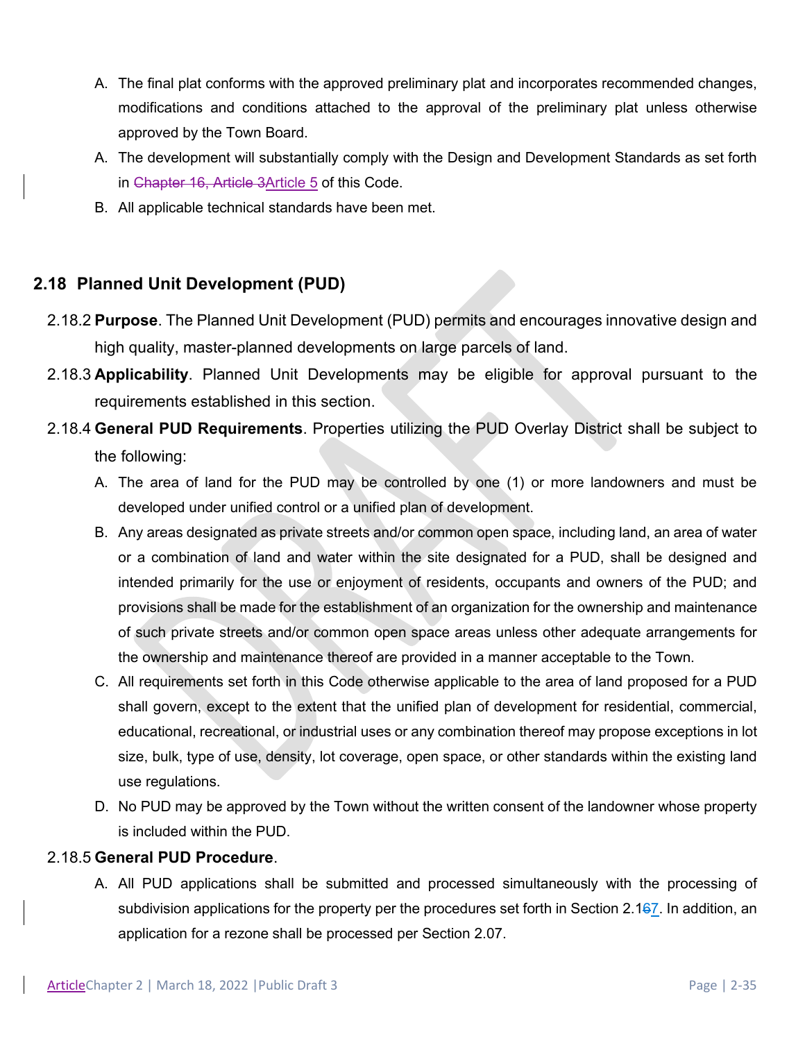A. The final plat conforms with the approved preliminary plat and incorporates recommended changes, modifications and conditions attached to the approval of the preliminary plat unless otherwise approved by the Town Board.

A. The development will substantially comply with the Design and Development Standards as set forth in ~~Chapter 16, Article 3~~Article 5 of this Code.

B. All applicable technical standards have been met.

## 2.18 Planned Unit Development (PUD)

2.18.2 **Purpose**. The Planned Unit Development (PUD) permits and encourages innovative design and high quality, master-planned developments on large parcels of land.

2.18.3 **Applicability**. Planned Unit Developments may be eligible for approval pursuant to the requirements established in this section.

2.18.4 **General PUD Requirements**. Properties utilizing the PUD Overlay District shall be subject to the following:

A. The area of land for the PUD may be controlled by one (1) or more landowners and must be developed under unified control or a unified plan of development.

B. Any areas designated as private streets and/or common open space, including land, an area of water or a combination of land and water within the site designated for a PUD, shall be designed and intended primarily for the use or enjoyment of residents, occupants and owners of the PUD; and provisions shall be made for the establishment of an organization for the ownership and maintenance of such private streets and/or common open space areas unless other adequate arrangements for the ownership and maintenance thereof are provided in a manner acceptable to the Town.

C. All requirements set forth in this Code otherwise applicable to the area of land proposed for a PUD shall govern, except to the extent that the unified plan of development for residential, commercial, educational, recreational, or industrial uses or any combination thereof may propose exceptions in lot size, bulk, type of use, density, lot coverage, open space, or other standards within the existing land use regulations.

D. No PUD may be approved by the Town without the written consent of the landowner whose property is included within the PUD.

2.18.5 **General PUD Procedure**.

A. All PUD applications shall be submitted and processed simultaneously with the processing of subdivision applications for the property per the procedures set forth in Section 2.1~~6~~7. In addition, an application for a rezone shall be processed per Section 2.07.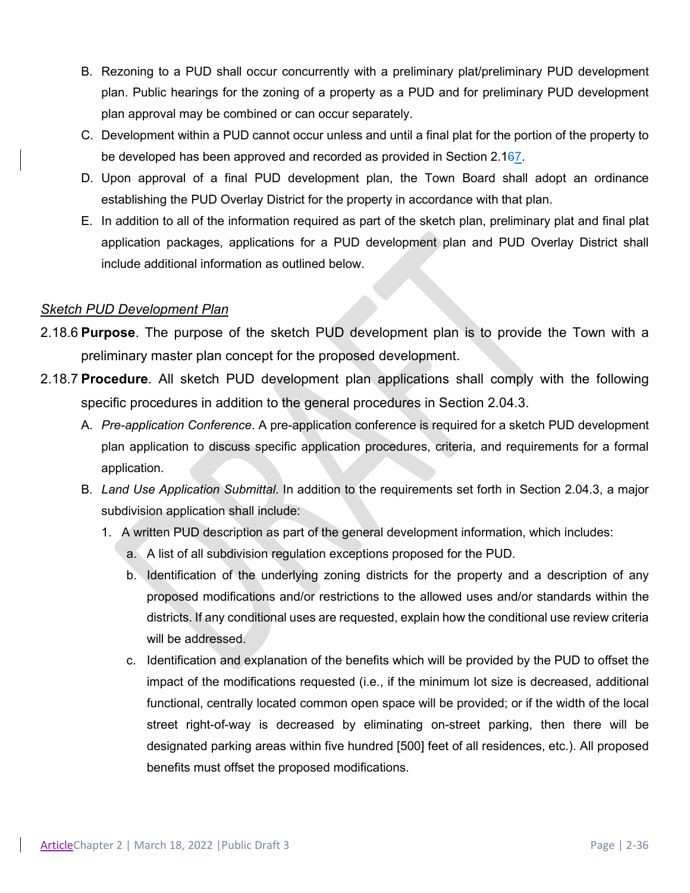B. Rezoning to a PUD shall occur concurrently with a preliminary plat/preliminary PUD development plan. Public hearings for the zoning of a property as a PUD and for preliminary PUD development plan approval may be combined or can occur separately.

C. Development within a PUD cannot occur unless and until a final plat for the portion of the property to be developed has been approved and recorded as provided in Section 2.1~~6~~7.

D. Upon approval of a final PUD development plan, the Town Board shall adopt an ordinance establishing the PUD Overlay District for the property in accordance with that plan.

E. In addition to all of the information required as part of the sketch plan, preliminary plat and final plat application packages, applications for a PUD development plan and PUD Overlay District shall include additional information as outlined below.

*Sketch PUD Development Plan*

2.18.6 **Purpose**. The purpose of the sketch PUD development plan is to provide the Town with a preliminary master plan concept for the proposed development.

2.18.7 **Procedure**. All sketch PUD development plan applications shall comply with the following specific procedures in addition to the general procedures in Section 2.04.3.

A. *Pre-application Conference*. A pre-application conference is required for a sketch PUD development plan application to discuss specific application procedures, criteria, and requirements for a formal application.

B. *Land Use Application Submittal*. In addition to the requirements set forth in Section 2.04.3, a major subdivision application shall include:

1. A written PUD description as part of the general development information, which includes:

   a. A list of all subdivision regulation exceptions proposed for the PUD.

   b. Identification of the underlying zoning districts for the property and a description of any proposed modifications and/or restrictions to the allowed uses and/or standards within the districts. If any conditional uses are requested, explain how the conditional use review criteria will be addressed.

   c. Identification and explanation of the benefits which will be provided by the PUD to offset the impact of the modifications requested (i.e., if the minimum lot size is decreased, additional functional, centrally located common open space will be provided; or if the width of the local street right-of-way is decreased by eliminating on-street parking, then there will be designated parking areas within five hundred [500] feet of all residences, etc.). All proposed benefits must offset the proposed modifications.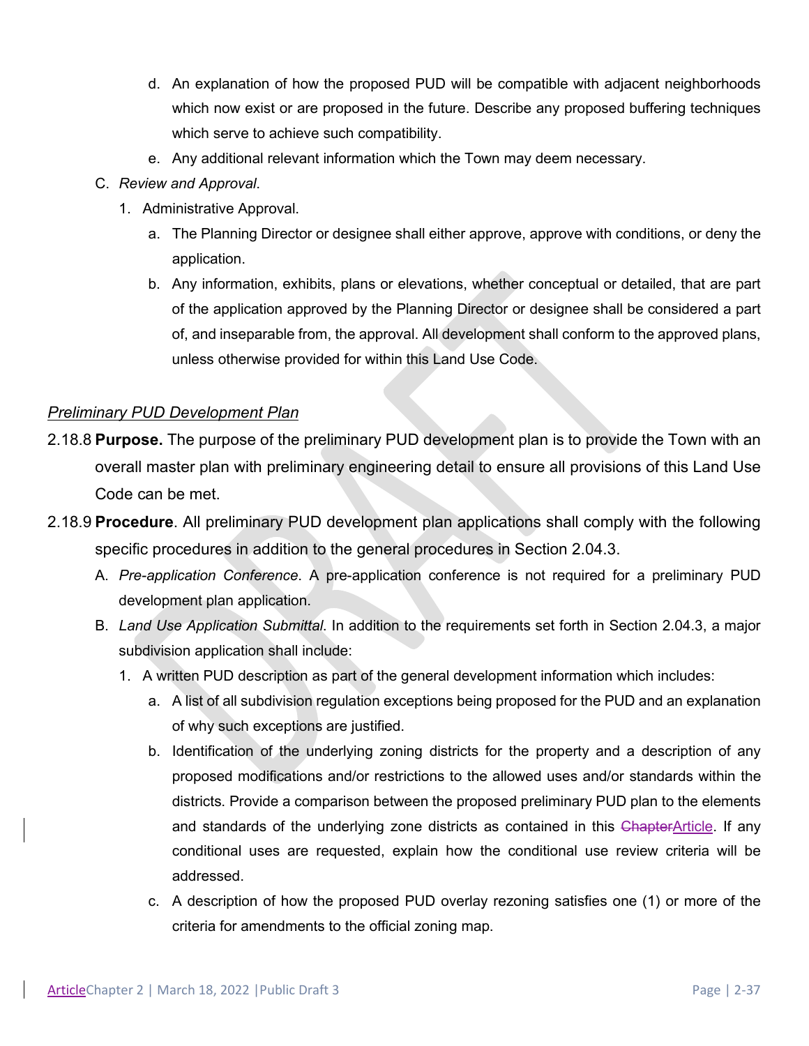d. An explanation of how the proposed PUD will be compatible with adjacent neighborhoods which now exist or are proposed in the future. Describe any proposed buffering techniques which serve to achieve such compatibility.
   e. Any additional relevant information which the Town may deem necessary.

C. *Review and Approval*.
   1. Administrative Approval.
      a. The Planning Director or designee shall either approve, approve with conditions, or deny the application.
      b. Any information, exhibits, plans or elevations, whether conceptual or detailed, that are part of the application approved by the Planning Director or designee shall be considered a part of, and inseparable from, the approval. All development shall conform to the approved plans, unless otherwise provided for within this Land Use Code.

*Preliminary PUD Development Plan*

2.18.8 **Purpose.** The purpose of the preliminary PUD development plan is to provide the Town with an overall master plan with preliminary engineering detail to ensure all provisions of this Land Use Code can be met.

2.18.9 **Procedure**. All preliminary PUD development plan applications shall comply with the following specific procedures in addition to the general procedures in Section 2.04.3.

A. *Pre-application Conference*. A pre-application conference is not required for a preliminary PUD development plan application.

B. *Land Use Application Submittal*. In addition to the requirements set forth in Section 2.04.3, a major subdivision application shall include:
   1. A written PUD description as part of the general development information which includes:
      a. A list of all subdivision regulation exceptions being proposed for the PUD and an explanation of why such exceptions are justified.
      b. Identification of the underlying zoning districts for the property and a description of any proposed modifications and/or restrictions to the allowed uses and/or standards within the districts. Provide a comparison between the proposed preliminary PUD plan to the elements and standards of the underlying zone districts as contained in this ~~Chapter~~Article. If any conditional uses are requested, explain how the conditional use review criteria will be addressed.
      c. A description of how the proposed PUD overlay rezoning satisfies one (1) or more of the criteria for amendments to the official zoning map.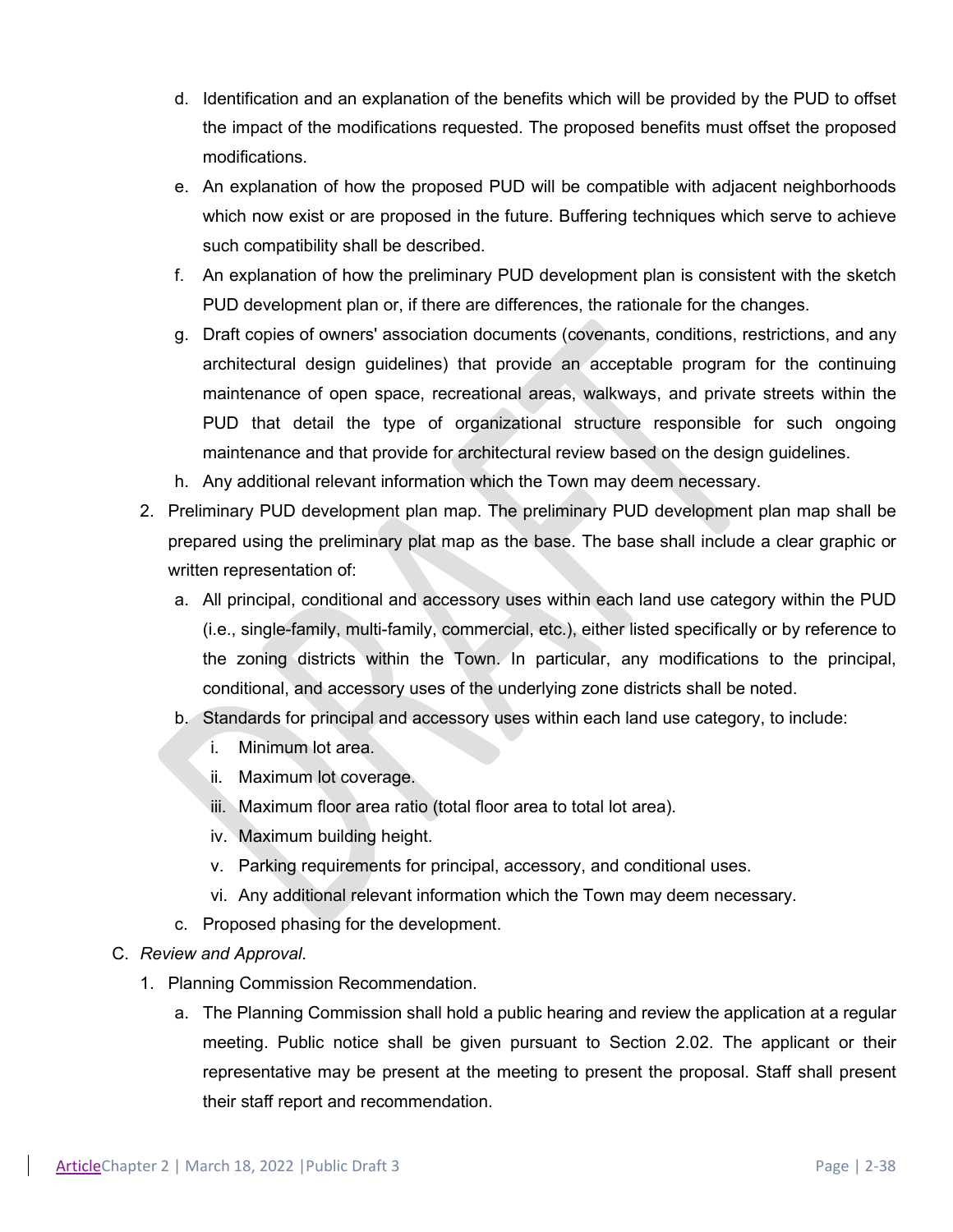d. Identification and an explanation of the benefits which will be provided by the PUD to offset the impact of the modifications requested. The proposed benefits must offset the proposed modifications.

e. An explanation of how the proposed PUD will be compatible with adjacent neighborhoods which now exist or are proposed in the future. Buffering techniques which serve to achieve such compatibility shall be described.

f. An explanation of how the preliminary PUD development plan is consistent with the sketch PUD development plan or, if there are differences, the rationale for the changes.

g. Draft copies of owners' association documents (covenants, conditions, restrictions, and any architectural design guidelines) that provide an acceptable program for the continuing maintenance of open space, recreational areas, walkways, and private streets within the PUD that detail the type of organizational structure responsible for such ongoing maintenance and that provide for architectural review based on the design guidelines.

h. Any additional relevant information which the Town may deem necessary.

2. Preliminary PUD development plan map. The preliminary PUD development plan map shall be prepared using the preliminary plat map as the base. The base shall include a clear graphic or written representation of:

   a. All principal, conditional and accessory uses within each land use category within the PUD (i.e., single-family, multi-family, commercial, etc.), either listed specifically or by reference to the zoning districts within the Town. In particular, any modifications to the principal, conditional, and accessory uses of the underlying zone districts shall be noted.

   b. Standards for principal and accessory uses within each land use category, to include:

      i. Minimum lot area.

      ii. Maximum lot coverage.

      iii. Maximum floor area ratio (total floor area to total lot area).

      iv. Maximum building height.

      v. Parking requirements for principal, accessory, and conditional uses.

      vi. Any additional relevant information which the Town may deem necessary.

   c. Proposed phasing for the development.

C. *Review and Approval*.

1. Planning Commission Recommendation.

   a. The Planning Commission shall hold a public hearing and review the application at a regular meeting. Public notice shall be given pursuant to Section 2.02. The applicant or their representative may be present at the meeting to present the proposal. Staff shall present their staff report and recommendation.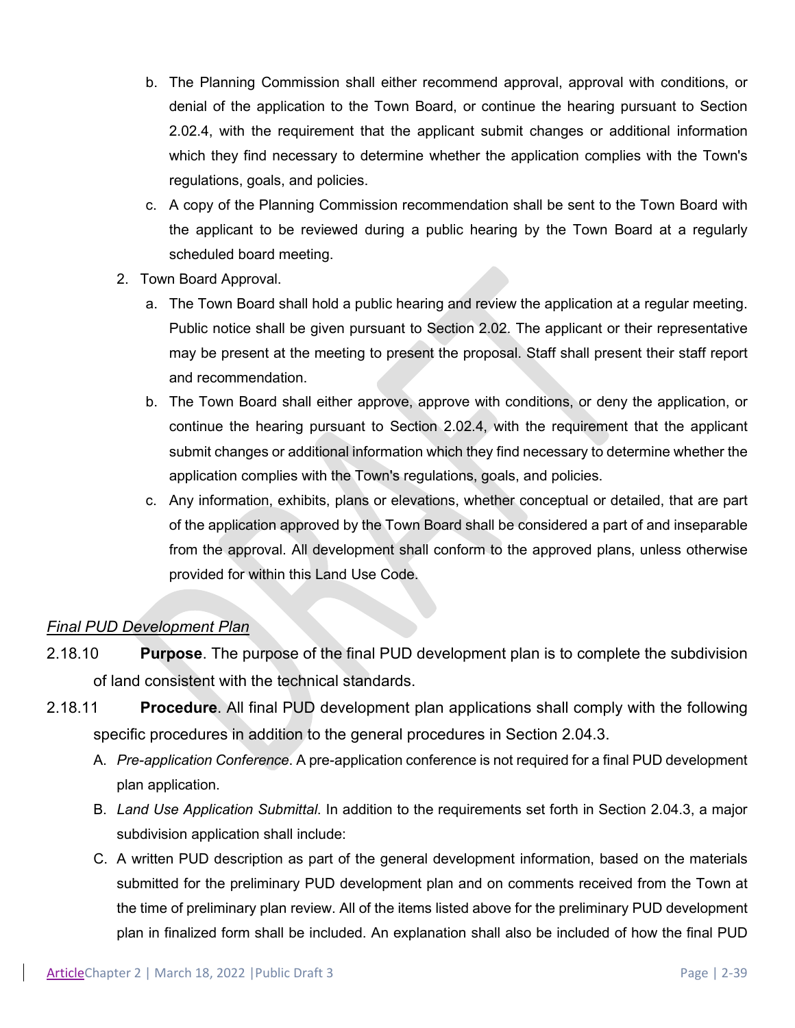b. The Planning Commission shall either recommend approval, approval with conditions, or denial of the application to the Town Board, or continue the hearing pursuant to Section 2.02.4, with the requirement that the applicant submit changes or additional information which they find necessary to determine whether the application complies with the Town's regulations, goals, and policies.

c. A copy of the Planning Commission recommendation shall be sent to the Town Board with the applicant to be reviewed during a public hearing by the Town Board at a regularly scheduled board meeting.

2. Town Board Approval.

a. The Town Board shall hold a public hearing and review the application at a regular meeting. Public notice shall be given pursuant to Section 2.02. The applicant or their representative may be present at the meeting to present the proposal. Staff shall present their staff report and recommendation.

b. The Town Board shall either approve, approve with conditions, or deny the application, or continue the hearing pursuant to Section 2.02.4, with the requirement that the applicant submit changes or additional information which they find necessary to determine whether the application complies with the Town's regulations, goals, and policies.

c. Any information, exhibits, plans or elevations, whether conceptual or detailed, that are part of the application approved by the Town Board shall be considered a part of and inseparable from the approval. All development shall conform to the approved plans, unless otherwise provided for within this Land Use Code.

*Final PUD Development Plan*

2.18.10 **Purpose**. The purpose of the final PUD development plan is to complete the subdivision of land consistent with the technical standards.

2.18.11 **Procedure**. All final PUD development plan applications shall comply with the following specific procedures in addition to the general procedures in Section 2.04.3.

A. *Pre-application Conference*. A pre-application conference is not required for a final PUD development plan application.

B. *Land Use Application Submittal*. In addition to the requirements set forth in Section 2.04.3, a major subdivision application shall include:

C. A written PUD description as part of the general development information, based on the materials submitted for the preliminary PUD development plan and on comments received from the Town at the time of preliminary plan review. All of the items listed above for the preliminary PUD development plan in finalized form shall be included. An explanation shall also be included of how the final PUD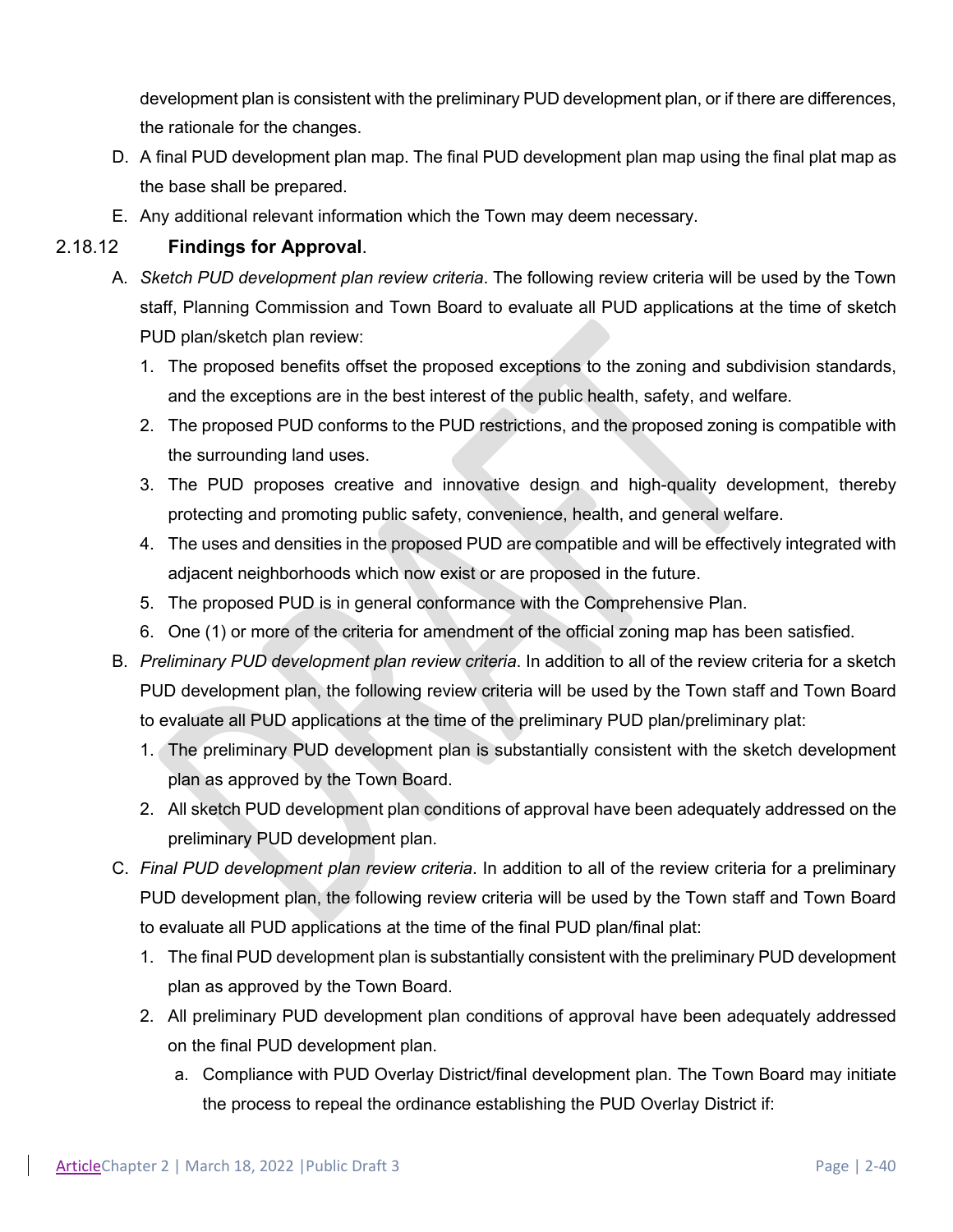development plan is consistent with the preliminary PUD development plan, or if there are differences, the rationale for the changes.

D. A final PUD development plan map. The final PUD development plan map using the final plat map as the base shall be prepared.

E. Any additional relevant information which the Town may deem necessary.

### 2.18.12 **Findings for Approval**.

A. *Sketch PUD development plan review criteria*. The following review criteria will be used by the Town staff, Planning Commission and Town Board to evaluate all PUD applications at the time of sketch PUD plan/sketch plan review:

1. The proposed benefits offset the proposed exceptions to the zoning and subdivision standards, and the exceptions are in the best interest of the public health, safety, and welfare.
2. The proposed PUD conforms to the PUD restrictions, and the proposed zoning is compatible with the surrounding land uses.
3. The PUD proposes creative and innovative design and high-quality development, thereby protecting and promoting public safety, convenience, health, and general welfare.
4. The uses and densities in the proposed PUD are compatible and will be effectively integrated with adjacent neighborhoods which now exist or are proposed in the future.
5. The proposed PUD is in general conformance with the Comprehensive Plan.
6. One (1) or more of the criteria for amendment of the official zoning map has been satisfied.

B. *Preliminary PUD development plan review criteria*. In addition to all of the review criteria for a sketch PUD development plan, the following review criteria will be used by the Town staff and Town Board to evaluate all PUD applications at the time of the preliminary PUD plan/preliminary plat:

1. The preliminary PUD development plan is substantially consistent with the sketch development plan as approved by the Town Board.
2. All sketch PUD development plan conditions of approval have been adequately addressed on the preliminary PUD development plan.

C. *Final PUD development plan review criteria*. In addition to all of the review criteria for a preliminary PUD development plan, the following review criteria will be used by the Town staff and Town Board to evaluate all PUD applications at the time of the final PUD plan/final plat:

1. The final PUD development plan is substantially consistent with the preliminary PUD development plan as approved by the Town Board.
2. All preliminary PUD development plan conditions of approval have been adequately addressed on the final PUD development plan.
   a. Compliance with PUD Overlay District/final development plan. The Town Board may initiate the process to repeal the ordinance establishing the PUD Overlay District if: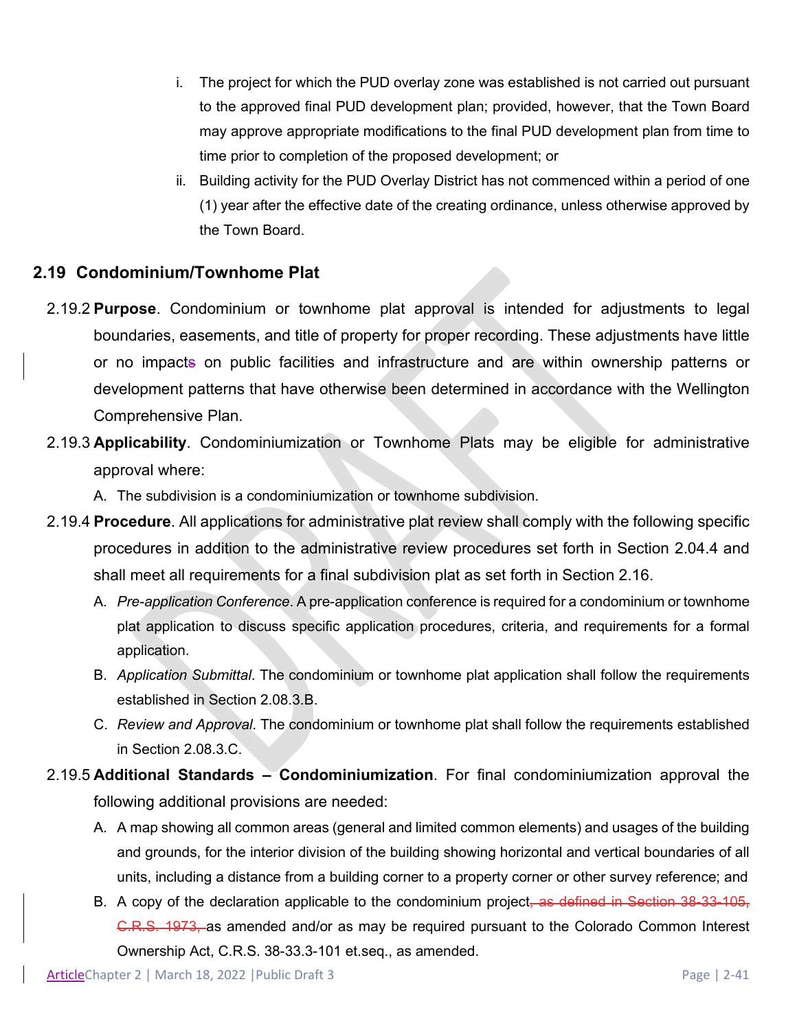i. The project for which the PUD overlay zone was established is not carried out pursuant to the approved final PUD development plan; provided, however, that the Town Board may approve appropriate modifications to the final PUD development plan from time to time prior to completion of the proposed development; or

ii. Building activity for the PUD Overlay District has not commenced within a period of one (1) year after the effective date of the creating ordinance, unless otherwise approved by the Town Board.

## 2.19 Condominium/Townhome Plat

2.19.2 **Purpose**. Condominium or townhome plat approval is intended for adjustments to legal boundaries, easements, and title of property for proper recording. These adjustments have little or no impacts on public facilities and infrastructure and are within ownership patterns or development patterns that have otherwise been determined in accordance with the Wellington Comprehensive Plan.

2.19.3 **Applicability**. Condominiumization or Townhome Plats may be eligible for administrative approval where:

A. The subdivision is a condominiumization or townhome subdivision.

2.19.4 **Procedure**. All applications for administrative plat review shall comply with the following specific procedures in addition to the administrative review procedures set forth in Section 2.04.4 and shall meet all requirements for a final subdivision plat as set forth in Section 2.16.

A. *Pre-application Conference*. A pre-application conference is required for a condominium or townhome plat application to discuss specific application procedures, criteria, and requirements for a formal application.

B. *Application Submittal*. The condominium or townhome plat application shall follow the requirements established in Section 2.08.3.B.

C. *Review and Approval*. The condominium or townhome plat shall follow the requirements established in Section 2.08.3.C.

2.19.5 **Additional Standards – Condominiumization**. For final condominiumization approval the following additional provisions are needed:

A. A map showing all common areas (general and limited common elements) and usages of the building and grounds, for the interior division of the building showing horizontal and vertical boundaries of all units, including a distance from a building corner to a property corner or other survey reference; and

B. A copy of the declaration applicable to the condominium project~~, as defined in Section 38-33-105, C.R.S. 1973,~~ as amended and/or as may be required pursuant to the Colorado Common Interest Ownership Act, C.R.S. 38-33.3-101 et.seq., as amended.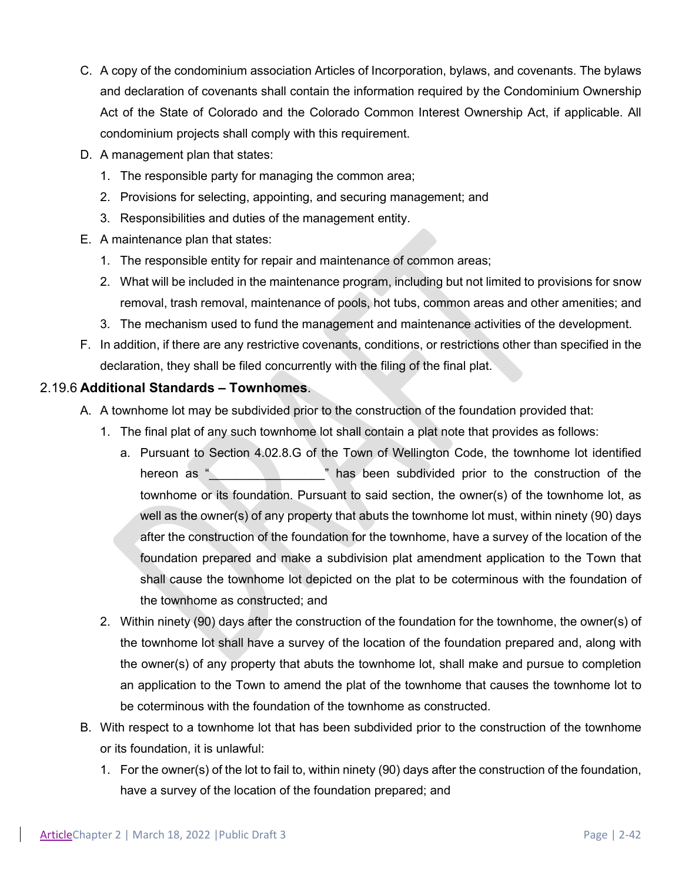C. A copy of the condominium association Articles of Incorporation, bylaws, and covenants. The bylaws and declaration of covenants shall contain the information required by the Condominium Ownership Act of the State of Colorado and the Colorado Common Interest Ownership Act, if applicable. All condominium projects shall comply with this requirement.

D. A management plan that states:

   1. The responsible party for managing the common area;
   2. Provisions for selecting, appointing, and securing management; and
   3. Responsibilities and duties of the management entity.

E. A maintenance plan that states:

   1. The responsible entity for repair and maintenance of common areas;
   2. What will be included in the maintenance program, including but not limited to provisions for snow removal, trash removal, maintenance of pools, hot tubs, common areas and other amenities; and
   3. The mechanism used to fund the management and maintenance activities of the development.

F. In addition, if there are any restrictive covenants, conditions, or restrictions other than specified in the declaration, they shall be filed concurrently with the filing of the final plat.

### 2.19.6 **Additional Standards – Townhomes**.

A. A townhome lot may be subdivided prior to the construction of the foundation provided that:

   1. The final plat of any such townhome lot shall contain a plat note that provides as follows:

      a. Pursuant to Section 4.02.8.G of the Town of Wellington Code, the townhome lot identified hereon as "_________________" has been subdivided prior to the construction of the townhome or its foundation. Pursuant to said section, the owner(s) of the townhome lot, as well as the owner(s) of any property that abuts the townhome lot must, within ninety (90) days after the construction of the foundation for the townhome, have a survey of the location of the foundation prepared and make a subdivision plat amendment application to the Town that shall cause the townhome lot depicted on the plat to be coterminous with the foundation of the townhome as constructed; and

   2. Within ninety (90) days after the construction of the foundation for the townhome, the owner(s) of the townhome lot shall have a survey of the location of the foundation prepared and, along with the owner(s) of any property that abuts the townhome lot, shall make and pursue to completion an application to the Town to amend the plat of the townhome that causes the townhome lot to be coterminous with the foundation of the townhome as constructed.

B. With respect to a townhome lot that has been subdivided prior to the construction of the townhome or its foundation, it is unlawful:

   1. For the owner(s) of the lot to fail to, within ninety (90) days after the construction of the foundation, have a survey of the location of the foundation prepared; and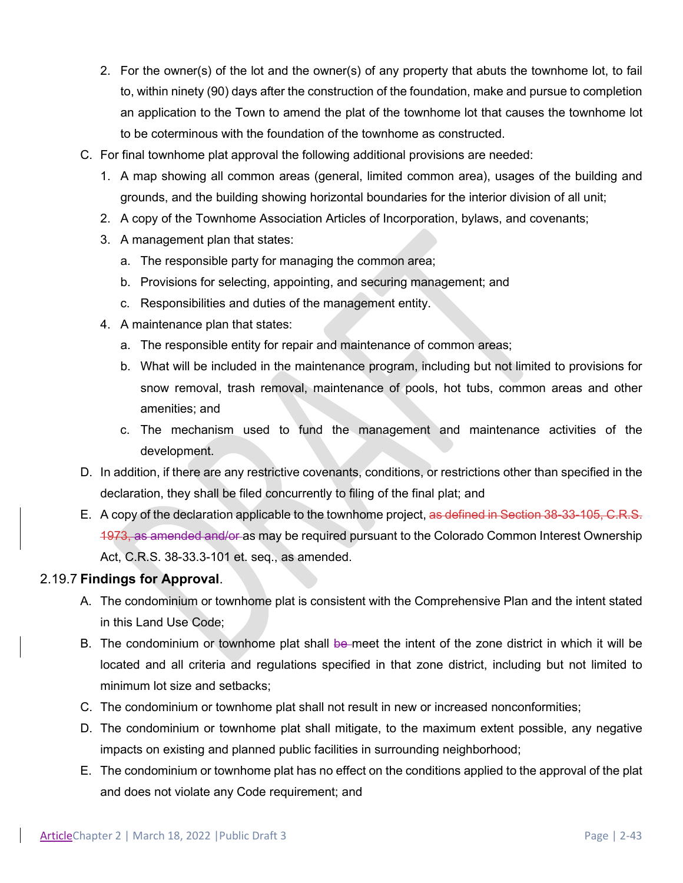2. For the owner(s) of the lot and the owner(s) of any property that abuts the townhome lot, to fail to, within ninety (90) days after the construction of the foundation, make and pursue to completion an application to the Town to amend the plat of the townhome lot that causes the townhome lot to be coterminous with the foundation of the townhome as constructed.

C. For final townhome plat approval the following additional provisions are needed:

1. A map showing all common areas (general, limited common area), usages of the building and grounds, and the building showing horizontal boundaries for the interior division of all unit;
2. A copy of the Townhome Association Articles of Incorporation, bylaws, and covenants;
3. A management plan that states:
   a. The responsible party for managing the common area;
   b. Provisions for selecting, appointing, and securing management; and
   c. Responsibilities and duties of the management entity.
4. A maintenance plan that states:
   a. The responsible entity for repair and maintenance of common areas;
   b. What will be included in the maintenance program, including but not limited to provisions for snow removal, trash removal, maintenance of pools, hot tubs, common areas and other amenities; and
   c. The mechanism used to fund the management and maintenance activities of the development.

D. In addition, if there are any restrictive covenants, conditions, or restrictions other than specified in the declaration, they shall be filed concurrently to filing of the final plat; and

E. A copy of the declaration applicable to the townhome project, ~~as defined in Section 38-33-105, C.R.S. 1973, as amended and/or~~ as may be required pursuant to the Colorado Common Interest Ownership Act, C.R.S. 38-33.3-101 et. seq., as amended.

## 2.19.7 Findings for Approval.

A. The condominium or townhome plat is consistent with the Comprehensive Plan and the intent stated in this Land Use Code;

B. The condominium or townhome plat shall ~~be~~ meet the intent of the zone district in which it will be located and all criteria and regulations specified in that zone district, including but not limited to minimum lot size and setbacks;

C. The condominium or townhome plat shall not result in new or increased nonconformities;

D. The condominium or townhome plat shall mitigate, to the maximum extent possible, any negative impacts on existing and planned public facilities in surrounding neighborhood;

E. The condominium or townhome plat has no effect on the conditions applied to the approval of the plat and does not violate any Code requirement; and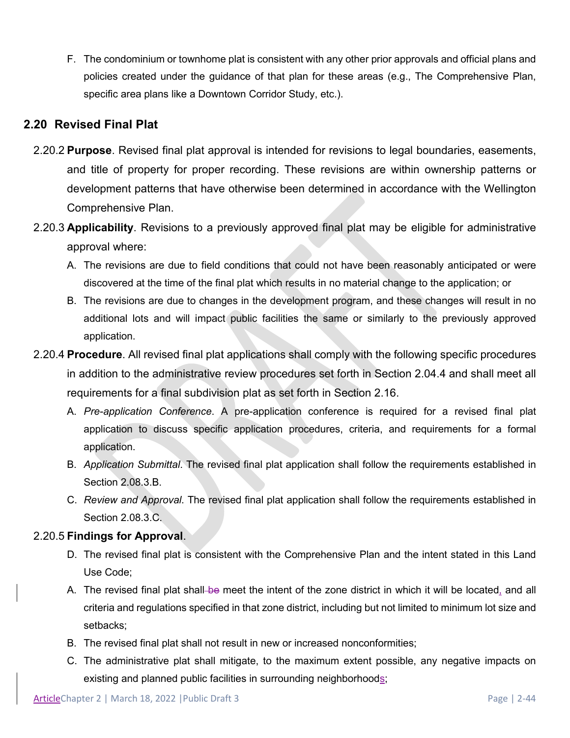F. The condominium or townhome plat is consistent with any other prior approvals and official plans and policies created under the guidance of that plan for these areas (e.g., The Comprehensive Plan, specific area plans like a Downtown Corridor Study, etc.).

## 2.20 Revised Final Plat

2.20.2 **Purpose**. Revised final plat approval is intended for revisions to legal boundaries, easements, and title of property for proper recording. These revisions are within ownership patterns or development patterns that have otherwise been determined in accordance with the Wellington Comprehensive Plan.

2.20.3 **Applicability**. Revisions to a previously approved final plat may be eligible for administrative approval where:

A. The revisions are due to field conditions that could not have been reasonably anticipated or were discovered at the time of the final plat which results in no material change to the application; or

B. The revisions are due to changes in the development program, and these changes will result in no additional lots and will impact public facilities the same or similarly to the previously approved application.

2.20.4 **Procedure**. All revised final plat applications shall comply with the following specific procedures in addition to the administrative review procedures set forth in Section 2.04.4 and shall meet all requirements for a final subdivision plat as set forth in Section 2.16.

A. *Pre-application Conference*. A pre-application conference is required for a revised final plat application to discuss specific application procedures, criteria, and requirements for a formal application.

B. *Application Submittal*. The revised final plat application shall follow the requirements established in Section 2.08.3.B.

C. *Review and Approval*. The revised final plat application shall follow the requirements established in Section 2.08.3.C.

2.20.5 **Findings for Approval**.

D. The revised final plat is consistent with the Comprehensive Plan and the intent stated in this Land Use Code;

A. The revised final plat shall ~~be~~ meet the intent of the zone district in which it will be located, and all criteria and regulations specified in that zone district, including but not limited to minimum lot size and setbacks;

B. The revised final plat shall not result in new or increased nonconformities;

C. The administrative plat shall mitigate, to the maximum extent possible, any negative impacts on existing and planned public facilities in surrounding neighborhoods;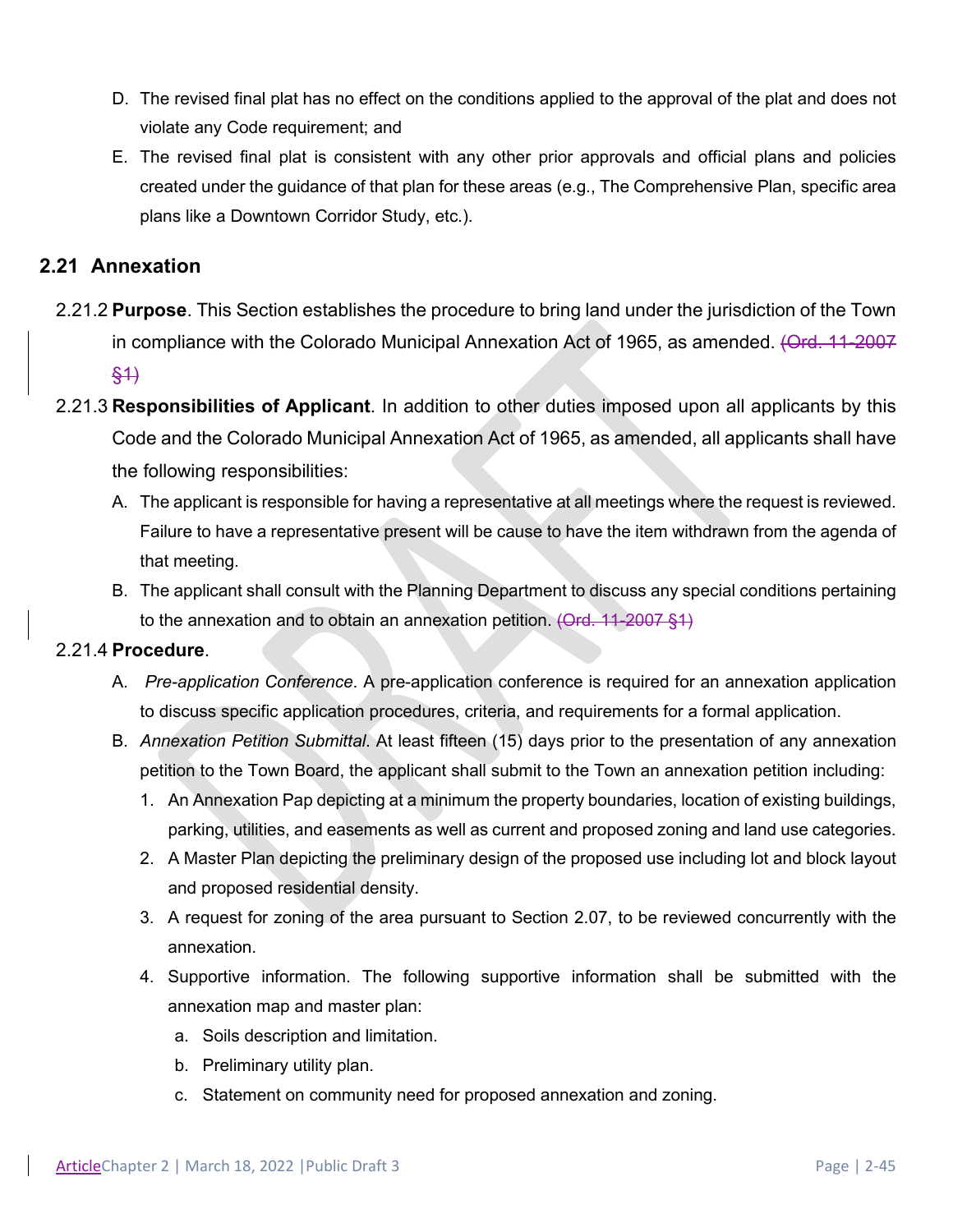D. The revised final plat has no effect on the conditions applied to the approval of the plat and does not violate any Code requirement; and

E. The revised final plat is consistent with any other prior approvals and official plans and policies created under the guidance of that plan for these areas (e.g., The Comprehensive Plan, specific area plans like a Downtown Corridor Study, etc.).

## 2.21 Annexation

2.21.2 **Purpose**. This Section establishes the procedure to bring land under the jurisdiction of the Town in compliance with the Colorado Municipal Annexation Act of 1965, as amended. ~~(Ord. 11-2007 §1)~~

2.21.3 **Responsibilities of Applicant**. In addition to other duties imposed upon all applicants by this Code and the Colorado Municipal Annexation Act of 1965, as amended, all applicants shall have the following responsibilities:

A. The applicant is responsible for having a representative at all meetings where the request is reviewed. Failure to have a representative present will be cause to have the item withdrawn from the agenda of that meeting.

B. The applicant shall consult with the Planning Department to discuss any special conditions pertaining to the annexation and to obtain an annexation petition. ~~(Ord. 11-2007 §1)~~

2.21.4 **Procedure**.

A. *Pre-application Conference*. A pre-application conference is required for an annexation application to discuss specific application procedures, criteria, and requirements for a formal application.

B. *Annexation Petition Submittal*. At least fifteen (15) days prior to the presentation of any annexation petition to the Town Board, the applicant shall submit to the Town an annexation petition including:

1. An Annexation Pap depicting at a minimum the property boundaries, location of existing buildings, parking, utilities, and easements as well as current and proposed zoning and land use categories.
2. A Master Plan depicting the preliminary design of the proposed use including lot and block layout and proposed residential density.
3. A request for zoning of the area pursuant to Section 2.07, to be reviewed concurrently with the annexation.
4. Supportive information. The following supportive information shall be submitted with the annexation map and master plan:
   a. Soils description and limitation.
   b. Preliminary utility plan.
   c. Statement on community need for proposed annexation and zoning.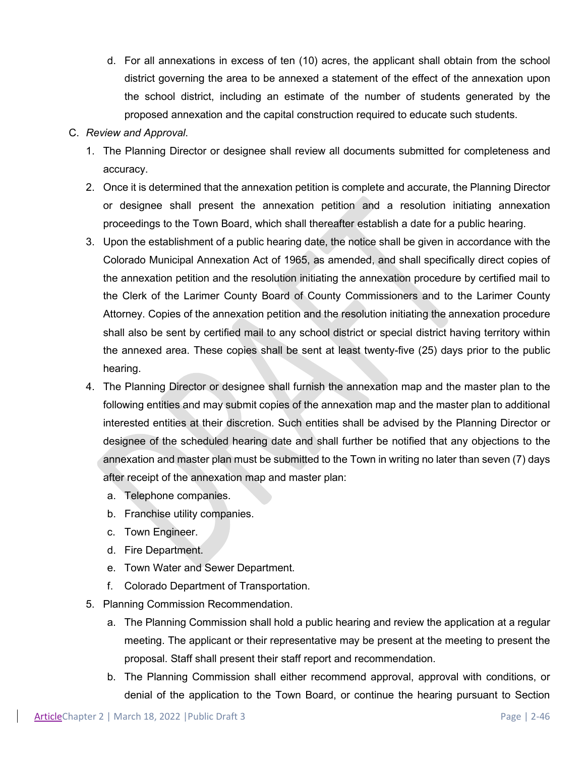d. For all annexations in excess of ten (10) acres, the applicant shall obtain from the school district governing the area to be annexed a statement of the effect of the annexation upon the school district, including an estimate of the number of students generated by the proposed annexation and the capital construction required to educate such students.

C. *Review and Approval*.

1. The Planning Director or designee shall review all documents submitted for completeness and accuracy.
2. Once it is determined that the annexation petition is complete and accurate, the Planning Director or designee shall present the annexation petition and a resolution initiating annexation proceedings to the Town Board, which shall thereafter establish a date for a public hearing.
3. Upon the establishment of a public hearing date, the notice shall be given in accordance with the Colorado Municipal Annexation Act of 1965, as amended, and shall specifically direct copies of the annexation petition and the resolution initiating the annexation procedure by certified mail to the Clerk of the Larimer County Board of County Commissioners and to the Larimer County Attorney. Copies of the annexation petition and the resolution initiating the annexation procedure shall also be sent by certified mail to any school district or special district having territory within the annexed area. These copies shall be sent at least twenty-five (25) days prior to the public hearing.
4. The Planning Director or designee shall furnish the annexation map and the master plan to the following entities and may submit copies of the annexation map and the master plan to additional interested entities at their discretion. Such entities shall be advised by the Planning Director or designee of the scheduled hearing date and shall further be notified that any objections to the annexation and master plan must be submitted to the Town in writing no later than seven (7) days after receipt of the annexation map and master plan:
   a. Telephone companies.
   b. Franchise utility companies.
   c. Town Engineer.
   d. Fire Department.
   e. Town Water and Sewer Department.
   f. Colorado Department of Transportation.
5. Planning Commission Recommendation.
   a. The Planning Commission shall hold a public hearing and review the application at a regular meeting. The applicant or their representative may be present at the meeting to present the proposal. Staff shall present their staff report and recommendation.
   b. The Planning Commission shall either recommend approval, approval with conditions, or denial of the application to the Town Board, or continue the hearing pursuant to Section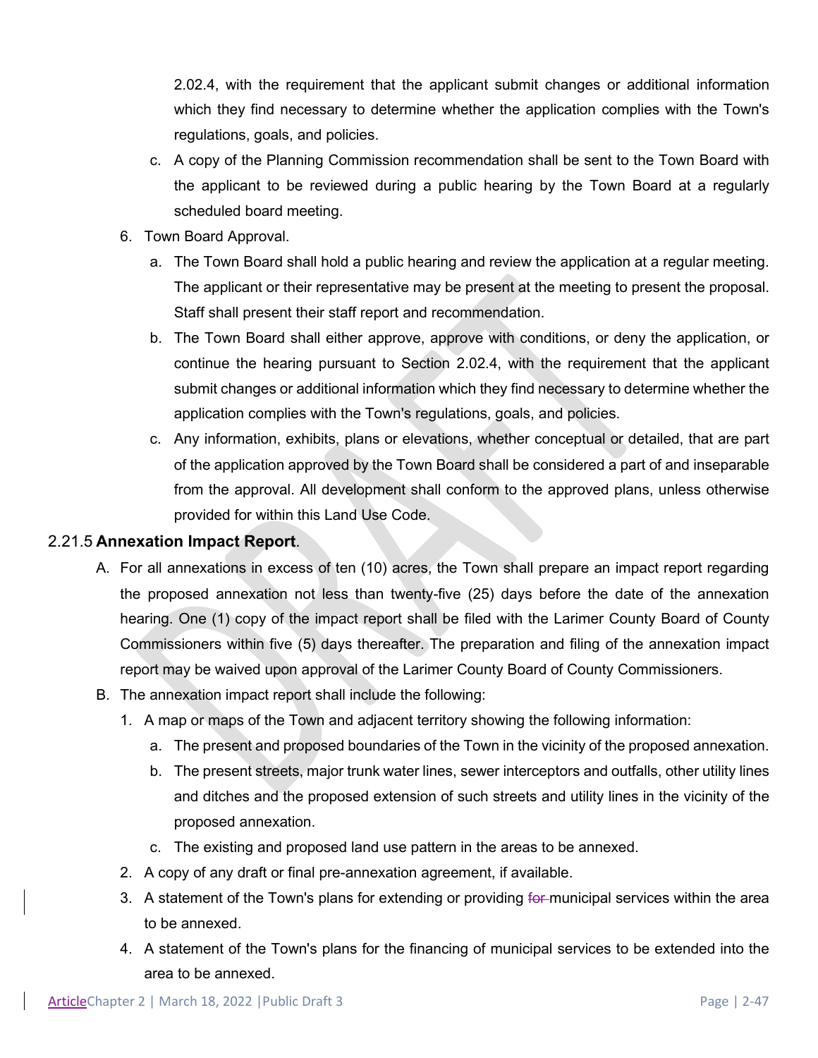2.02.4, with the requirement that the applicant submit changes or additional information which they find necessary to determine whether the application complies with the Town's regulations, goals, and policies.

c. A copy of the Planning Commission recommendation shall be sent to the Town Board with the applicant to be reviewed during a public hearing by the Town Board at a regularly scheduled board meeting.

6. Town Board Approval.
   a. The Town Board shall hold a public hearing and review the application at a regular meeting. The applicant or their representative may be present at the meeting to present the proposal. Staff shall present their staff report and recommendation.
   b. The Town Board shall either approve, approve with conditions, or deny the application, or continue the hearing pursuant to Section 2.02.4, with the requirement that the applicant submit changes or additional information which they find necessary to determine whether the application complies with the Town's regulations, goals, and policies.
   c. Any information, exhibits, plans or elevations, whether conceptual or detailed, that are part of the application approved by the Town Board shall be considered a part of and inseparable from the approval. All development shall conform to the approved plans, unless otherwise provided for within this Land Use Code.

2.21.5 **Annexation Impact Report**.

A. For all annexations in excess of ten (10) acres, the Town shall prepare an impact report regarding the proposed annexation not less than twenty-five (25) days before the date of the annexation hearing. One (1) copy of the impact report shall be filed with the Larimer County Board of County Commissioners within five (5) days thereafter. The preparation and filing of the annexation impact report may be waived upon approval of the Larimer County Board of County Commissioners.

B. The annexation impact report shall include the following:
   1. A map or maps of the Town and adjacent territory showing the following information:
      a. The present and proposed boundaries of the Town in the vicinity of the proposed annexation.
      b. The present streets, major trunk water lines, sewer interceptors and outfalls, other utility lines and ditches and the proposed extension of such streets and utility lines in the vicinity of the proposed annexation.
      c. The existing and proposed land use pattern in the areas to be annexed.
   2. A copy of any draft or final pre-annexation agreement, if available.
   3. A statement of the Town's plans for extending or providing ~~for~~ municipal services within the area to be annexed.
   4. A statement of the Town's plans for the financing of municipal services to be extended into the area to be annexed.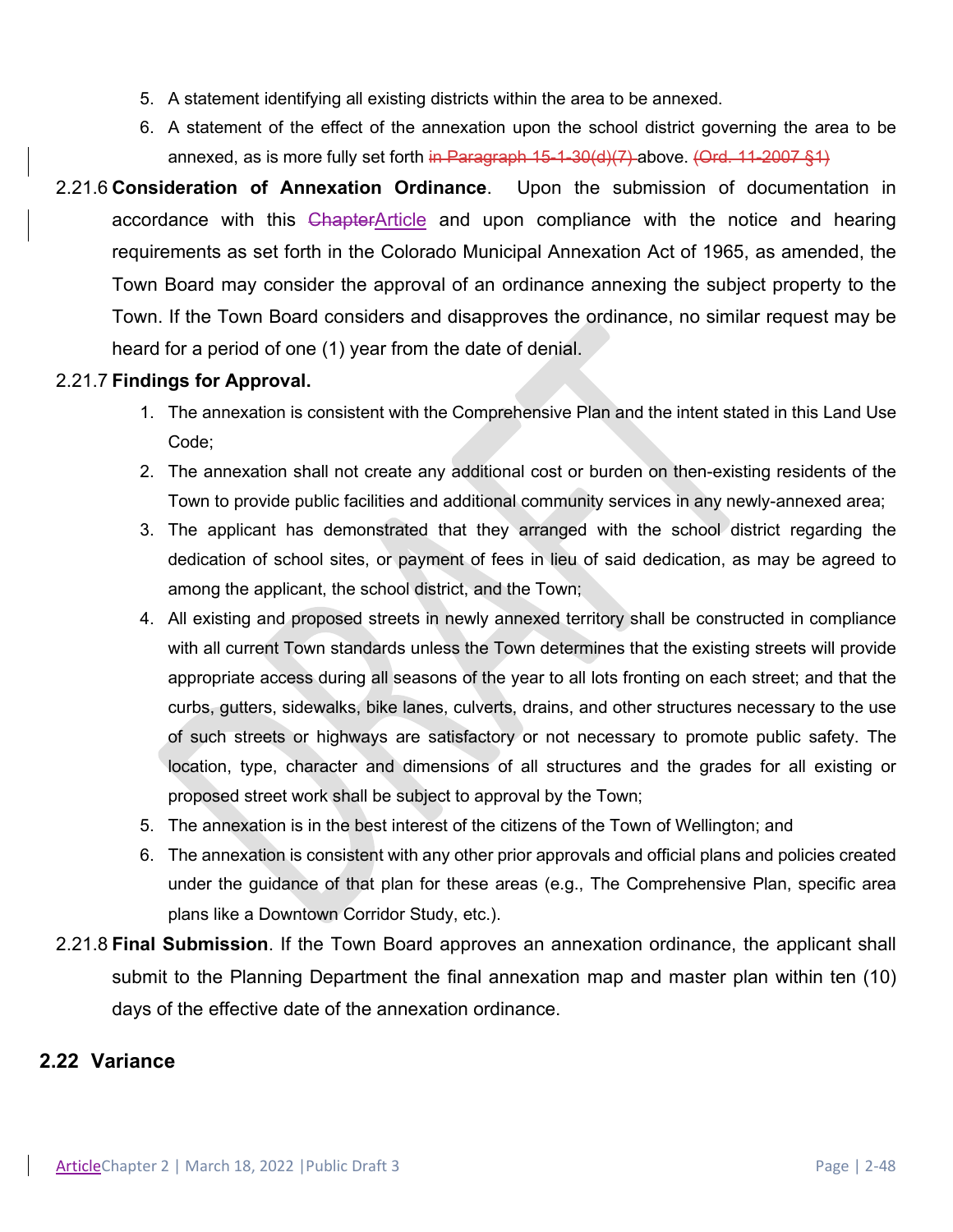5. A statement identifying all existing districts within the area to be annexed.
6. A statement of the effect of the annexation upon the school district governing the area to be annexed, as is more fully set forth ~~in Paragraph 15-1-30(d)(7)~~ above. ~~(Ord. 11-2007 §1)~~

2.21.6 **Consideration of Annexation Ordinance**. Upon the submission of documentation in accordance with this ~~Chapter~~Article and upon compliance with the notice and hearing requirements as set forth in the Colorado Municipal Annexation Act of 1965, as amended, the Town Board may consider the approval of an ordinance annexing the subject property to the Town. If the Town Board considers and disapproves the ordinance, no similar request may be heard for a period of one (1) year from the date of denial.

2.21.7 **Findings for Approval.**

1. The annexation is consistent with the Comprehensive Plan and the intent stated in this Land Use Code;
2. The annexation shall not create any additional cost or burden on then-existing residents of the Town to provide public facilities and additional community services in any newly-annexed area;
3. The applicant has demonstrated that they arranged with the school district regarding the dedication of school sites, or payment of fees in lieu of said dedication, as may be agreed to among the applicant, the school district, and the Town;
4. All existing and proposed streets in newly annexed territory shall be constructed in compliance with all current Town standards unless the Town determines that the existing streets will provide appropriate access during all seasons of the year to all lots fronting on each street; and that the curbs, gutters, sidewalks, bike lanes, culverts, drains, and other structures necessary to the use of such streets or highways are satisfactory or not necessary to promote public safety. The location, type, character and dimensions of all structures and the grades for all existing or proposed street work shall be subject to approval by the Town;
5. The annexation is in the best interest of the citizens of the Town of Wellington; and
6. The annexation is consistent with any other prior approvals and official plans and policies created under the guidance of that plan for these areas (e.g., The Comprehensive Plan, specific area plans like a Downtown Corridor Study, etc.).

2.21.8 **Final Submission**. If the Town Board approves an annexation ordinance, the applicant shall submit to the Planning Department the final annexation map and master plan within ten (10) days of the effective date of the annexation ordinance.

## 2.22 Variance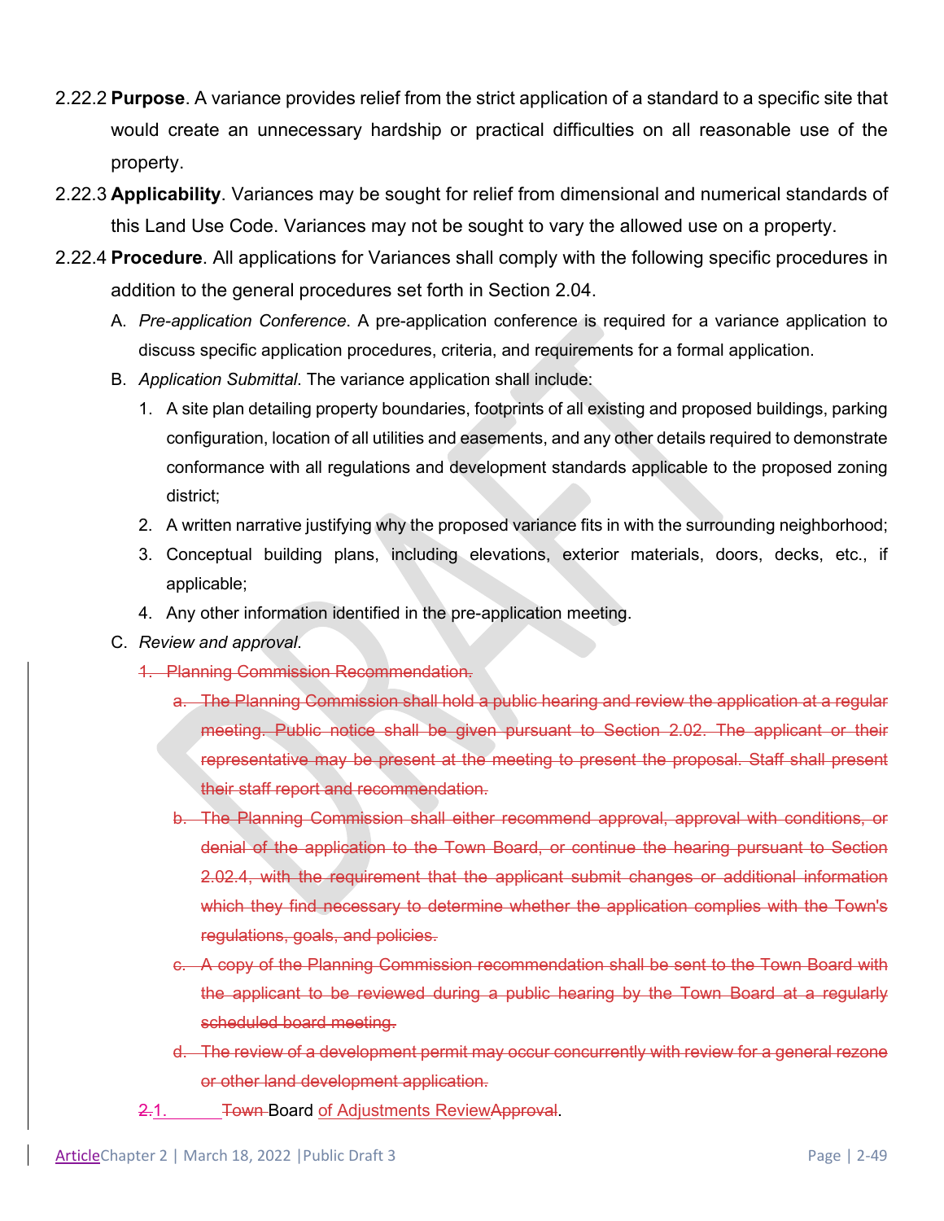2.22.2 **Purpose**. A variance provides relief from the strict application of a standard to a specific site that would create an unnecessary hardship or practical difficulties on all reasonable use of the property.

2.22.3 **Applicability**. Variances may be sought for relief from dimensional and numerical standards of this Land Use Code. Variances may not be sought to vary the allowed use on a property.

2.22.4 **Procedure**. All applications for Variances shall comply with the following specific procedures in addition to the general procedures set forth in Section 2.04.

A. *Pre-application Conference*. A pre-application conference is required for a variance application to discuss specific application procedures, criteria, and requirements for a formal application.

B. *Application Submittal*. The variance application shall include:

1. A site plan detailing property boundaries, footprints of all existing and proposed buildings, parking configuration, location of all utilities and easements, and any other details required to demonstrate conformance with all regulations and development standards applicable to the proposed zoning district;
2. A written narrative justifying why the proposed variance fits in with the surrounding neighborhood;
3. Conceptual building plans, including elevations, exterior materials, doors, decks, etc., if applicable;
4. Any other information identified in the pre-application meeting.

C. *Review and approval*.

~~1. Planning Commission Recommendation.~~

~~a. The Planning Commission shall hold a public hearing and review the application at a regular meeting. Public notice shall be given pursuant to Section 2.02. The applicant or their representative may be present at the meeting to present the proposal. Staff shall present their staff report and recommendation.~~

~~b. The Planning Commission shall either recommend approval, approval with conditions, or denial of the application to the Town Board, or continue the hearing pursuant to Section 2.02.4, with the requirement that the applicant submit changes or additional information which they find necessary to determine whether the application complies with the Town's regulations, goals, and policies.~~

~~c. A copy of the Planning Commission recommendation shall be sent to the Town Board with the applicant to be reviewed during a public hearing by the Town Board at a regularly scheduled board meeting.~~

~~d. The review of a development permit may occur concurrently with review for a general rezone or other land development application.~~

~~2.~~1. ~~Town~~ Board of Adjustments Review~~Approval~~.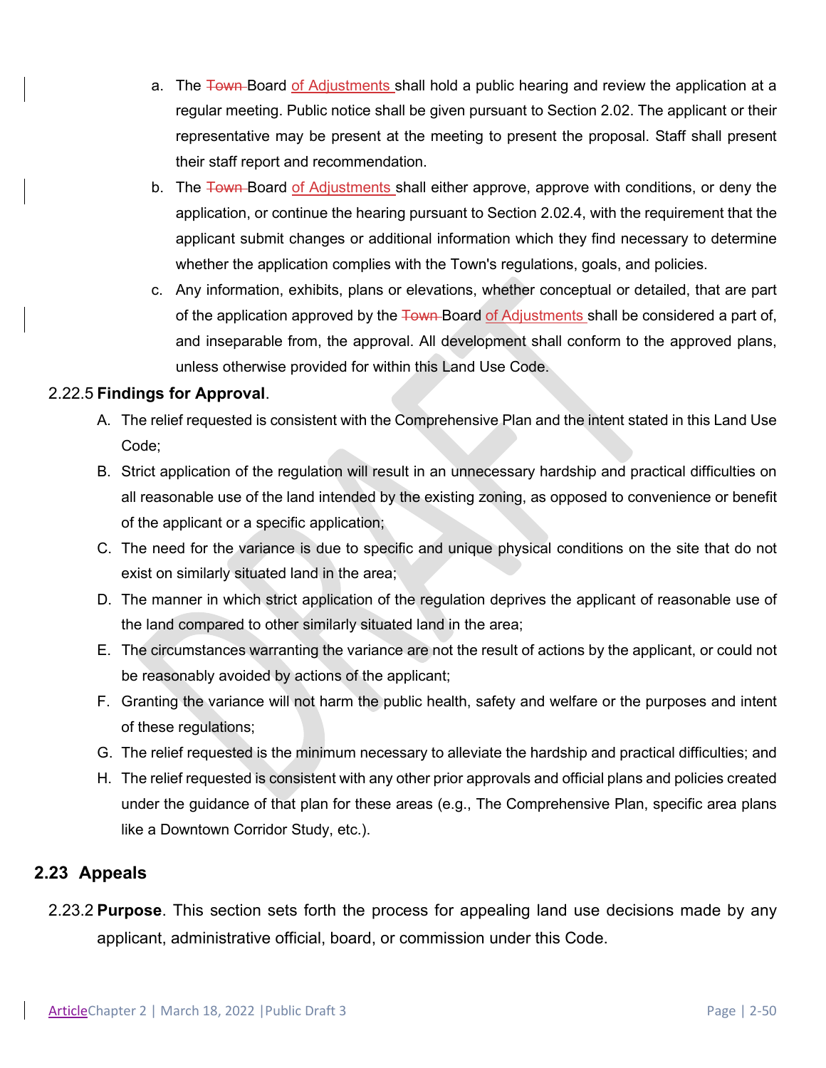a. The ~~Town~~ Board of Adjustments shall hold a public hearing and review the application at a regular meeting. Public notice shall be given pursuant to Section 2.02. The applicant or their representative may be present at the meeting to present the proposal. Staff shall present their staff report and recommendation.

b. The ~~Town~~ Board of Adjustments shall either approve, approve with conditions, or deny the application, or continue the hearing pursuant to Section 2.02.4, with the requirement that the applicant submit changes or additional information which they find necessary to determine whether the application complies with the Town's regulations, goals, and policies.

c. Any information, exhibits, plans or elevations, whether conceptual or detailed, that are part of the application approved by the ~~Town~~ Board of Adjustments shall be considered a part of, and inseparable from, the approval. All development shall conform to the approved plans, unless otherwise provided for within this Land Use Code.

2.22.5 **Findings for Approval**.

A. The relief requested is consistent with the Comprehensive Plan and the intent stated in this Land Use Code;

B. Strict application of the regulation will result in an unnecessary hardship and practical difficulties on all reasonable use of the land intended by the existing zoning, as opposed to convenience or benefit of the applicant or a specific application;

C. The need for the variance is due to specific and unique physical conditions on the site that do not exist on similarly situated land in the area;

D. The manner in which strict application of the regulation deprives the applicant of reasonable use of the land compared to other similarly situated land in the area;

E. The circumstances warranting the variance are not the result of actions by the applicant, or could not be reasonably avoided by actions of the applicant;

F. Granting the variance will not harm the public health, safety and welfare or the purposes and intent of these regulations;

G. The relief requested is the minimum necessary to alleviate the hardship and practical difficulties; and

H. The relief requested is consistent with any other prior approvals and official plans and policies created under the guidance of that plan for these areas (e.g., The Comprehensive Plan, specific area plans like a Downtown Corridor Study, etc.).

## 2.23 Appeals

2.23.2 **Purpose**. This section sets forth the process for appealing land use decisions made by any applicant, administrative official, board, or commission under this Code.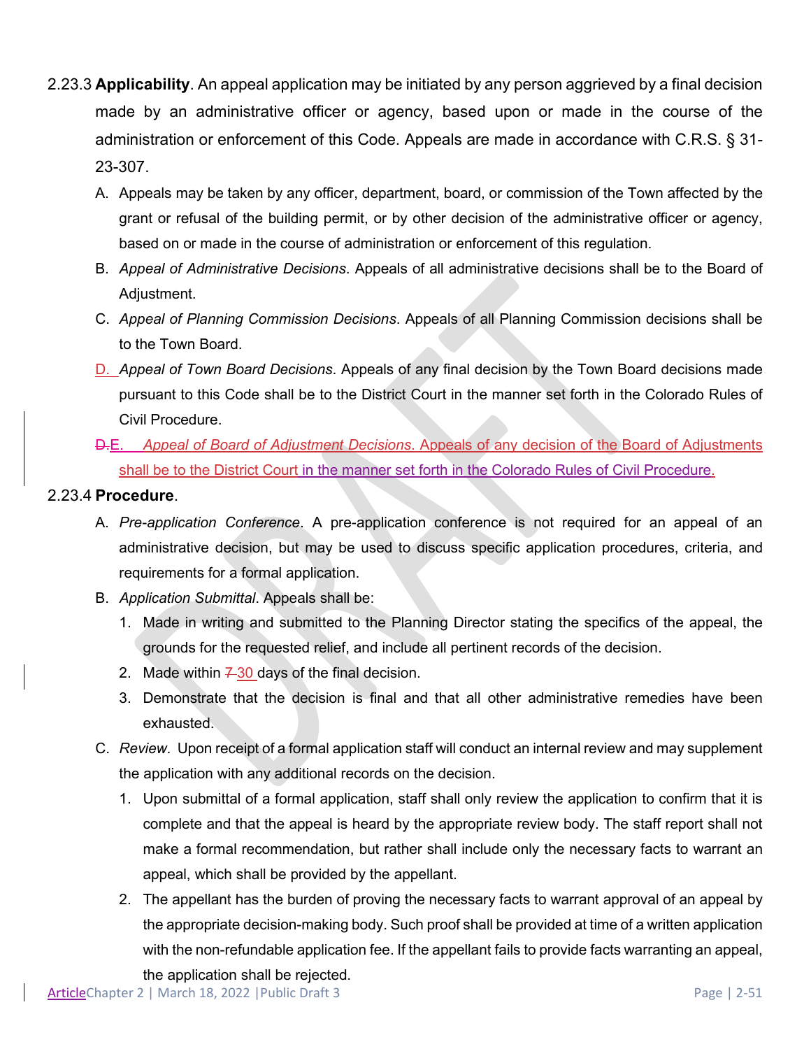2.23.3 **Applicability**. An appeal application may be initiated by any person aggrieved by a final decision made by an administrative officer or agency, based upon or made in the course of the administration or enforcement of this Code. Appeals are made in accordance with C.R.S. § 31-23-307.

A. Appeals may be taken by any officer, department, board, or commission of the Town affected by the grant or refusal of the building permit, or by other decision of the administrative officer or agency, based on or made in the course of administration or enforcement of this regulation.

B. *Appeal of Administrative Decisions*. Appeals of all administrative decisions shall be to the Board of Adjustment.

C. *Appeal of Planning Commission Decisions*. Appeals of all Planning Commission decisions shall be to the Town Board.

D. *Appeal of Town Board Decisions*. Appeals of any final decision by the Town Board decisions made pursuant to this Code shall be to the District Court in the manner set forth in the Colorado Rules of Civil Procedure.

~~D.~~E. *Appeal of Board of Adjustment Decisions*. Appeals of any decision of the Board of Adjustments shall be to the District Court in the manner set forth in the Colorado Rules of Civil Procedure.

2.23.4 **Procedure**.

A. *Pre-application Conference*. A pre-application conference is not required for an appeal of an administrative decision, but may be used to discuss specific application procedures, criteria, and requirements for a formal application.

B. *Application Submittal*. Appeals shall be:

1. Made in writing and submitted to the Planning Director stating the specifics of the appeal, the grounds for the requested relief, and include all pertinent records of the decision.
2. Made within ~~7~~ 30 days of the final decision.
3. Demonstrate that the decision is final and that all other administrative remedies have been exhausted.

C. *Review*. Upon receipt of a formal application staff will conduct an internal review and may supplement the application with any additional records on the decision.

1. Upon submittal of a formal application, staff shall only review the application to confirm that it is complete and that the appeal is heard by the appropriate review body. The staff report shall not make a formal recommendation, but rather shall include only the necessary facts to warrant an appeal, which shall be provided by the appellant.
2. The appellant has the burden of proving the necessary facts to warrant approval of an appeal by the appropriate decision-making body. Such proof shall be provided at time of a written application with the non-refundable application fee. If the appellant fails to provide facts warranting an appeal, the application shall be rejected.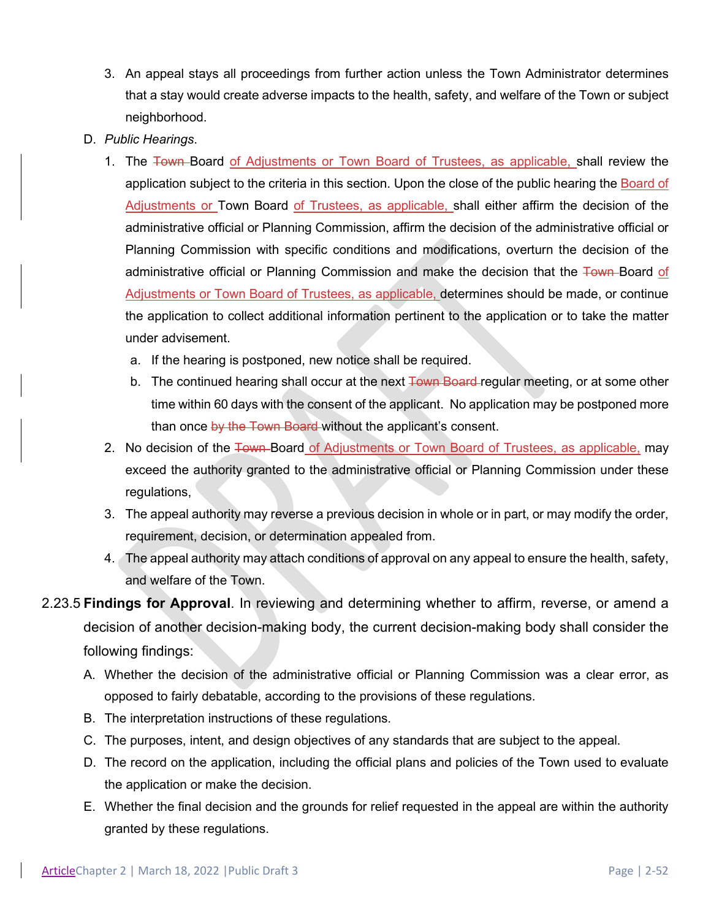3. An appeal stays all proceedings from further action unless the Town Administrator determines that a stay would create adverse impacts to the health, safety, and welfare of the Town or subject neighborhood.

D. *Public Hearings*.

1. The ~~Town~~ Board of Adjustments or Town Board of Trustees, as applicable, shall review the application subject to the criteria in this section. Upon the close of the public hearing the Board of Adjustments or Town Board of Trustees, as applicable, shall either affirm the decision of the administrative official or Planning Commission, affirm the decision of the administrative official or Planning Commission with specific conditions and modifications, overturn the decision of the administrative official or Planning Commission and make the decision that the ~~Town~~ Board of Adjustments or Town Board of Trustees, as applicable, determines should be made, or continue the application to collect additional information pertinent to the application or to take the matter under advisement.

   a. If the hearing is postponed, new notice shall be required.

   b. The continued hearing shall occur at the next ~~Town Board~~ regular meeting, or at some other time within 60 days with the consent of the applicant. No application may be postponed more than once ~~by the Town Board~~ without the applicant's consent.

2. No decision of the ~~Town~~ Board of Adjustments or Town Board of Trustees, as applicable, may exceed the authority granted to the administrative official or Planning Commission under these regulations,

3. The appeal authority may reverse a previous decision in whole or in part, or may modify the order, requirement, decision, or determination appealed from.

4. The appeal authority may attach conditions of approval on any appeal to ensure the health, safety, and welfare of the Town.

2.23.5 **Findings for Approval**. In reviewing and determining whether to affirm, reverse, or amend a decision of another decision-making body, the current decision-making body shall consider the following findings:

A. Whether the decision of the administrative official or Planning Commission was a clear error, as opposed to fairly debatable, according to the provisions of these regulations.

B. The interpretation instructions of these regulations.

C. The purposes, intent, and design objectives of any standards that are subject to the appeal.

D. The record on the application, including the official plans and policies of the Town used to evaluate the application or make the decision.

E. Whether the final decision and the grounds for relief requested in the appeal are within the authority granted by these regulations.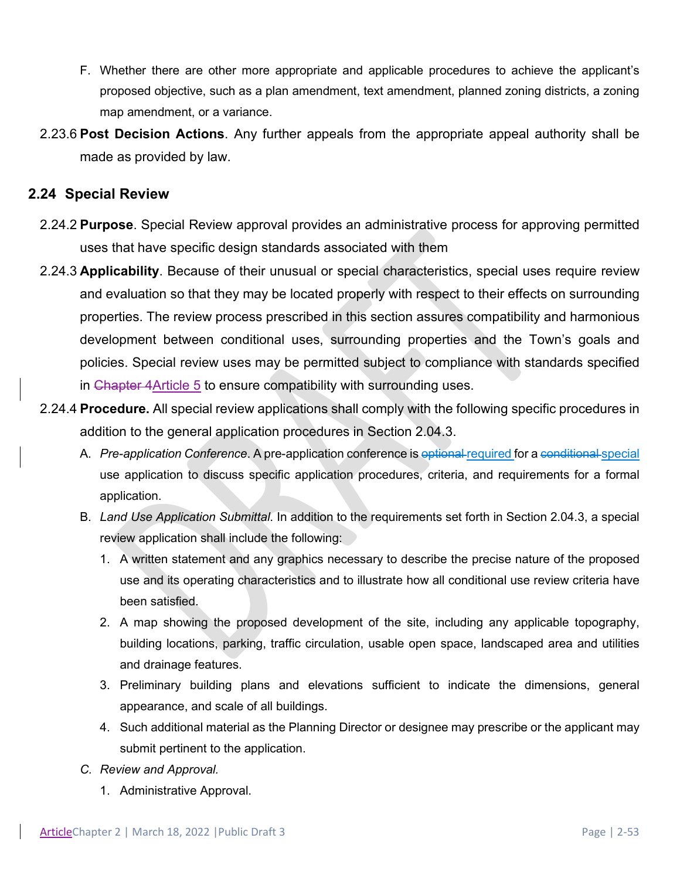F. Whether there are other more appropriate and applicable procedures to achieve the applicant's proposed objective, such as a plan amendment, text amendment, planned zoning districts, a zoning map amendment, or a variance.

2.23.6 **Post Decision Actions**. Any further appeals from the appropriate appeal authority shall be made as provided by law.

## 2.24 Special Review

2.24.2 **Purpose**. Special Review approval provides an administrative process for approving permitted uses that have specific design standards associated with them

2.24.3 **Applicability**. Because of their unusual or special characteristics, special uses require review and evaluation so that they may be located properly with respect to their effects on surrounding properties. The review process prescribed in this section assures compatibility and harmonious development between conditional uses, surrounding properties and the Town's goals and policies. Special review uses may be permitted subject to compliance with standards specified in ~~Chapter 4~~Article 5 to ensure compatibility with surrounding uses.

2.24.4 **Procedure.** All special review applications shall comply with the following specific procedures in addition to the general application procedures in Section 2.04.3.

A. *Pre-application Conference*. A pre-application conference is ~~optional~~ required for a ~~conditional~~ special use application to discuss specific application procedures, criteria, and requirements for a formal application.

B. *Land Use Application Submittal*. In addition to the requirements set forth in Section 2.04.3, a special review application shall include the following:

1. A written statement and any graphics necessary to describe the precise nature of the proposed use and its operating characteristics and to illustrate how all conditional use review criteria have been satisfied.
2. A map showing the proposed development of the site, including any applicable topography, building locations, parking, traffic circulation, usable open space, landscaped area and utilities and drainage features.
3. Preliminary building plans and elevations sufficient to indicate the dimensions, general appearance, and scale of all buildings.
4. Such additional material as the Planning Director or designee may prescribe or the applicant may submit pertinent to the application.

C. *Review and Approval.*

1. Administrative Approval.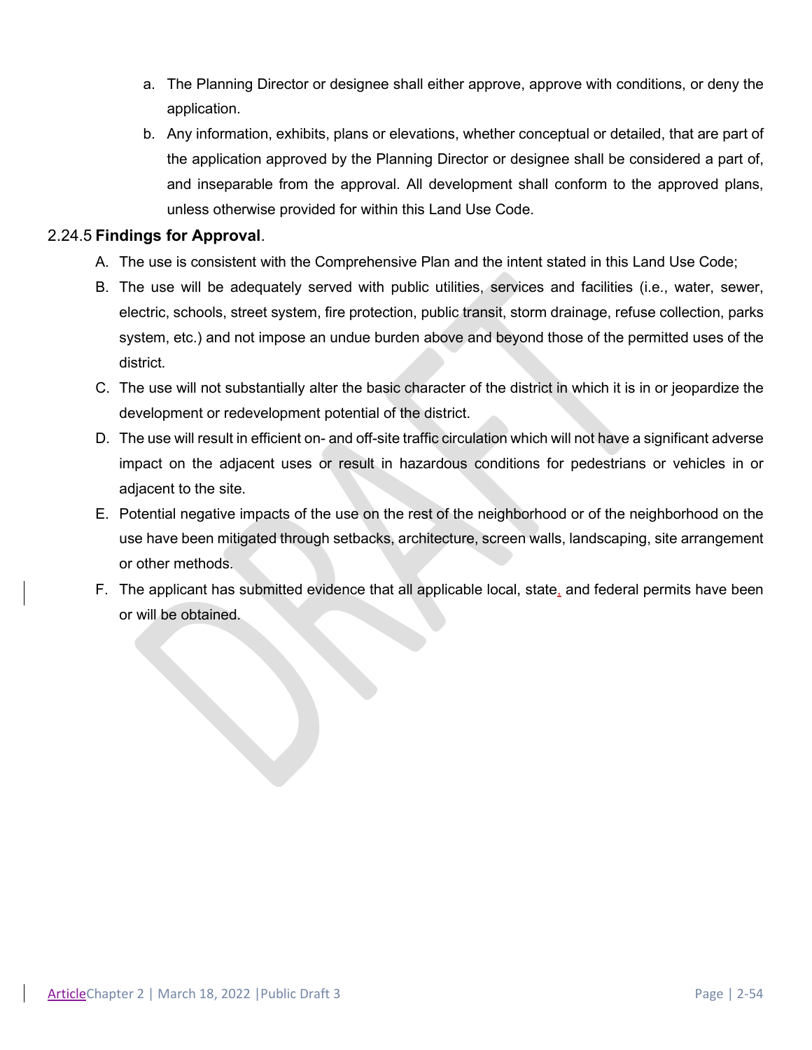a. The Planning Director or designee shall either approve, approve with conditions, or deny the application.

b. Any information, exhibits, plans or elevations, whether conceptual or detailed, that are part of the application approved by the Planning Director or designee shall be considered a part of, and inseparable from the approval. All development shall conform to the approved plans, unless otherwise provided for within this Land Use Code.

### 2.24.5 **Findings for Approval**.

A. The use is consistent with the Comprehensive Plan and the intent stated in this Land Use Code;

B. The use will be adequately served with public utilities, services and facilities (i.e., water, sewer, electric, schools, street system, fire protection, public transit, storm drainage, refuse collection, parks system, etc.) and not impose an undue burden above and beyond those of the permitted uses of the district.

C. The use will not substantially alter the basic character of the district in which it is in or jeopardize the development or redevelopment potential of the district.

D. The use will result in efficient on- and off-site traffic circulation which will not have a significant adverse impact on the adjacent uses or result in hazardous conditions for pedestrians or vehicles in or adjacent to the site.

E. Potential negative impacts of the use on the rest of the neighborhood or of the neighborhood on the use have been mitigated through setbacks, architecture, screen walls, landscaping, site arrangement or other methods.

F. The applicant has submitted evidence that all applicable local, state, and federal permits have been or will be obtained.